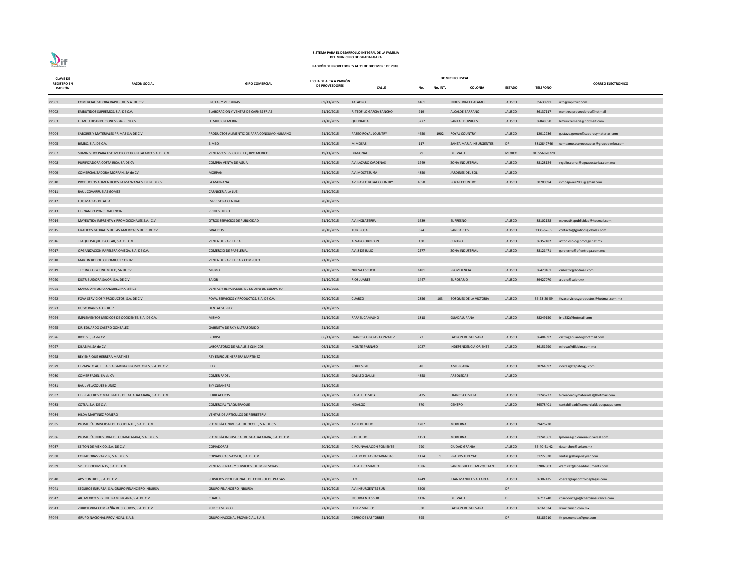# SISTEMA PARA EL DESARROLLO INTEGRAL DE LA FAMILIA DEL MUNICIPIO DE GUADALAJARA

## PADRÓN DE PROVEEDORES AL 31 DE DICIEMBRE DE 2018.

| CLAVE DE REGISTRO EN PADRÓN | RAZON SOCIAL | GIRO COMERCIAL | FECHA DE ALTA A PADRÓN DE PROVEEDORES | DOMICILIO FISCAL | | | | | | TELEFONO | CORREO ELECTRÓNICO |
|---|---|---|---|---|---|---|---|---|---|---|---|
| | | | | CALLE | No. | No. INT. | COLONIA | ESTADO | | | |
| PP001 | COMERCIALIZADORA RAPIFRUIT, S.A. DE C.V. | FRUTAS Y VERDURAS | 09/11/2015 | TALADRO | 1461 | | INDUSTRIAL EL ALAMO | JALISCO | | 35630991 | info@rapifruit.com |
| PP002 | EMBUTIDOS SUPREMOS, S.A. DE C.V. | ELABORACION Y VENTAS DE CARNES FRIAS | 21/10/2015 | F. TEOFILO GARCIA SANCHO | 919 | | ALCALDE BARRANQ | JALISCO | | 36137117 | montrealproveedores@hotmail |
| PP003 | LE MUU DISTRIBUCIONES S de RL de CV | LE MUU CREMERIA | 21/10/2015 | QUEBRADA | 3277 | | SANTA EDUWIGES | JALISCO | | 36848550 | lemuucremeria@hotmail.com |
| PP004 | SABORES Y MATERIALES PRIMAS S.A DE C.V. | PRODUCTOS ALIMENTICIOS PARA CONSUMO HUMANO | 21/10/2015 | PASEO ROYAL COUNTRY | 4650 | 1902 | ROYAL COUNTRY | JALISCO | | 12012236 | gustavo.gomez@saboresymaterias.com |
| PP005 | BIMBO, S.A. DE C.V. | BIMBO | 21/10/2015 | MIMOSAS | 117 | | SANTA MARIA INSURGENTES | DF | | 3312842746 | obmexmo.oteroescuelas@grupobimbo.com |
| PP007 | SUMINISTRO PARA USO MEDICO Y HOSPITALARIO S.A. DE C.V. | VENTAS Y SERVICIO DE EQUIPO MEDICO | 19/11/2015 | DIAGONAL | 29 | | DEL VALLE | MEXICO | | 015556878720 | |
| PP008 | PURIFICADORA COSTA RICA, SA DE CV | COMPRA VENTA DE AGUA | 21/10/2015 | AV. LAZARO CARDENAS | 1249 | | ZONA INDUSTRIAL | JALISCO | | 38128124 | rogelio.corral@aguacostarica.com.mx |
| PP009 | COMERCIALIZADORA MORPAN, SA de CV | MORPAN | 21/10/2015 | AV. MOCTEZUMA | 4350 | | JARDINES DEL SOL | JALISCO | | | |
| PP010 | PRODUCTOS ALIMENTICIOS LA MANZANA S. DE RL DE CV | LA MANZANA | 21/10/2015 | AV. PASEO ROYAL COUNTRY | 4650 | | ROYAL COUNTRY | JALISCO | | 30700694 | ramosjavier2000@gmail.com |
| PP011 | RAÚL COVARRUBIAS GOMEZ | CARNICERIA LA LUZ | 21/10/2015 | | | | | | | | |
| PP012 | LUIS MACIAS DE ALBA | IMPRESORA CENTRAL | 20/10/2015 | | | | | | | | |
| PP013 | FERNANDO PONCE VALENCIA | PRINT STUDIO | 21/10/2015 | | | | | | | | |
| PP014 | MAYEUTIKA IMPRENTA Y PROMOCIONALES S.A. C.V. | OTROS SERVICIOS DE PUBLICIDAD | 21/10/2015 | AV. INGLATERRA | 1639 | | EL FRESNO | JALISCO | | 38102128 | mayeutikapublicidad@hotmail.com |
| PP015 | GRAFICOS GLOBALES DE LAS AMERICAS S DE RL DE CV | GRAFICOS | 20/10/2015 | TUBEROSA | 624 | | SAN CARLOS | JALISCO | | 3335-67-55 | contacto@graficosglobales.com |
| PP016 | TLAQUEPAQUE ESCOLAR, S.A. DE C.V. | VENTA DE PAPELERIA. | 21/10/2015 | ALVARO OBREGON | 130 | | CENTRO | JALISCO | | 36357482 | antoniosolo@prodigy.net.mx |
| PP017 | ORGANIZACIÓN PAPELERA OMEGA, S.A. DE C.V. | COMERCIO DE PAPELERIA. | 21/10/2015 | AV. 8 DE JULIO | 2577 | | ZONA INDUSTRIAL | JALISCO | | 38121471 | gorbierno@ofientrega.com.mx |
| PP018 | MARTIN RODOLFO DOMIGUEZ ORTIZ | VENTA DE PAPELERIA Y COMPUTO | 21/10/2015 | | | | | | | | |
| PP019 | TECHNOLOGY UNLIMITED, SA DE CV | MISMO | 21/10/2015 | NUEVA ESCOCIA | 1481 | | PROVIDENCIA | JALISCO | | 36420161 | carlostrv@hotmail.com |
| PP020 | DISTRIBUIDORA SAJOR, S.A. DE C.V. | SAJOR | 21/10/2015 | RIOS JUAREZ | 1447 | | EL ROSARIO | JALISCO | | 39427070 | arubio@sajor.mx |
| PP021 | MARCO ANTONIO ANZUREZ MARTÍNEZ | VENTAS Y REPARACION DE EQUIPO DE COMPUTO | 21/10/2015 | | | | | | | | |
| PP022 | FOVA SERVICIOS Y PRODUCTOS, S.A. DE C.V. | FOVA, SERVICIOS Y PRODUCTOS, S.A. DE C.V. | 20/10/2015 | CUARZO | 2356 | 103 | BOSQUES DE LA VICTORIA | JALISCO | | 36-23-20-59 | fovaserviciosyproductos@hotmail.com.mx |
| PP023 | HUGO IVAN VALOR RUIZ | DENTAL SUPPLY | 21/10/2015 | | | | | | | | |
| PP024 | IMPLEMENTOS MEDICOS DE OCCIDENTE, S.A. DE C.V. | MISMO | 21/10/2015 | RAFAEL CAMACHO | 1818 | | GUADALUPANA | JALISCO | | 38249150 | imo232@hotmail.com |
| PP025 | DR. EDUARDO CASTRO GONZALEZ | GABINETA DE RX Y ULTRASONIDO | 21/10/2015 | | | | | | | | |
| PP026 | BIODIST, SA de CV | BIODIST | 06/11/2015 | FRANCISCO ROJAS GONZALEZ | 72 | | LADRON DE GUEVARA | JALISCO | | 36404092 | castrogeduardo@hotmail.com |
| PP027 | DILABIM, SA de CV | LABORATORIO DE ANALISIS CLINICOS | 06/11/2015 | MONTE PARNASO | 1027 | | INDEPENDENCIA ORIENTE | JALISCO | | 36151790 | mireya@dilabim.com.mx |
| PP028 | REY ENRIQUE HERRERA MARTINEZ | REY ENRIQUE HERRERA MARTINEZ | 21/10/2015 | | | | | | | | |
| PP029 | EL ZAPATO AGIL IBARRA GARIBAY PROMOTORES, S.A. DE C.V. | FLEXI | 21/10/2015 | ROBLES GIL | 48 | | AMERICANA | JALISCO | | 38264092 | rtorres@zapatoagil.com |
| PP030 | COMER FADEL, SA de CV | COMER FADEL | 21/10/2015 | GALILEO GALILEI | 4358 | | ARBOLEDAS | JALISCO | | | |
| PP031 | RAUL VELAZQUEZ NUÑEZ | SKY CLEANERS | 21/10/2015 | | | | | | | | |
| PP032 | FERREACEROS Y MATERIALES DE GUADALAJARA, S.A. DE C.V. | FERREACEROS | 21/10/2015 | RAFAEL LOZADA | 3425 | | FRANCISCO VILLA | JALISCO | | 31246237 | ferreacerosymateriales@hotmail.com |
| PP033 | COTLA, S.A. DE C.V. | COMERCIAL TLAQUEPAQUE | 21/10/2015 | HIDALGO | 370 | | CENTRO | JALISCO | | 36578401 | contabilidad@comercialtlaquepaque.com |
| PP034 | HILDA MARTINEZ ROMERO | VENTAS DE ARTICULOS DE FERRETERIA | 21/10/2015 | | | | | | | | |
| PP035 | PLOMERÍA UNIVERSAL DE OCCIDENTE., S.A. DE C.V. | PLOMERÍA UNIVERSAL DE OCCTE., S.A. DE C.V. | 21/10/2015 | AV. 8 DE JULIO | 1287 | | MODERNA | JALISCO | | 39426230 | |
| PP036 | PLOMERÍA INDUSTRIAL DE GUADALAJARA, S.A. DE C.V. | PLOMERÍA INDUSTRIAL DE GUADALAJARA, S.A. DE C.V. | 21/10/2015 | 8 DE JULIO | 1153 | | MODERNA | JALISCO | | 31241361 | ljimenez@plomeriauniversal.com |
| PP037 | SEITON DE MEXICO, S.A. DE C.V. | COPIADORAS | 20/10/2015 | CIRCUNVALACION PONIENTE | 790 | | CIUDAD GRANJA | JALISCO | | 35-40-41-42 | dasanchez@seiton.mx |
| PP038 | COPIADORAS VAYVER, S.A. DE C.V. | COPIADORAS VAYVER, S.A. DE C.V. | 21/10/2015 | PRADO DE LAS JACARANDAS | 1174 | 1 | PRADOS TEPEYAC | JALISCO | | 31222820 | ventas@sharp-vayver.com |
| PP039 | SPEED DOCUMENTS, S.A. DE C.V. | VENTAS,RENTAS Y SERVICIOS DE IMPRESORAS | 21/10/2015 | RAFAEL CAMACHO | 1586 | | SAN MIGUEL DE MEZQUITAN | JALISCO | | 32802803 | eramirez@speeddocuments.com |
| PP040 | APS CONTROL, S.A. DE C.V. | SERVICIOS PROFESIONALE DE CONTROL DE PLAGAS | 21/10/2015 | LEO | 4249 | | JUAN MANUEL VALLARTA | JALISCO | | 36302435 | operez@apcontroldeplagas.com |
| PP041 | SEGUROS INBURSA, S.A. GRUPO FINANCIERO INBURSA | GRUPO FINANCIERO INBURSA | 21/10/2015 | AV. INSURGENTES SUR | 3500 | | | DF | | | |
| PP042 | AIG MEXICO SEG. INTERAMERICANA, S.A. DE C.V. | CHARTIS | 21/10/2015 | INSURGENTES SUR | 1136 | | DEL VALLE | DF | | 36711240 | ricardoortega@chartisinsurance.com |
| PP043 | ZURICH VIDA COMPAÑÍA DE SEGUROS, S.A. DE C.V. | ZURICH MEXICO | 21/10/2015 | LOPEZ MATEOS | 530 | | LADRON DE GUEVARA | JALISCO | | 36161634 | www.zurich.com.mx |
| PP044 | GRUPO NACIONAL PROVINCIAL, S.A.B. | GRUPO NACIONAL PROVINCIAL, S.A.B. | 21/10/2015 | CERRO DE LAS TORRES | 395 | | | DF | | 38186210 | felipe.mendez@gnp.com |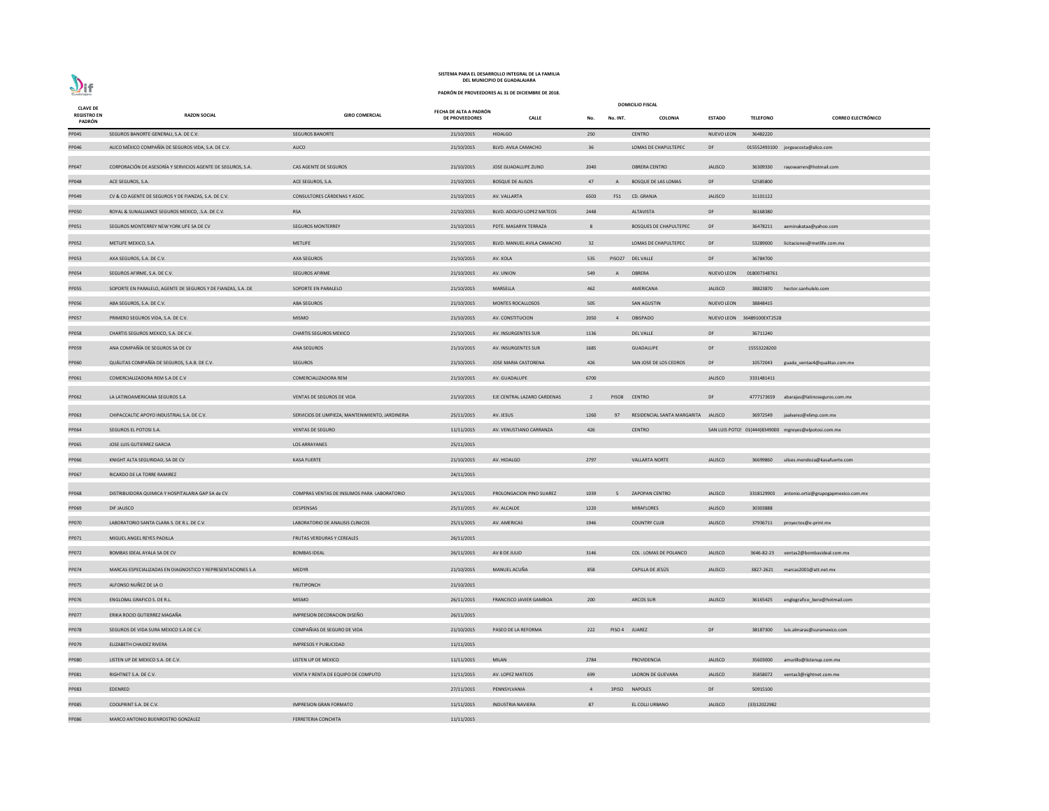SISTEMA PARA EL DESARROLLO INTEGRAL DE LA FAMILIA
DEL MUNICIPIO DE GUADALAJARA

PADRÓN DE PROVEEDORES AL 31 DE DICIEMBRE DE 2018.

| CLAVE DE REGISTRO EN PADRÓN | RAZON SOCIAL | GIRO COMERCIAL | FECHA DE ALTA A PADRÓN DE PROVEEDORES | DOMICILIO FISCAL CALLE | No. | No. INT. | COLONIA | ESTADO | TELEFONO | CORREO ELECTRÓNICO |
|---|---|---|---|---|---|---|---|---|---|---|
| PP045 | SEGUROS BANORTE GENERALI, S.A. DE C.V. | SEGUROS BANORTE | 21/10/2015 | HIDALGO | 250 | | CENTRO | NUEVO LEON | 36482220 | |
| PP046 | ALICO MÉXICO COMPAÑÍA DE SEGUROS VIDA, S.A. DE C.V. | ALICO | 21/10/2015 | BLVD. AVILA CAMACHO | 36 | | LOMAS DE CHAPULTEPEC | DF | 015552493100 | jorgeacosta@alico.com |
| PP047 | CORPORACIÓN DE ASESORÍA Y SERVICIOS AGENTE DE SEGUROS, S.A. | CAS AGENTE DE SEGUROS | 21/10/2015 | JOSE GUADALUPE ZUNO | 2040 | | OBRERA CENTRO | JALISCO | 36309330 | rayowarren@hotmail.com |
| PP048 | ACE SEGUROS, S.A. | ACE SEGUROS, S.A. | 21/10/2015 | BOSQUE DE ALISOS | 47 | A | BOSQUE DE LAS LOMAS | DF | 52585800 | |
| PP049 | CV & CO AGENTE DE SEGUROS Y DE FIANZAS, S.A. DE C.V. | CONSULTORES CÁRDENAS Y ASOC. | 21/10/2015 | AV. VALLARTA | 6503 | F51 | CD. GRANJA | JALISCO | 31101122 | |
| PP050 | ROYAL & SUNALLIANCE SEGUROS MEXICO, .S.A. DE C.V. | RSA | 21/10/2015 | BLVD. ADOLFO LOPEZ MATEOS | 2448 | | ALTAVISTA | DF | 36168380 | |
| PP051 | SEGUROS MONTERREY NEW YORK LIFE SA DE CV | SEGUROS MONTERREY | 21/10/2015 | PDTE. MASARYK TERRAZA | 8 | | BOSQUES DE CHAPULTEPEC | DF | 36478211 | aeminakataa@yahoo.com |
| PP052 | METLIFE MEXICO, S.A. | METLIFE | 21/10/2015 | BLVD. MANUEL AVILA CAMACHO | 32 | | LOMAS DE CHAPULTEPEC | DF | 53289000 | licitaciones@metlife.com.mx |
| PP053 | AXA SEGUROS, S.A. DE C.V. | AXA SEGUROS | 21/10/2015 | AV. XOLA | 535 | PISO27 | DEL VALLE | DF | 36784700 | |
| PP054 | SEGUROS AFIRME, S.A. DE C.V. | SEGUROS AFIRME | 21/10/2015 | AV. UNION | 549 | A | OBRERA | NUEVO LEON | 018007348761 | |
| PP055 | SOPORTE EN PARALELO, AGENTE DE SEGUROS Y DE FIANZAS, S.A. DE | SOPORTE EN PARALELO | 21/10/2015 | MARSELLA | 462 | | AMERICANA | JALISCO | 38823870 | hector.sanhulelo.com |
| PP056 | ABA SEGUROS, S.A. DE C.V. | ABA SEGUROS | 21/10/2015 | MONTES ROCALLOSOS | 505 | | SAN AGUSTIN | NUEVO LEON | 38848415 | |
| PP057 | PRIMERO SEGUROS VIDA, S.A. DE C.V. | MISMO | 21/10/2015 | AV. CONSTITUCION | 2050 | 4 | OBISPADO | NUEVO LEON | 36489100EXT2528 | |
| PP058 | CHARTIS SEGUROS MEXICO, S.A. DE C.V. | CHARTIS SEGUROS MEXICO | 21/10/2015 | AV. INSURGENTES SUR | 1136 | | DEL VALLE | DF | 36711240 | |
| PP059 | ANA COMPAÑÍA DE SEGUROS SA DE CV | ANA SEGUROS | 21/10/2015 | AV. INSURGENTES SUR | 1685 | | GUADALUPE | DF | 15553228200 | |
| PP060 | QUÁLITAS COMPAÑÍA DE SEGUROS, S.A.B. DE C.V. | SEGUROS | 21/10/2015 | JOSE MARIA CASTORENA | 426 | | SAN JOSE DE LOS CEDROS | DF | 10572043 | guada_ventas4@qualitas.com.mx |
| PP061 | COMERCIALIZADORA REM S.A DE C.V | COMERCIALIZADORA REM | 21/10/2015 | AV. GUADALUPE | 6700 | | | JALISCO | 3331481411 | |
| PP062 | LA LATINOAMERICANA SEGUROS S.A | VENTAS DE SEGUROS DE VIDA | 21/10/2015 | EJE CENTRAL LAZARO CARDENAS | 2 | PISO8 | CENTRO | DF | 4777173659 | abarajas@latinoseguros.com.mx |
| PP063 | CHIPACCALTIC APOYO INDUSTRIAL S.A. DE C.V. | SERVICIOS DE LIMPIEZA, MANTENIMIENTO, JARDINERIA | 25/11/2015 | AV. JESUS | 1260 | 97 | RESIDENCIAL SANTA MARGARITA | JALISCO | 36972549 | jaalvarez@elimp.com.mx |
| PP064 | SEGUROS EL POTOSI S.A. | VENTAS DE SEGURO | 11/11/2015 | AV. VENUSTIANO CARRANZA | 426 | | CENTRO | SAN LUIS POTOSI | 01(444)8349000 | mgreyes@elpotosi.com.mx |
| PP065 | JOSE LUIS GUTIERREZ GARCIA | LOS ARRAYANES | 25/11/2015 | | | | | | | |
| PP066 | KNIGHT ALTA SEGURIDAD, SA DE CV | KASA FUERTE | 21/10/2015 | AV. HIDALGO | 2797 | | VALLARTA NORTE | JALISCO | 36699860 | ulises.mendoza@kasafuerte.com |
| PP067 | RICARDO DE LA TORRE RAMIREZ | | 24/11/2015 | | | | | | | |
| PP068 | DISTRIBUIDORA QUIMICA Y HOSPITALARIA GAP SA de CV | COMPRAS VENTAS DE INSUMOS PARA LABORATORIO | 24/11/2015 | PROLONGACION PINO SUAREZ | 1039 | 5 | ZAPOPAN CENTRO | JALISCO | 3318129903 | antonio.ortiz@grupogapmexico.com.mx |
| PP069 | DIF JALISCO | DESPENSAS | 25/11/2015 | AV. ALCALDE | 1220 | | MIRAFLORES | JALISCO | 30303888 | |
| PP070 | LABORATORIO SANTA CLARA S. DE R.L. DE C.V. | LABORATORIO DE ANALISIS CLINICOS | 25/11/2015 | AV. AMERICAS | 1946 | | COUNTRY CLUB | JALISCO | 37936711 | proyectos@e-print.mx |
| PP071 | MIGUEL ANGEL REYES PADILLA | FRUTAS VERDURAS Y CEREALES | 26/11/2015 | | | | | | | |
| PP072 | BOMBAS IDEAL AYALA SA DE CV | BOMBAS IDEAL | 26/11/2015 | AV 8 DE JULIO | 3146 | | COL . LOMAS DE POLANCO | JALISCO | 3646-82-23 | ventas2@bombasideal.com.mx |
| PP074 | MARCAS ESPECIALIZADAS EN DIAGNOSTICO Y REPRESENTACIONES S.A | MEDYR | 21/10/2015 | MANUEL ACUÑA | 858 | | CAPILLA DE JESÚS | JALISCO | 3827-2621 | marcas2001@att.net.mx |
| PP075 | ALFONSO NUÑEZ DE LA O | FRUTIPONCH | 21/10/2015 | | | | | | | |
| PP076 | ENGLOBAL GRAFICO S. DE R.L. | MISMO | 26/11/2015 | FRANCISCO JAVIER GAMBOA | 200 | | ARCOS SUR | JALISCO | 36165425 | englografico_bere@hotmail.com |
| PP077 | ERIKA ROCIO GUTIERREZ MAGAÑA | IMPRESION DECORACION DISEÑO | 26/11/2015 | | | | | | | |
| PP078 | SEGUROS DE VIDA SURA MEXICO S.A DE C.V. | COMPAÑIAS DE SEGURO DE VIDA | 21/10/2015 | PASEO DE LA REFORMA | 222 | PISO 4 | JUAREZ | DF | 38187300 | luis.almaras@suramexico.com |
| PP079 | ELIZABETH CHAIDEZ RIVERA | IMPRESOS Y PUBLICIDAD | 11/11/2015 | | | | | | | |
| PP080 | LISTEN UP DE MEXICO S.A. DE C.V. | LISTEN UP DE MEXICO | 11/11/2015 | MILAN | 2784 | | PROVIDENCIA | JALISCO | 35603000 | amurillo@listenup.com.mx |
| PP081 | RIGHTNET S.A. DE C.V. | VENTA Y RENTA DE EQUIPO DE COMPUTO | 11/11/2015 | AV. LOPEZ MATEOS | 699 | | LADRON DE GUEVARA | JALISCO | 35858072 | ventas3@rightnet.com.mx |
| PP083 | EDENRED | | 27/11/2015 | PENNSYLVANIA | 4 | 3PISO | NAPOLES | DF | 50915100 | |
| PP085 | COOLPRINT S.A. DE C.V. | IMPRESION GRAN FORMATO | 11/11/2015 | INDUSTRIA NAVIERA | 87 | | EL COLLI URBANO | JALISCO | (33)12022982 | |
| PP086 | MARCO ANTONIO BUENROSTRO GONZALEZ | FERRETERIA CONCHITA | 11/11/2015 | | | | | | | |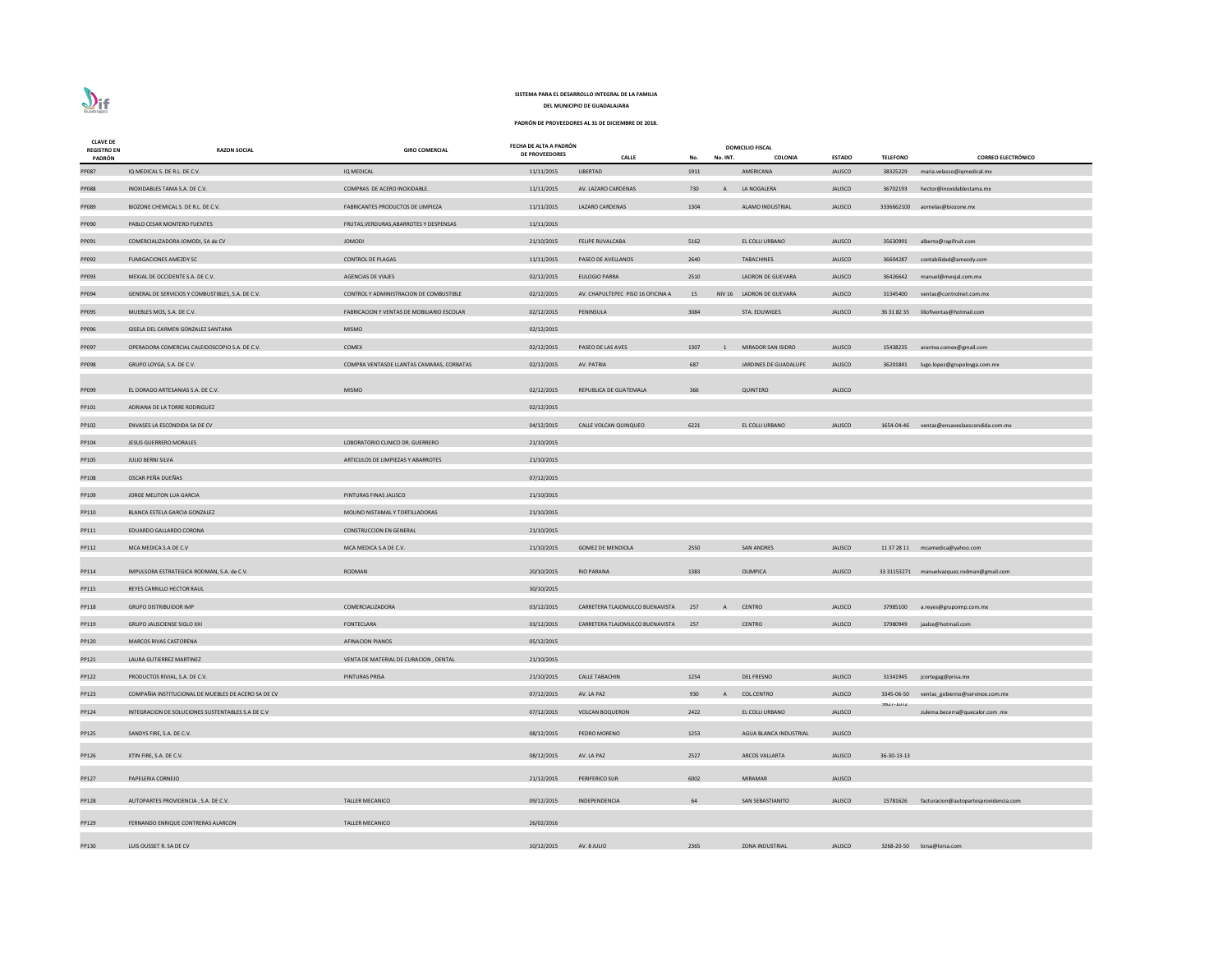**SISTEMA PARA EL DESARROLLO INTEGRAL DE LA FAMILIA**

**DEL MUNICIPIO DE GUADALAJARA**

**PADRÓN DE PROVEEDORES AL 31 DE DICIEMBRE DE 2018.**

| CLAVE DE REGISTRO EN PADRÓN | RAZON SOCIAL | GIRO COMERCIAL | FECHA DE ALTA A PADRÓN DE PROVEEDORES | DOMICILIO FISCAL CALLE | No. | No. INT. | COLONIA | ESTADO | TELEFONO | CORREO ELECTRÓNICO |
|---|---|---|---|---|---|---|---|---|---|---|
| PP087 | IQ MEDICAL S. DE R.L. DE C.V. | IQ MEDICAL | 11/11/2015 | LIBERTAD | 1911 | | AMERICANA | JALISCO | 38325229 | maria.velasco@iqmedical.mx |
| PP088 | INOXIDABLES TAMA S.A. DE C.V. | COMPRAS DE ACERO INOXIDABLE. | 11/11/2015 | AV. LAZARO CARDENAS | 730 | A | LA NOGALERA | JALISCO | 36702193 | hector@inoxidablestama.mx |
| PP089 | BIOZONE CHEMICAL S. DE R.L. DE C.V. | FABRICANTES PRODUCTOS DE LIMPIEZA | 11/11/2015 | LAZARO CARDENAS | 1304 | | ALAMO INDUSTRIAL | JALISCO | 3336662100 | aornelas@biozone.mx |
| PP090 | PABLO CESAR MONTERO FUENTES | FRUTAS,VERDURAS,ABARROTES Y DESPENSAS | 11/11/2015 | | | | | | | |
| PP091 | COMERCIALIZADORA JOMODI, SA de CV | JOMODI | 21/10/2015 | FELIPE RUVALCABA | 5162 | | EL COLLI URBANO | JALISCO | 35630991 | alberto@rapifruit.com |
| PP092 | FUMIGACIONES AMEZDY SC | CONTROL DE PLAGAS | 11/11/2015 | PASEO DE AVELLANOS | 2640 | | TABACHINES | JALISCO | 36604287 | contabilidad@amezdy.com |
| PP093 | MEXJAL DE OCCIDENTE S.A. DE C.V. | AGENCIAS DE VIAJES | 02/12/2015 | EULOGIO PARRA | 2510 | | LADRON DE GUEVARA | JALISCO | 36426642 | manuel@mexjal.com.mx |
| PP094 | GENERAL DE SERVICIOS Y COMBUSTIBLES, S.A. DE C.V. | CONTROL Y ADMINISTRACION DE COMBUSTIBLE | 02/12/2015 | AV. CHAPULTEPEC PISO 16 OFICINA A | 15 | NIV 16 | LADRON DE GUEVARA | JALISCO | 31345400 | ventas@controlnet.com.mx |
| PP095 | MUEBLES MOS, S.A. DE C.V. | FABRICACION Y VENTAS DE MOBILIARIO ESCOLAR | 02/12/2015 | PENINSULA | 3084 | | STA. EDUWIGES | JALISCO | 36 31 82 35 | liliofiventas@hotmail.com |
| PP096 | GISELA DEL CARMEN GONZALEZ SANTANA | MISMO | 02/12/2015 | | | | | | | |
| PP097 | OPERADORA COMERCIAL CALEIDOSCOPIO S.A. DE C.V. | COMEX | 02/12/2015 | PASEO DE LAS AVES | 1307 | 1 | MIRADOR SAN ISIDRO | JALISCO | 15438235 | arantxa.comex@gmail.com |
| PP098 | GRUPO LOYGA, S.A. DE C.V. | COMPRA VENTASDE LLANTAS CAMARAS, CORBATAS | 02/12/2015 | AV. PATRIA | 687 | | JARDINES DE GUADALUPE | JALISCO | 36201841 | lugo.lopez@grupoloyga.com.mx |
| PP099 | EL DORADO ARTESANIAS S.A. DE C.V. | MISMO | 02/12/2015 | REPUBLICA DE GUATEMALA | 366 | | QUINTERO | JALISCO | | |
| PP101 | ADRIANA DE LA TORRE RODRIGUEZ | | 02/12/2015 | | | | | | | |
| PP102 | ENVASES LA ESCONDIDA SA DE CV | | 04/12/2015 | CALLE VOLCAN QUINQUEO | 6221 | | EL COLLI URBANO | JALISCO | 1654-04-46 | ventas@ensaveslaescondida.com.mx |
| PP104 | JESUS GUERRERO MORALES | LOBORATORIO CLINICO DR. GUERRERO | 21/10/2015 | | | | | | | |
| PP105 | JULIO BERNI SILVA | ARTICULOS DE LIMPIEZAS Y ABARROTES | 21/10/2015 | | | | | | | |
| PP108 | OSCAR PEÑA DUEÑAS | | 07/12/2015 | | | | | | | |
| PP109 | JORGE MELITON LUA GARCIA | PINTURAS FINAS JALISCO | 21/10/2015 | | | | | | | |
| PP110 | BLANCA ESTELA GARCIA GONZALEZ | MOLINO NISTAMAL Y TORTILLADORAS | 21/10/2015 | | | | | | | |
| PP111 | EDUARDO GALLARDO CORONA | CONSTRUCCION EN GENERAL | 21/10/2015 | | | | | | | |
| PP112 | MCA MEDICA S.A DE C.V | MCA MEDICA S.A DE C.V. | 21/10/2015 | GOMEZ DE MENDIOLA | 2550 | | SAN ANDRES | JALISCO | 11 37 28 11 | mcamedica@yahoo.com |
| PP114 | IMPULSORA ESTRATEGICA RODMAN, S.A. de C.V. | RODMAN | 20/10/2015 | RIO PARANA | 1383 | | OLIMPICA | JALISCO | 33 31153271 | manuelvazquez.rodman@gmail.com |
| PP115 | REYES CARRILLO HECTOR RAUL | | 30/10/2015 | | | | | | | |
| PP118 | GRUPO DISTRIBUIDOR IMP | COMERCIALIZADORA | 03/12/2015 | CARRETERA TLAJOMULCO BUENAVISTA | 257 | A | CENTRO | JALISCO | 37985100 | a.reyes@grupoimp.com.mx |
| PP119 | GRUPO JALISCIENSE SIGLO XXI | FONTECLARA | 03/12/2015 | CARRETERA TLAJOMULCO BUENAVISTA | 257 | | CENTRO | JALISCO | 37980949 | jaalze@hotmail.com |
| PP120 | MARCOS RIVAS CASTORENA | AFINACION PIANOS | 05/12/2015 | | | | | | | |
| PP121 | LAURA GUTIERREZ MARTINEZ | VENTA DE MATERIAL DE CURACION , DENTAL | 21/10/2015 | | | | | | | |
| PP122 | PRODUCTOS RIVIAL, S.A. DE C.V. | PINTURAS PRISA | 21/10/2015 | CALLE TABACHIN | 1254 | | DEL FRESNO | JALISCO | 31341945 | jcortegag@prisa.mx |
| PP123 | COMPAÑIA INSTITUCIONAL DE MUEBLES DE ACERO SA DE CV | | 07/12/2015 | AV. LA PAZ | 930 | A | COL.CENTRO | JALISCO | 3345-06-50 | ventas_gobierno@servinox.com.mx |
| PP124 | INTEGRACION DE SOLUCIONES SUSTENTABLES S.A DE C.V | | 07/12/2015 | VOLCAN BOQUERON | 2422 | | EL COLLI URBANO | JALISCO | 3627-1072 | zulema.becerra@quecalor.com .mx |
| PP125 | SANDYS FIRE, S.A. DE C.V. | | 08/12/2015 | PEDRO MORENO | 1253 | | AGUA BLANCA INDUSTRIAL | JALISCO | | |
| PP126 | XTIN FIRE, S.A. DE C.V. | | 08/12/2015 | AV. LA PAZ | 2527 | | ARCOS VALLARTA | JALISCO | 36-30-13-13 | |
| PP127 | PAPELERIA CORNEJO | | 21/12/2015 | PERIFERICO SUR | 6002 | | MIRAMAR | JALISCO | | |
| PP128 | AUTOPARTES PROVIDENCIA , S.A. DE C.V. | TALLER MECANICO | 09/12/2015 | INDEPENDENCIA | 64 | | SAN SEBASTIANITO | JALISCO | 15781626 | facturacion@autopartesprovidencia.com |
| PP129 | FERNANDO ENRIQUE CONTRERAS ALARCON | TALLER MECANICO | 26/02/2016 | | | | | | | |
| PP130 | LUIS OUSSET R. SA DE CV | | 10/12/2015 | AV. 8 JULIO | 2365 | | ZONA INDUSTRIAL | JALISCO | 3268-20-50 | lorsa@lorsa.com |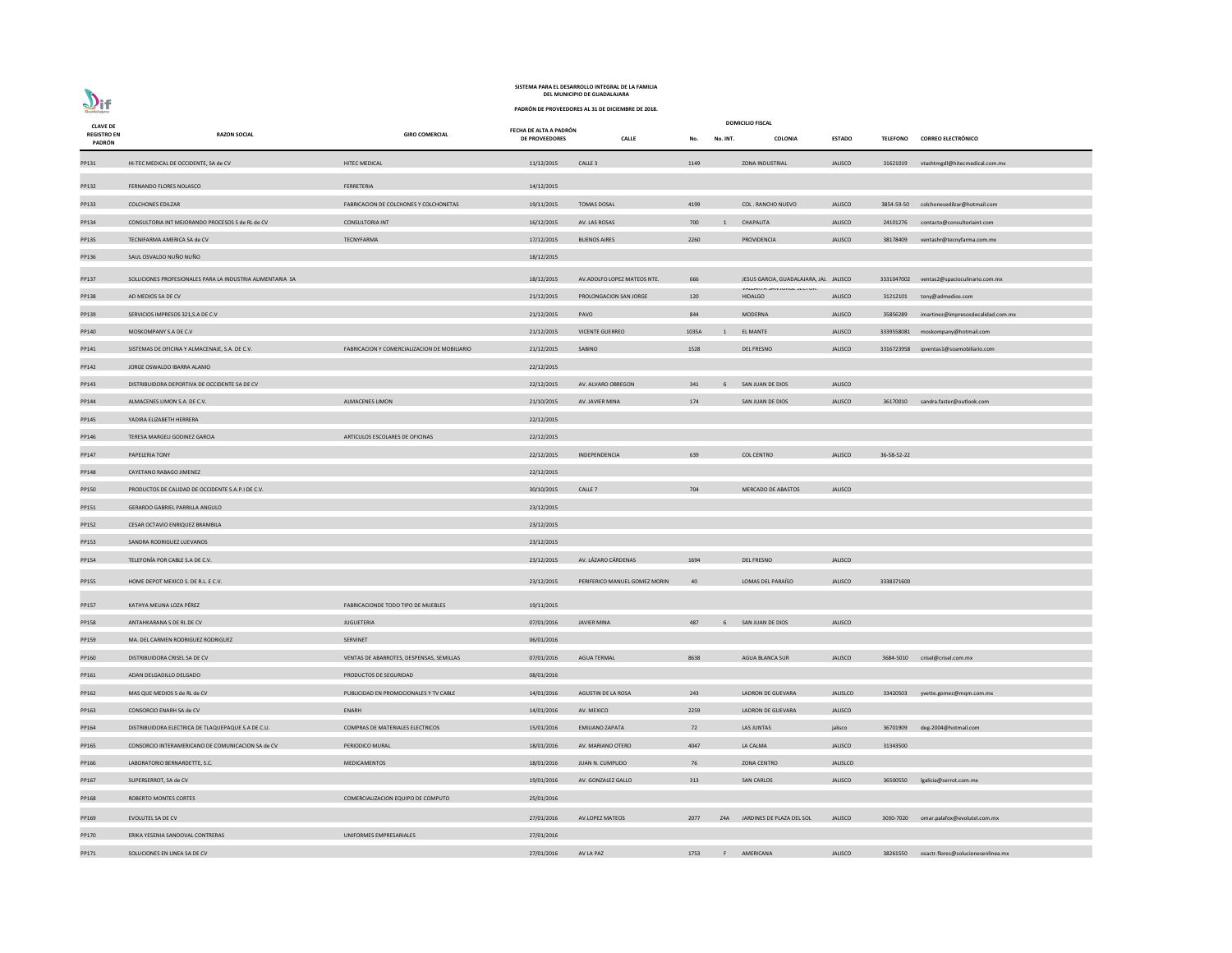# SISTEMA PARA EL DESARROLLO INTEGRAL DE LA FAMILIA DEL MUNICIPIO DE GUADALAJARA

## PADRÓN DE PROVEEDORES AL 31 DE DICIEMBRE DE 2018.

| CLAVE DE REGISTRO EN PADRÓN | RAZON SOCIAL | GIRO COMERCIAL | FECHA DE ALTA A PADRÓN DE PROVEEDORES | DOMICILIO FISCAL | | | | | TELEFONO | CORREO ELECTRÓNICO |
|---|---|---|---|---|---|---|---|---|---|---|
| | | | | CALLE | No. | No. INT. | COLONIA | ESTADO | | |
| PP131 | HI-TEC MEDICAL DE OCCIDENTE, SA de CV | HITEC MEDICAL | 11/12/2015 | CALLE 3 | 1149 | | ZONA INDUSTRIAL | JALISCO | 31621019 | vtashtmgdl@hitecmedical.com.mx |
| PP132 | FERNANDO FLORES NOLASCO | FERRETERIA | 14/12/2015 | | | | | | | |
| PP133 | COLCHONES EDILZAR | FABRICACION DE COLCHONES Y COLCHONETAS | 19/11/2015 | TOMAS DOSAL | 4199 | | COL . RANCHO NUEVO | JALISCO | 3854-59-50 | colchonesedilzar@hotmail.com |
| PP134 | CONSULTORIA INT MEJORANDO PROCESOS S de RL de CV | CONSULTORIA INT | 16/12/2015 | AV. LAS ROSAS | 700 | 1 | CHAPALITA | JALISCO | 24101276 | contacto@consultoriaint.com |
| PP135 | TECNIFARMA AMERICA SA de CV | TECNYFARMA | 17/12/2015 | BUENOS AIRES | 2260 | | PROVIDENCIA | JALISCO | 38178409 | ventashr@tecnyfarma.com.mx |
| PP136 | SAUL OSVALDO NUÑO NUÑO | | 18/12/2015 | | | | | | | |
| PP137 | SOLUCIONES PROFESIONALES PARA LA INDUSTRIA ALIMENTARIA SA | | 18/12/2015 | AV.ADOLFO LOPEZ MATEOS NTE. | 666 | | JESUS GARCIA, GUADALAJARA, JAL | JALISCO | 3331047002 | ventas2@spacioculinario.com.mx |
| PP138 | AD MEDIOS SA DE CV | | 21/12/2015 | PROLONGACION SAN JORGE | 120 | | VALLARTA SAN JORGE SECTOR HIDALGO | JALISCO | 31212101 | tony@admedios.com |
| PP139 | SERVICIOS IMPRESOS 321,S.A DE C.V | | 21/12/2015 | PAVO | 844 | | MODERNA | JALISCO | 35856289 | imartinez@impresosdecalidad.com.mx |
| PP140 | MOSKOMPANY S.A DE C.V | | 21/12/2015 | VICENTE GUERREO | 1035A | 1 | EL MANTE | JALISCO | 3339558081 | moskompany@hotmail.com |
| PP141 | SISTEMAS DE OFICINA Y ALMACENAJE, S.A. DE C.V. | FABRICACION Y COMERCIALIZACION DE MOBILIARIO | 21/12/2015 | SABINO | 1528 | | DEL FRESNO | JALISCO | 3316723958 | ipventas1@soamobiliario.com |
| PP142 | JORGE OSWALDO IBARRA ALAMO | | 22/12/2015 | | | | | | | |
| PP143 | DISTRIBUIDORA DEPORTIVA DE OCCIDENTE SA DE CV | | 22/12/2015 | AV. ALVARO OBREGON | 341 | 6 | SAN JUAN DE DIOS | JALISCO | | |
| PP144 | ALMACENES LIMON S.A. DE C.V. | ALMACENES LIMON | 21/10/2015 | AV. JAVIER MINA | 174 | | SAN JUAN DE DIOS | JALISCO | 36170010 | sandra.faster@outlook.com |
| PP145 | YADIRA ELIZABETH HERRERA | | 22/12/2015 | | | | | | | |
| PP146 | TERESA MARGELI GODINEZ GARCIA | ARTICULOS ESCOLARES DE OFICINAS | 22/12/2015 | | | | | | | |
| PP147 | PAPELERIA TONY | | 22/12/2015 | INDEPENDENCIA | 639 | | COL CENTRO | JALISCO | 36-58-52-22 | |
| PP148 | CAYETANO RABAGO JIMENEZ | | 22/12/2015 | | | | | | | |
| PP150 | PRODUCTOS DE CALIDAD DE OCCIDENTE S.A.P.I DE C.V. | | 30/10/2015 | CALLE 7 | 704 | | MERCADO DE ABASTOS | JALISCO | | |
| PP151 | GERARDO GABRIEL PARRILLA ANGULO | | 23/12/2015 | | | | | | | |
| PP152 | CESAR OCTAVIO ENRIQUEZ BRAMBILA | | 23/12/2015 | | | | | | | |
| PP153 | SANDRA RODRIGUEZ LUEVANOS | | 23/12/2015 | | | | | | | |
| PP154 | TELEFONÍA POR CABLE S.A DE C.V. | | 23/12/2015 | AV. LÁZARO CÁRDENAS | 1694 | | DEL FRESNO | JALISCO | | |
| PP155 | HOME DEPOT MEXICO S. DE R.L. E C.V. | | 23/12/2015 | PERIFERICO MANUEL GOMEZ MORIN | 40 | | LOMAS DEL PARAÍSO | JALISCO | 3338371600 | |
| PP157 | KATHYA MELINA LOZA PÉREZ | FABRICACIONDE TODO TIPO DE MUEBLES | 19/11/2015 | | | | | | | |
| PP158 | ANTAHKARANA S DE RL DE CV | JUGUETERIA | 07/01/2016 | JAVIER MINA | 487 | 6 | SAN JUAN DE DIOS | JALISCO | | |
| PP159 | MA. DEL CARMEN RODRIGUEZ RODRIGUEZ | SERVINET | 06/01/2016 | | | | | | | |
| PP160 | DISTRIBUIDORA CRISEL SA DE CV | VENTAS DE ABARROTES, DESPENSAS, SEMILLAS | 07/01/2016 | AGUA TERMAL | 8638 | | AGUA BLANCA SUR | JALISCO | 3684-5010 | crisel@crisel.com.mx |
| PP161 | ADAN DELGADILLO DELGADO | PRODUCTOS DE SEGURIDAD | 08/01/2016 | | | | | | | |
| PP162 | MAS QUE MEDIOS S de RL de CV | PUBLICIDAD EN PROMOCIONALES Y TV CABLE | 14/01/2016 | AGUSTIN DE LA ROSA | 243 | | LADRON DE GUEVARA | JALISLCO | 33420503 | yvette.gomez@mqm.com.mx |
| PP163 | CONSORCIO ENARH SA de CV | ENARH | 14/01/2016 | AV. MEXICO | 2259 | | LADRON DE GUEVARA | JALISCO | | |
| PP164 | DISTRIBUIDORA ELECTRICA DE TLAQUEPAQUE S.A DE C.U. | COMPRAS DE MATERIALES ELECTRICOS | 15/01/2016 | EMILIANO ZAPATA | 72 | | LAS JUNTAS | jalisco | 36701909 | deg-2004@hotmail.com |
| PP165 | CONSORCIO INTERAMERICANO DE COMUNICACION SA de CV | PERIODICO MURAL | 18/01/2016 | AV. MARIANO OTERO | 4047 | | LA CALMA | JALISCO | 31343500 | |
| PP166 | LABORATORIO BERNARDETTE, S.C. | MEDICAMENTOS | 18/01/2016 | JUAN N. CUMPLIDO | 76 | | ZONA CENTRO | JALISLCO | | |
| PP167 | SUPERSERROT, SA de CV | | 19/01/2016 | AV. GONZALEZ GALLO | 313 | | SAN CARLOS | JALISCO | 36500550 | lgalicia@serrot.com.mx |
| PP168 | ROBERTO MONTES CORTES | COMERCIALIZACION EQUIPO DE COMPUTO | 25/01/2016 | | | | | | | |
| PP169 | EVOLUTEL SA DE CV | | 27/01/2016 | AV.LOPEZ MATEOS | 2077 | 24A | JARDINES DE PLAZA DEL SOL | JALISCO | 3030-7020 | omar.palafox@evolutel.com.mx |
| PP170 | ERIKA YESENIA SANDOVAL CONTRERAS | UNIFORMES EMPRESARIALES | 27/01/2016 | | | | | | | |
| PP171 | SOLUCIONES EN LINEA SA DE CV | | 27/01/2016 | AV LA PAZ | 1753 | F | AMERICANA | JALISCO | 38261550 | osactr.flores@solucionesenlinea.mx |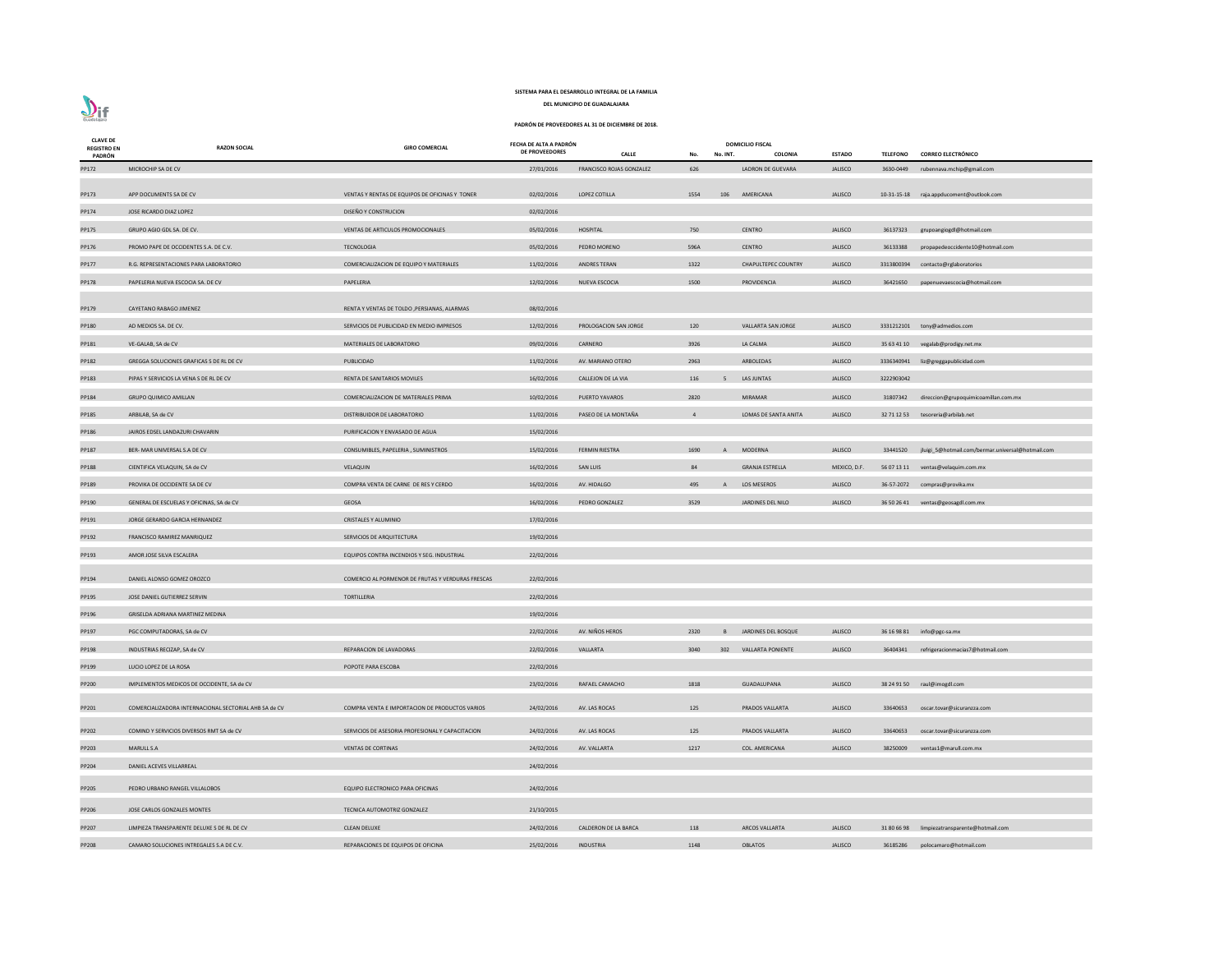SISTEMA PARA EL DESARROLLO INTEGRAL DE LA FAMILIA

DEL MUNICIPIO DE GUADALAJARA

PADRÓN DE PROVEEDORES AL 31 DE DICIEMBRE DE 2018.

| CLAVE DE REGISTRO EN PADRÓN | RAZON SOCIAL | GIRO COMERCIAL | FECHA DE ALTA A PADRÓN DE PROVEEDORES | DOMICILIO FISCAL CALLE | No. | No. INT. | COLONIA | ESTADO | TELEFONO | CORREO ELECTRÓNICO |
|---|---|---|---|---|---|---|---|---|---|---|
| PP172 | MICROCHIP SA DE CV | | 27/01/2016 | FRANCISCO ROJAS GONZALEZ | 626 | | LADRON DE GUEVARA | JALISCO | 3630-0449 | rubennava.mchip@gmail.com |
| PP173 | APP DOCUMENTS SA DE CV | VENTAS Y RENTAS DE EQUIPOS DE OFICINAS Y TONER | 02/02/2016 | LOPEZ COTILLA | 1554 | 106 | AMERICANA | JALISCO | 10-31-15-18 | raja.appducoment@outlook.com |
| PP174 | JOSE RICARDO DIAZ LOPEZ | DISEÑO Y CONSTRUCION | 02/02/2016 | | | | | | | |
| PP175 | GRUPO AGIO GDL SA. DE CV. | VENTAS DE ARTICULOS PROMOCIONALES | 05/02/2016 | HOSPITAL | 750 | | CENTRO | JALISCO | 36137323 | grupoangiogdl@hotmail.com |
| PP176 | PROMO PAPE DE OCCIDENTES S.A. DE C.V. | TECNOLOGIA | 05/02/2016 | PEDRO MORENO | 596A | | CENTRO | JALISCO | 36133388 | propapedeoccidente10@hotmail.com |
| PP177 | R.G. REPRESENTACIONES PARA LABORATORIO | COMERCIALIZACION DE EQUIPO Y MATERIALES | 11/02/2016 | ANDRES TERAN | 1322 | | CHAPULTEPEC COUNTRY | JALISCO | 3313800394 | contacto@rglaboratorios |
| PP178 | PAPELERIA NUEVA ESCOCIA SA. DE CV | PAPELERIA | 12/02/2016 | NUEVA ESCOCIA | 1500 | | PROVIDENCIA | JALISCO | 36421650 | papenuevaescocia@hotmail.com |
| PP179 | CAYETANO RABAGO JIMENEZ | RENTA Y VENTAS DE TOLDO ,PERSIANAS, ALARMAS | 08/02/2016 | | | | | | | |
| PP180 | AD MEDIOS SA. DE CV. | SERVICIOS DE PUBLICIDAD EN MEDIO IMPRESOS | 12/02/2016 | PROLOGACION SAN JORGE | 120 | | VALLARTA SAN JORGE | JALISCO | 3331212101 | tony@admedios.com |
| PP181 | VE-GALAB, SA de CV | MATERIALES DE LABORATORIO | 09/02/2016 | CARNERO | 3926 | | LA CALMA | JALISCO | 35 63 41 10 | vegalab@prodigy.net.mx |
| PP182 | GREGGA SOLUCIONES GRAFICAS S DE RL DE CV | PUBLICIDAD | 11/02/2016 | AV. MARIANO OTERO | 2963 | | ARBOLEDAS | JALISCO | 3336340941 | liz@greggapublicidad.com |
| PP183 | PIPAS Y SERVICIOS LA VENA S DE RL DE CV | RENTA DE SANITARIOS MOVILES | 16/02/2016 | CALLEJON DE LA VIA | 116 | 5 | LAS JUNTAS | JALISCO | 3222903042 | |
| PP184 | GRUPO QUIMICO AMILLAN | COMERCIALIZACION DE MATERIALES PRIMA | 10/02/2016 | PUERTO YAVAROS | 2820 | | MIRAMAR | JALISCO | 31807342 | direccion@grupoquimicoamillan.com.mx |
| PP185 | ARBILAB, SA de CV | DISTRIBUIDOR DE LABORATORIO | 11/02/2016 | PASEO DE LA MONTAÑA | 4 | | LOMAS DE SANTA ANITA | JALISCO | 32 71 12 53 | tesoreria@arbilab.net |
| PP186 | JAIROS EDSEL LANDAZURI CHAVARIN | PURIFICACION Y ENVASADO DE AGUA | 15/02/2016 | | | | | | | |
| PP187 | BER- MAR UNIVERSAL S.A DE CV | CONSUMIBLES, PAPELERIA , SUMINISTROS | 15/02/2016 | FERMIN RIESTRA | 1690 | A | MODERNA | JALISCO | 33441520 | jluigi_5@hotmail.com/bermar.universal@hotmail.com |
| PP188 | CIENTIFICA VELAQUIN, SA de CV | VELAQUIN | 16/02/2016 | SAN LUIS | 84 | | GRANJA ESTRELLA | MEXICO, D.F. | 56 07 13 11 | ventas@velaquim.com.mx |
| PP189 | PROVIKA DE OCCIDENTE SA DE CV | COMPRA VENTA DE CARNE DE RES Y CERDO | 16/02/2016 | AV. HIDALGO | 495 | A | LOS MESEROS | JALISCO | 36-57-2072 | compras@provika.mx |
| PP190 | GENERAL DE ESCUELAS Y OFICINAS, SA de CV | GEOSA | 16/02/2016 | PEDRO GONZALEZ | 3529 | | JARDINES DEL NILO | JALISCO | 36 50 26 41 | ventas@geosagdl.com.mx |
| PP191 | JORGE GERARDO GARCIA HERNANDEZ | CRISTALES Y ALUMINIO | 17/02/2016 | | | | | | | |
| PP192 | FRANCISCO RAMIREZ MANRIQUEZ | SERVICIOS DE ARQUITECTURA | 19/02/2016 | | | | | | | |
| PP193 | AMOR JOSE SILVA ESCALERA | EQUIPOS CONTRA INCENDIOS Y SEG. INDUSTRIAL | 22/02/2016 | | | | | | | |
| PP194 | DANIEL ALONSO GOMEZ OROZCO | COMERCIO AL PORMENOR DE FRUTAS Y VERDURAS FRESCAS | 22/02/2016 | | | | | | | |
| PP195 | JOSE DANIEL GUTIERREZ SERVIN | TORTILLERIA | 22/02/2016 | | | | | | | |
| PP196 | GRISELDA ADRIANA MARTINEZ MEDINA | | 19/02/2016 | | | | | | | |
| PP197 | PGC COMPUTADORAS, SA de CV | | 22/02/2016 | AV. NIÑOS HEROS | 2320 | B | JARDINES DEL BOSQUE | JALISCO | 36 16 98 81 | info@pgc-sa.mx |
| PP198 | INDUSTRIAS RECIZAP, SA de CV | REPARACION DE LAVADORAS | 22/02/2016 | VALLARTA | 3040 | 302 | VALLARTA PONIENTE | JALISCO | 36404341 | refrigeracionmacias7@hotmail.com |
| PP199 | LUCIO LOPEZ DE LA ROSA | POPOTE PARA ESCOBA | 22/02/2016 | | | | | | | |
| PP200 | IMPLEMENTOS MEDICOS DE OCCIDENTE, SA de CV | | 23/02/2016 | RAFAEL CAMACHO | 1818 | | GUADALUPANA | JALISCO | 38 24 91 50 | raul@imogdl.com |
| PP201 | COMERCIALIZADORA INTERNACIONAL SECTORIAL AHB SA de CV | COMPRA VENTA E IMPORTACION DE PRODUCTOS VARIOS | 24/02/2016 | AV. LAS ROCAS | 125 | | PRADOS VALLARTA | JALISCO | 33640653 | oscar.tovar@sicuranzza.com |
| PP202 | COMIND Y SERVICIOS DIVERSOS RMT SA de CV | SERVICIOS DE ASESORIA PROFESIONAL Y CAPACITACION | 24/02/2016 | AV. LAS ROCAS | 125 | | PRADOS VALLARTA | JALISCO | 33640653 | oscar.tovar@sicuranzza.com |
| PP203 | MARULL S.A | VENTAS DE CORTINAS | 24/02/2016 | AV. VALLARTA | 1217 | | COL. AMERICANA | JALISCO | 38250009 | ventas1@marull.com.mx |
| PP204 | DANIEL ACEVES VILLARREAL | | 24/02/2016 | | | | | | | |
| PP205 | PEDRO URBANO RANGEL VILLALOBOS | EQUIPO ELECTRONICO PARA OFICINAS | 24/02/2016 | | | | | | | |
| PP206 | JOSE CARLOS GONZALES MONTES | TECNICA AUTOMOTRIZ GONZALEZ | 21/10/2015 | | | | | | | |
| PP207 | LIMPIEZA TRANSPARENTE DELUXE S DE RL DE CV | CLEAN DELUXE | 24/02/2016 | CALDERON DE LA BARCA | 118 | | ARCOS VALLARTA | JALISCO | 31 80 66 98 | limpiezatransparente@hotmail.com |
| PP208 | CAMARO SOLUCIONES INTREGALES S.A DE C.V. | REPARACIONES DE EQUIPOS DE OFICINA | 25/02/2016 | INDUSTRIA | 1148 | | OBLATOS | JALISCO | 36185286 | polocamaro@hotmail.com |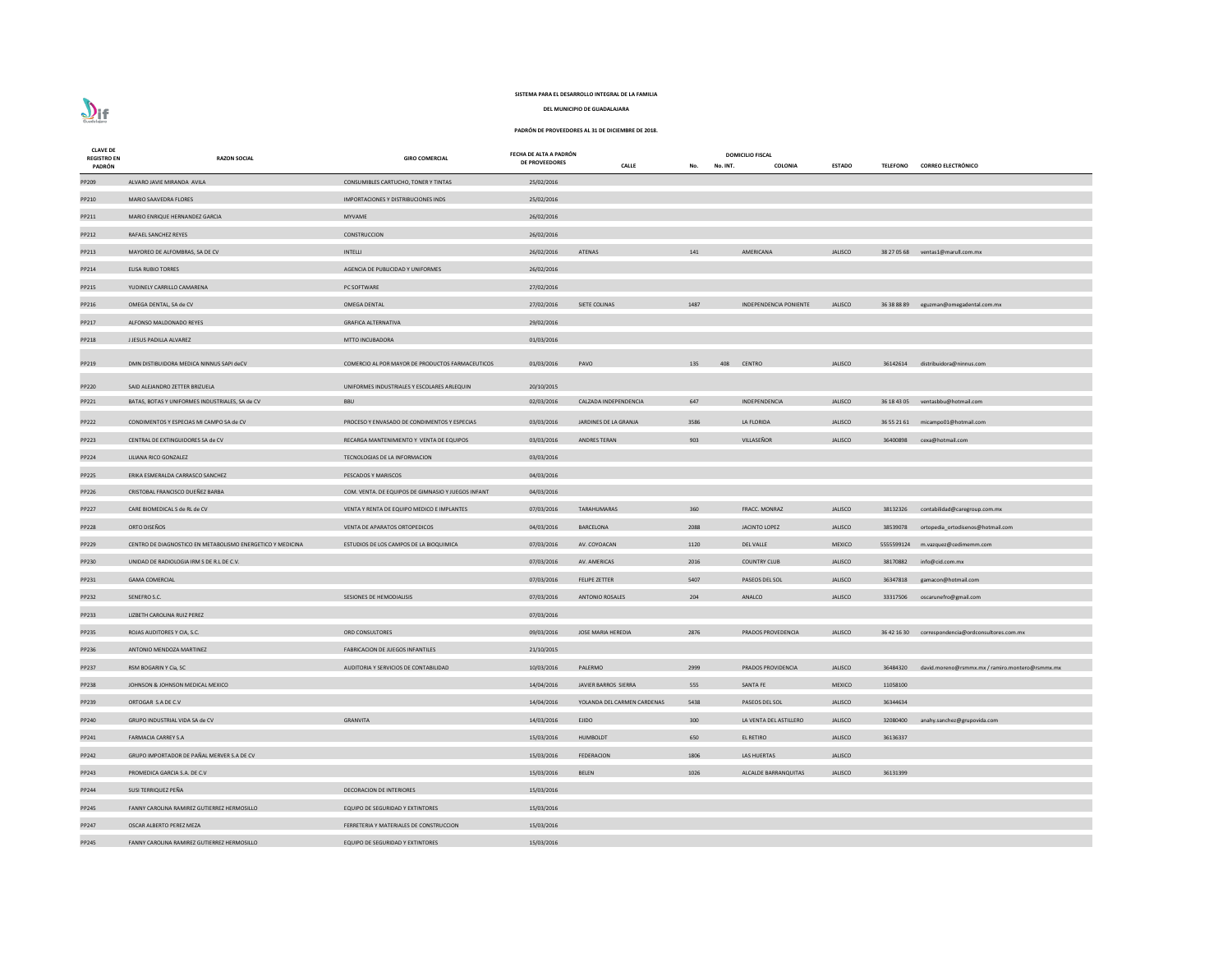SISTEMA PARA EL DESARROLLO INTEGRAL DE LA FAMILIA

DEL MUNICIPIO DE GUADALAJARA

PADRÓN DE PROVEEDORES AL 31 DE DICIEMBRE DE 2018.

| CLAVE DE REGISTRO EN PADRÓN | RAZON SOCIAL | GIRO COMERCIAL | FECHA DE ALTA A PADRÓN DE PROVEEDORES | DOMICILIO FISCAL | | | | | TELEFONO | CORREO ELECTRÓNICO |
|---|---|---|---|---|---|---|---|---|---|---|
| | | | | CALLE | No. | No. INT. | COLONIA | ESTADO | | |
| PP209 | ALVARO JAVIE MIRANDA AVILA | CONSUMIBLES CARTUCHO, TONER Y TINTAS | 25/02/2016 | | | | | | | |
| PP210 | MARIO SAAVEDRA FLORES | IMPORTACIONES Y DISTRIBUCIONES INDS | 25/02/2016 | | | | | | | |
| PP211 | MARIO ENRIQUE HERNANDEZ GARCIA | MYVAME | 26/02/2016 | | | | | | | |
| PP212 | RAFAEL SANCHEZ REYES | CONSTRUCCION | 26/02/2016 | | | | | | | |
| PP213 | MAYOREO DE ALFOMBRAS, SA DE CV | INTELLI | 26/02/2016 | ATENAS | 141 | | AMERICANA | JALISCO | 38 27 05 68 | ventas1@marull.com.mx |
| PP214 | ELISA RUBIO TORRES | AGENCIA DE PUBLICIDAD Y UNIFORMES | 26/02/2016 | | | | | | | |
| PP215 | YUDINELY CARRILLO CAMARENA | PC SOFTWARE | 27/02/2016 | | | | | | | |
| PP216 | OMEGA DENTAL, SA de CV | OMEGA DENTAL | 27/02/2016 | SIETE COLINAS | 1487 | | INDEPENDENCIA PONIENTE | JALISCO | 36 38 88 89 | eguzman@omegadental.com.mx |
| PP217 | ALFONSO MALDONADO REYES | GRAFICA ALTERNATIVA | 29/02/2016 | | | | | | | |
| PP218 | J JESUS PADILLA ALVAREZ | MTTO INCUBADORA | 01/03/2016 | | | | | | | |
| PP219 | DMN DISTIBUIDORA MEDICA NINNUS SAPI deCV | COMERCIO AL POR MAYOR DE PRODUCTOS FARMACEUTICOS | 01/03/2016 | PAVO | 135 | 408 | CENTRO | JALISCO | 36142614 | distribuidora@ninnus.com |
| PP220 | SAID ALEJANDRO ZETTER BRIZUELA | UNIFORMES INDUSTRIALES Y ESCOLARES ARLEQUIN | 20/10/2015 | | | | | | | |
| PP221 | BATAS, BOTAS Y UNIFORMES INDUSTRIALES, SA de CV | BBU | 02/03/2016 | CALZADA INDEPENDENCIA | 647 | | INDEPENDENCIA | JALISCO | 36 18 43 05 | ventasbbu@hotmail.com |
| PP222 | CONDIMENTOS Y ESPECIAS MI CAMPO SA de CV | PROCESO Y ENVASADO DE CONDIMENTOS Y ESPECIAS | 03/03/2016 | JARDINES DE LA GRANJA | 3586 | | LA FLORIDA | JALISCO | 36 55 21 61 | micampo01@hotmail.com |
| PP223 | CENTRAL DE EXTINGUIDORES SA de CV | RECARGA MANTENIMIENTO Y VENTA DE EQUIPOS | 03/03/2016 | ANDRES TERAN | 903 | | VILLASEÑOR | JALISCO | 36400898 | cexa@hotmail.com |
| PP224 | LILIANA RICO GONZALEZ | TECNOLOGIAS DE LA INFORMACION | 03/03/2016 | | | | | | | |
| PP225 | ERIKA ESMERALDA CARRASCO SANCHEZ | PESCADOS Y MARISCOS | 04/03/2016 | | | | | | | |
| PP226 | CRISTOBAL FRANCISCO DUEÑEZ BARBA | COM. VENTA. DE EQUIPOS DE GIMNASIO Y JUEGOS INFANT | 04/03/2016 | | | | | | | |
| PP227 | CARE BIOMEDICAL S de RL de CV | VENTA Y RENTA DE EQUIPO MEDICO E IMPLANTES | 07/03/2016 | TARAHUMARAS | 360 | | FRACC. MONRAZ | JALISCO | 38132326 | contabilidad@caregroup.com.mx |
| PP228 | ORTO DISEÑOS | VENTA DE APARATOS ORTOPEDICOS | 04/03/2016 | BARCELONA | 2088 | | JACINTO LOPEZ | JALISCO | 38539078 | ortopedia_ortodisenos@hotmail.com |
| PP229 | CENTRO DE DIAGNOSTICO EN METABOLISMO ENERGETICO Y MEDICINA | ESTUDIOS DE LOS CAMPOS DE LA BIOQUIMICA | 07/03/2016 | AV. COYOACAN | 1120 | | DEL VALLE | MEXICO | 5555599124 | m.vazquez@cedimemm.com |
| PP230 | UNIDAD DE RADIOLOGIA IRM S DE R.L DE C.V. | | 07/03/2016 | AV. AMERICAS | 2016 | | COUNTRY CLUB | JALISCO | 38170882 | info@cid.com.mx |
| PP231 | GAMA COMERCIAL | | 07/03/2016 | FELIPE ZETTER | 5407 | | PASEOS DEL SOL | JALISCO | 36347818 | gamacon@hotmail.com |
| PP232 | SENEFRO S.C. | SESIONES DE HEMODIALISIS | 07/03/2016 | ANTONIO ROSALES | 204 | | ANALCO | JALISCO | 33317506 | oscarunefro@gmail.com |
| PP233 | LIZBETH CAROLINA RUIZ PEREZ | | 07/03/2016 | | | | | | | |
| PP235 | ROJAS AUDITORES Y CIA, S.C. | ORD CONSULTORES | 09/03/2016 | JOSE MARIA HEREDIA | 2876 | | PRADOS PROVEDENCIA | JALISCO | 36 42 16 30 | correspondencia@ordconsultores.com.mx |
| PP236 | ANTONIO MENDOZA MARTINEZ | FABRICACION DE JUEGOS INFANTILES | 21/10/2015 | | | | | | | |
| PP237 | RSM BOGARIN Y Cia, SC | AUDITORIA Y SERVICIOS DE CONTABILIDAD | 10/03/2016 | PALERMO | 2999 | | PRADOS PROVIDENCIA | JALISCO | 36484320 | david.moreno@rsmmx.mx / ramiro.montero@rsmmx.mx |
| PP238 | JOHNSON & JOHNSON MEDICAL MEXICO | | 14/04/2016 | JAVIER BARROS SIERRA | 555 | | SANTA FE | MEXICO | 11058100 | |
| PP239 | ORTOGAR S.A DE C.V | | 14/04/2016 | YOLANDA DEL CARMEN CARDENAS | 5438 | | PASEOS DEL SOL | JALISCO | 36344634 | |
| PP240 | GRUPO INDUSTRIAL VIDA SA de CV | GRANVITA | 14/03/2016 | EJIDO | 300 | | LA VENTA DEL ASTILLERO | JALISCO | 32080400 | anahy.sanchez@grupovida.com |
| PP241 | FARMACIA CARREY S.A | | 15/03/2016 | HUMBOLDT | 650 | | EL RETIRO | JALISCO | 36136337 | |
| PP242 | GRUPO IMPORTADOR DE PAÑAL MERVER S.A DE CV | | 15/03/2016 | FEDERACION | 1806 | | LAS HUERTAS | JALISCO | | |
| PP243 | PROMEDICA GARCIA S.A. DE C.V | | 15/03/2016 | BELEN | 1026 | | ALCALDE BARRANQUITAS | JALISCO | 36131399 | |
| PP244 | SUSI TERRIQUEZ PEÑA | DECORACION DE INTERIORES | 15/03/2016 | | | | | | | |
| PP245 | FANNY CAROLINA RAMIREZ GUTIERREZ HERMOSILLO | EQUIPO DE SEGURIDAD Y EXTINTORES | 15/03/2016 | | | | | | | |
| PP247 | OSCAR ALBERTO PEREZ MEZA | FERRETERIA Y MATERIALES DE CONSTRUCCION | 15/03/2016 | | | | | | | |
| PP245 | FANNY CAROLINA RAMIREZ GUTIERREZ HERMOSILLO | EQUIPO DE SEGURIDAD Y EXTINTORES | 15/03/2016 | | | | | | | |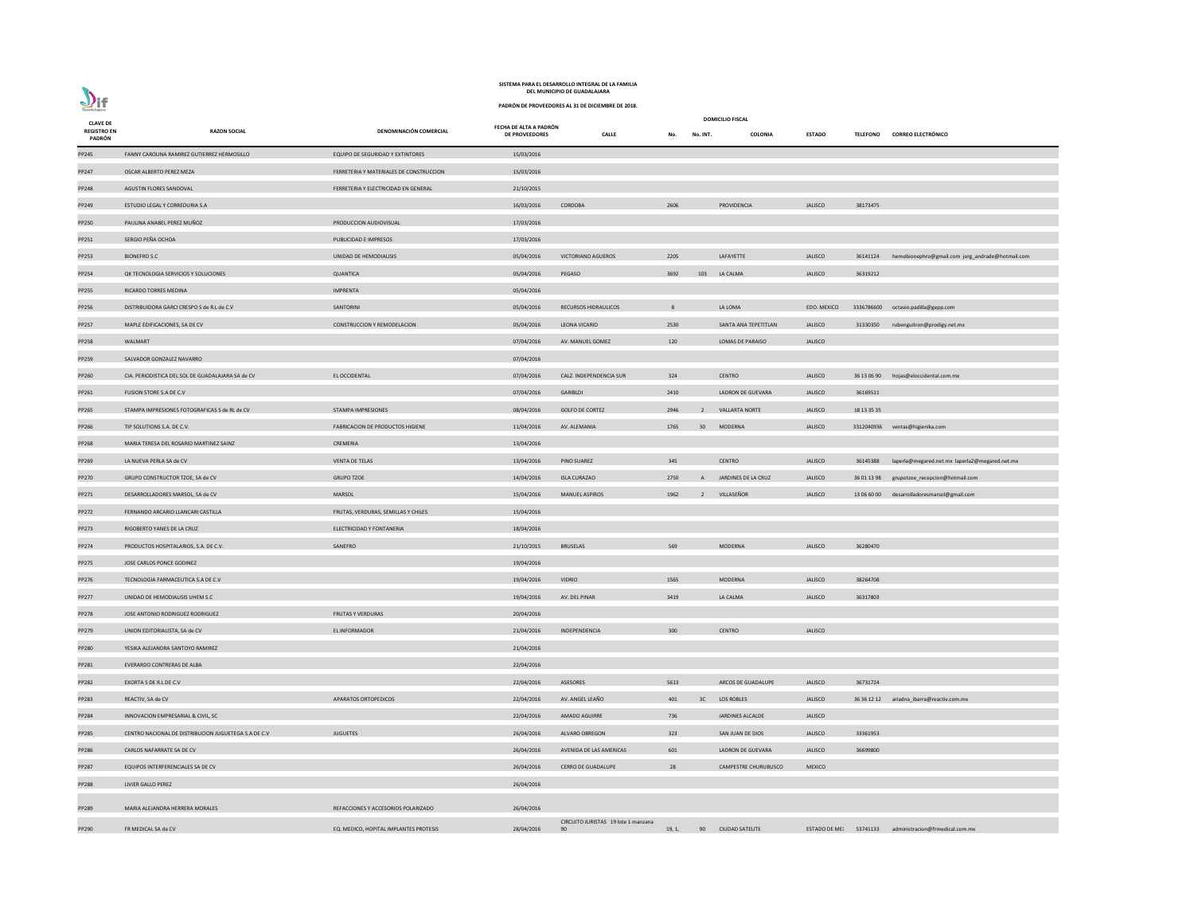**SISTEMA PARA EL DESARROLLO INTEGRAL DE LA FAMILIA DEL MUNICIPIO DE GUADALAJARA**

**PADRÓN DE PROVEEDORES AL 31 DE DICIEMBRE DE 2018.**

| CLAVE DE REGISTRO EN PADRÓN | RAZON SOCIAL | DENOMINACIÓN COMERCIAL | FECHA DE ALTA A PADRÓN DE PROVEEDORES | DOMICILIO FISCAL | | | | | | |
|---|---|---|---|---|---|---|---|---|---|---|
| | | | | CALLE | No. | No. INT. | COLONIA | ESTADO | TELEFONO | CORREO ELECTRÓNICO |
| PP245 | FANNY CAROLINA RAMIREZ GUTIERREZ HERMOSILLO | EQUIPO DE SEGURIDAD Y EXTINTORES | 15/03/2016 | | | | | | | |
| PP247 | OSCAR ALBERTO PEREZ MEZA | FERRETERIA Y MATERIALES DE CONSTRUCCION | 15/03/2016 | | | | | | | |
| PP248 | AGUSTIN FLORES SANDOVAL | FERRETERIA Y ELECTRICIDAD EN GENERAL | 21/10/2015 | | | | | | | |
| PP249 | ESTUDIO LEGAL Y CORREDURIA S.A | | 16/03/2016 | CORDOBA | 2606 | | PROVIDENCIA | JALISCO | 38173475 | |
| PP250 | PAULINA ANABEL PEREZ MUÑOZ | PRODUCCION AUDIOVISUAL | 17/03/2016 | | | | | | | |
| PP251 | SERGIO PEÑA OCHOA | PUBLICIDAD E IMPRESOS | 17/03/2016 | | | | | | | |
| PP253 | BIONEFRO S.C | UNIDAD DE HEMODIALISIS | 05/04/2016 | VICTORIANO AGUEROS | 2205 | | LAFAYETTE | JALISCO | 36141124 | hemobionephro@gmail.com jorg_andrade@hotmail.com |
| PP254 | QK TECNOLOGIA SERVICIOS Y SOLUCIONES | QUANTICA | 05/04/2016 | PEGASO | 3692 | 103 | LA CALMA | JALISCO | 36319212 | |
| PP255 | RICARDO TORRES MEDINA | IMPRENTA | 05/04/2016 | | | | | | | |
| PP256 | DISTRIBUIDORA GARCI CRESPO S de R.L de C.V | SANTORINI | 05/04/2016 | RECURSOS HIDRAULICOS | 8 | | LA LOMA | EDO. MEXICO | 3336786600 | octavio.padilla@gepp.com |
| PP257 | MAPLE EDIFICACIONES, SA DE CV | CONSTRUCCION Y REMODELACION | 05/04/2016 | LEONA VICARIO | 2530 | | SANTA ANA TEPETITLAN | JALISCO | 31330350 | rubenguitron@prodigy.net.mx |
| PP258 | WALMART | | 07/04/2016 | AV. MANUEL GOMEZ | 120 | | LOMAS DE PARAISO | JALISCO | | |
| PP259 | SALVADOR GONZALEZ NAVARRO | | 07/04/2016 | | | | | | | |
| PP260 | CIA. PERIODISTICA DEL SOL DE GUADALAJARA SA de CV | EL OCCIDENTAL | 07/04/2016 | CALZ. INDEPENDENCIA SUR | 324 | | CENTRO | JALISCO | 36 13 06 90 | lrojas@eloccidental.com.mx |
| PP261 | FUSION STORE S.A DE C.V | | 07/04/2016 | GARIBLDI | 2410 | | LADRON DE GUEVARA | JALISCO | 36169511 | |
| PP265 | STAMPA IMPRESIONES FOTOGRAFICAS S de RL de CV | STAMPA IMPRESIONES | 08/04/2016 | GOLFO DE CORTEZ | 2946 | 2 | VALLARTA NORTE | JALISCO | 18 13 35 35 | |
| PP266 | TIP SOLUTIONS S.A. DE C.V. | FABRICACION DE PRODUCTOS HIGIENE | 11/04/2016 | AV. ALEMANIA | 1765 | 30 | MODERNA | JALISCO | 3312040936 | ventas@higienika.com |
| PP268 | MARIA TERESA DEL ROSARIO MARTINEZ SAINZ | CREMERIA | 13/04/2016 | | | | | | | |
| PP269 | LA NUEVA PERLA SA de CV | VENTA DE TELAS | 13/04/2016 | PINO SUAREZ | 345 | | CENTRO | JALISCO | 36145388 | laperla@megared.net.mx laperla2@megared.net.mx |
| PP270 | GRUPO CONSTRUCTOR TZOE, SA de CV | GRUPO TZOE | 14/04/2016 | ISLA CURAZAO | 2750 | A | JARDINES DE LA CRUZ | JALISCO | 36 01 13 98 | grupotzoe_recepcion@hotmail.com |
| PP271 | DESARROLLADORES MARSOL, SA de CV | MARSOL | 15/04/2016 | MANUEL ASPIROS | 1962 | 2 | VILLASEÑOR | JALISCO | 13 06 60 00 | desarrolladoresmarsol@gmail.com |
| PP272 | FERNANDO ARCARIO LLANCARI CASTILLA | FRUTAS, VERDURAS, SEMILLAS Y CHILES | 15/04/2016 | | | | | | | |
| PP273 | RIGOBERTO YANES DE LA CRUZ | ELECTRICIDAD Y FONTANERIA | 18/04/2016 | | | | | | | |
| PP274 | PRODUCTOS HOSPITALARIOS, S.A. DE C.V. | SANEFRO | 21/10/2015 | BRUSELAS | 569 | | MODERNA | JALISCO | 36280470 | |
| PP275 | JOSE CARLOS PONCE GODINEZ | | 19/04/2016 | | | | | | | |
| PP276 | TECNOLOGIA FARMACEUTICA S.A DE C.V | | 19/04/2016 | VIDRIO | 1565 | | MODERNA | JALISCO | 38264708 | |
| PP277 | UNIDAD DE HEMODIALISIS UHEM S.C | | 19/04/2016 | AV. DEL PINAR | 3419 | | LA CALMA | JALISCO | 36317803 | |
| PP278 | JOSE ANTONIO RODRIGUEZ RODRIGUEZ | FRUTAS Y VERDURAS | 20/04/2016 | | | | | | | |
| PP279 | UNION EDITORIALISTA, SA de CV | EL INFORMADOR | 21/04/2016 | INDEPENDENCIA | 300 | | CENTRO | JALISCO | | |
| PP280 | YESIKA ALEJANDRA SANTOYO RAMIREZ | | 21/04/2016 | | | | | | | |
| PP281 | EVERARDO CONTRERAS DE ALBA | | 22/04/2016 | | | | | | | |
| PP282 | EXORTA S DE R.L DE C.V | | 22/04/2016 | ASESORES | 5613 | | ARCOS DE GUADALUPE | JALISCO | 36731724 | |
| PP283 | REACTIV, SA de CV | APARATOS ORTOPEDICOS | 22/04/2016 | AV. ANGEL LEAÑO | 401 | 3C | LOS ROBLES | JALISCO | 36 36 12 12 | ariadna_ibarra@reactiv.com.mx |
| PP284 | INNOVACION EMPRESARIAL & CIVIL, SC | | 22/04/2016 | AMADO AGUIRRE | 736 | | JARDINES ALCALDE | JALISCO | | |
| PP285 | CENTRO NACIONAL DE DISTRIBUCION JUGUETEGA S.A DE C.V | JUGUETES | 26/04/2016 | ALVARO OBREGON | 323 | | SAN JUAN DE DIOS | JALISCO | 33361953 | |
| PP286 | CARLOS NAFARRATE SA DE CV | | 26/04/2016 | AVENIDA DE LAS AMERICAS | 601 | | LADRON DE GUEVARA | JALISCO | 36699800 | |
| PP287 | EQUIPOS INTERFERENCIALES SA DE CV | | 26/04/2016 | CERRO DE GUADALUPE | 28 | | CAMPESTRE CHURUBUSCO | MEXICO | | |
| PP288 | LIVIER GALLO PEREZ | | 26/04/2016 | | | | | | | |
| PP289 | MARIA ALEJANDRA HERRERA MORALES | REFACCIONES Y ACCESORIOS POLARIZADO | 26/04/2016 | | | | | | | |
| PP290 | FR MEDICAL SA de CV | EQ. MEDICO, HOPITAL IMPLANTES PROTESIS | 28/04/2016 | CIRCUITO JURISTAS 19 lote 1 manzana 90 | 19, 1, | 90 | CIUDAD SATELITE | ESTADO DE MEX | 53741133 | administracion@frmedical.com.mx |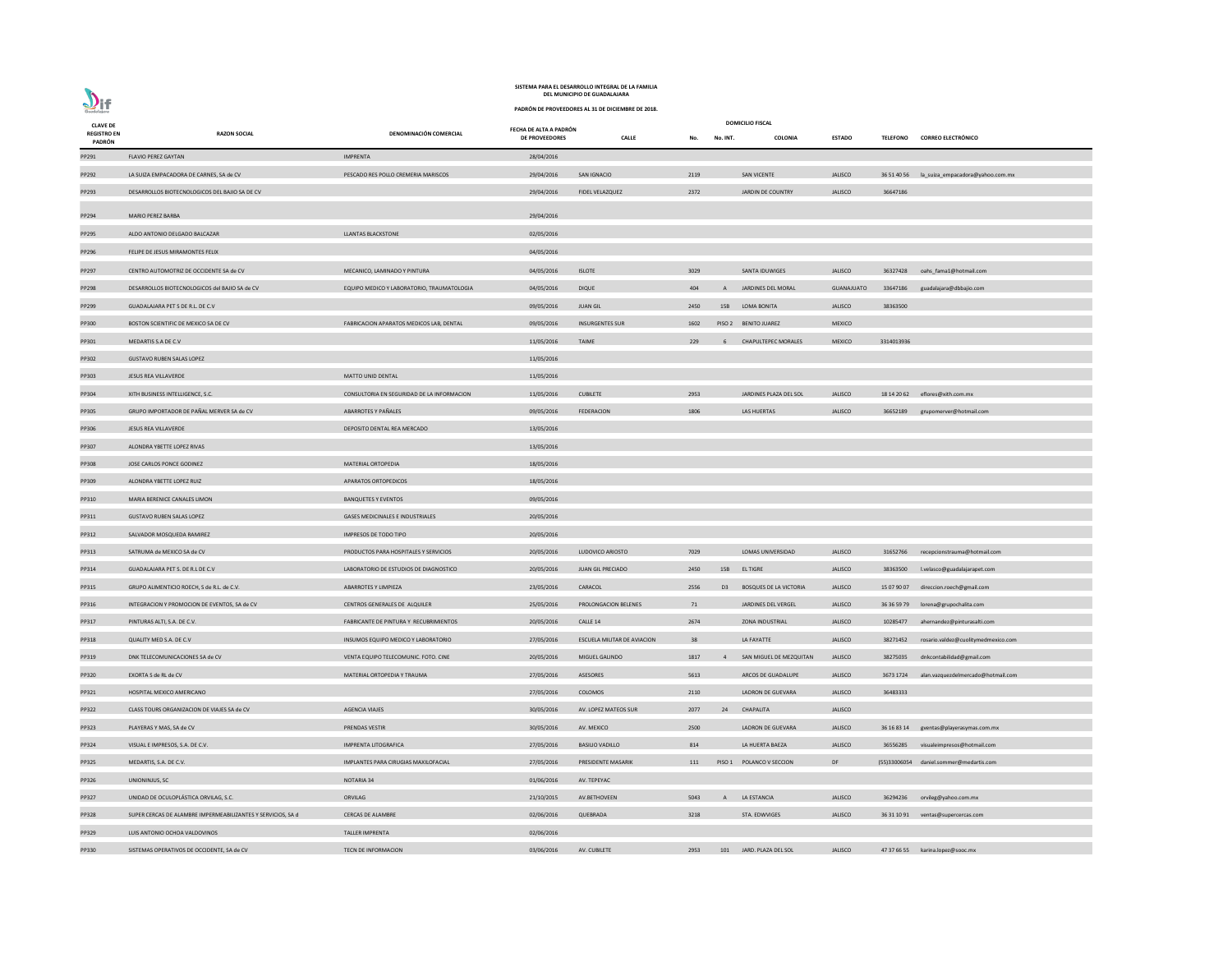SISTEMA PARA EL DESARROLLO INTEGRAL DE LA FAMILIA
DEL MUNICIPIO DE GUADALAJARA

PADRÓN DE PROVEEDORES AL 31 DE DICIEMBRE DE 2018.

| CLAVE DE REGISTRO EN PADRÓN | RAZON SOCIAL | DENOMINACIÓN COMERCIAL | FECHA DE ALTA A PADRÓN DE PROVEEDORES | DOMICILIO FISCAL | | | | | | | |
|---|---|---|---|---|---|---|---|---|---|---|---|
| | | | | CALLE | No. | No. INT. | COLONIA | ESTADO | TELEFONO | CORREO ELECTRÓNICO |
| PP291 | FLAVIO PEREZ GAYTAN | IMPRENTA | 28/04/2016 | | | | | | | |
| PP292 | LA SUIZA EMPACADORA DE CARNES, SA de CV | PESCADO RES POLLO CREMERIA MARISCOS | 29/04/2016 | SAN IGNACIO | 2119 | | SAN VICENTE | JALISCO | 36 51 40 56 | la_suiza_empacadora@yahoo.com.mx |
| PP293 | DESARROLLOS BIOTECNOLOGICOS DEL BAJIO SA DE CV | | 29/04/2016 | FIDEL VELAZQUEZ | 2372 | | JARDIN DE COUNTRY | JALISCO | 36647186 | |
| PP294 | MARIO PEREZ BARBA | | 29/04/2016 | | | | | | | |
| PP295 | ALDO ANTONIO DELGADO BALCAZAR | LLANTAS BLACKSTONE | 02/05/2016 | | | | | | | |
| PP296 | FELIPE DE JESUS MIRAMONTES FELIX | | 04/05/2016 | | | | | | | |
| PP297 | CENTRO AUTOMOTRIZ DE OCCIDENTE SA de CV | MECANICO, LAMINADO Y PINTURA | 04/05/2016 | ISLOTE | 3029 | | SANTA IDUWIGES | JALISCO | 36327428 | oahs_fama1@hotmail.com |
| PP298 | DESARROLLOS BIOTECNOLOGICOS del BAJIO SA de CV | EQUIPO MEDICO Y LABORATORIO, TRAUMATOLOGIA | 04/05/2016 | DIQUE | 404 | A | JARDINES DEL MORAL | GUANAJUATO | 33647186 | guadalajara@dbbajio.com |
| PP299 | GUADALAJARA PET S DE R.L. DE C.V | | 09/05/2016 | JUAN GIL | 2450 | 15B | LOMA BONITA | JALISCO | 38363500 | |
| PP300 | BOSTON SCIENTIFIC DE MEXICO SA DE CV | FABRICACION APARATOS MEDICOS LAB, DENTAL | 09/05/2016 | INSURGENTES SUR | 1602 | PISO 2 | BENITO JUAREZ | MEXICO | | |
| PP301 | MEDARTIS S.A DE C.V | | 11/05/2016 | TAIME | 229 | 6 | CHAPULTEPEC MORALES | MEXICO | 3314013936 | |
| PP302 | GUSTAVO RUBEN SALAS LOPEZ | | 11/05/2016 | | | | | | | |
| PP303 | JESUS REA VILLAVERDE | MATTO UNID DENTAL | 11/05/2016 | | | | | | | |
| PP304 | XITH BUSINESS INTELLIGENCE, S.C. | CONSULTORIA EN SEGURIDAD DE LA INFORMACION | 11/05/2016 | CUBILETE | 2953 | | JARDINES PLAZA DEL SOL | JALISCO | 18 14 20 62 | eflores@xith.com.mx |
| PP305 | GRUPO IMPORTADOR DE PAÑAL MERVER SA de CV | ABARROTES Y PAÑALES | 09/05/2016 | FEDERACION | 1806 | | LAS HUERTAS | JALISCO | 36652189 | grupomerver@hotmail.com |
| PP306 | JESUS REA VILLAVERDE | DEPOSITO DENTAL REA MERCADO | 13/05/2016 | | | | | | | |
| PP307 | ALONDRA YBETTE LOPEZ RIVAS | | 13/05/2016 | | | | | | | |
| PP308 | JOSE CARLOS PONCE GODINEZ | MATERIAL ORTOPEDIA | 18/05/2016 | | | | | | | |
| PP309 | ALONDRA YBETTE LOPEZ RUIZ | APARATOS ORTOPEDICOS | 18/05/2016 | | | | | | | |
| PP310 | MARIA BERENICE CANALES LIMON | BANQUETES Y EVENTOS | 09/05/2016 | | | | | | | |
| PP311 | GUSTAVO RUBEN SALAS LOPEZ | GASES MEDICINALES E INDUSTRIALES | 20/05/2016 | | | | | | | |
| PP312 | SALVADOR MOSQUEDA RAMIREZ | IMPRESOS DE TODO TIPO | 20/05/2016 | | | | | | | |
| PP313 | SATRUMA de MEXICO SA de CV | PRODUCTOS PARA HOSPITALES Y SERVICIOS | 20/05/2016 | LUDOVICO ARIOSTO | 7029 | | LOMAS UNIVERSIDAD | JALISCO | 31652766 | recepcionstrauma@hotmail.com |
| PP314 | GUADALAJARA PET S. DE R.L DE C.V | LABORATORIO DE ESTUDIOS DE DIAGNOSTICO | 20/05/2016 | JUAN GIL PRECIADO | 2450 | 15B | EL TIGRE | JALISCO | 38363500 | l.velasco@guadalajarapet.com |
| PP315 | GRUPO ALIMENTICIO ROECH, S de R.L. de C.V. | ABARROTES Y LIMPIEZA | 23/05/2016 | CARACOL | 2556 | D3 | BOSQUES DE LA VICTORIA | JALISCO | 15 07 90 07 | direccion.roech@gmail.com |
| PP316 | INTEGRACION Y PROMOCION DE EVENTOS, SA de CV | CENTROS GENERALES DE ALQUILER | 25/05/2016 | PROLONGACION BELENES | 71 | | JARDINES DEL VERGEL | JALISCO | 36 36 59 79 | lorena@grupochalita.com |
| PP317 | PINTURAS ALTI, S.A. DE C.V. | FABRICANTE DE PINTURA Y RECUBRIMIENTOS | 20/05/2016 | CALLE 14 | 2674 | | ZONA INDUSTRIAL | JALISCO | 10285477 | ahernandez@pinturasalti.com |
| PP318 | QUALITY MED S.A. DE C.V | INSUMOS EQUIPO MEDICO Y LABORATORIO | 27/05/2016 | ESCUELA MILITAR DE AVIACION | 38 | | LA FAYATTE | JALISCO | 38271452 | rosario.valdez@cuolitymedmexico.com |
| PP319 | DNK TELECOMUNICACIONES SA de CV | VENTA EQUIPO TELECOMUNIC. FOTO. CINE | 20/05/2016 | MIGUEL GALINDO | 1817 | 4 | SAN MIGUEL DE MEZQUITAN | JALISCO | 38275035 | dnkcontabilidad@gmail.com |
| PP320 | EXORTA S de RL de CV | MATERIAL ORTOPEDIA Y TRAUMA | 27/05/2016 | ASESORES | 5613 | | ARCOS DE GUADALUPE | JALISCO | 3673 1724 | alan.vazquezdelmercado@hotmail.com |
| PP321 | HOSPITAL MEXICO AMERICANO | | 27/05/2016 | COLOMOS | 2110 | | LADRON DE GUEVARA | JALISCO | 36483333 | |
| PP322 | CLASS TOURS ORGANIZACION DE VIAJES SA de CV | AGENCIA VIAJES | 30/05/2016 | AV. LOPEZ MATEOS SUR | 2077 | 24 | CHAPALITA | JALISCO | | |
| PP323 | PLAYERAS Y MAS, SA de CV | PRENDAS VESTIR | 30/05/2016 | AV. MEXICO | 2500 | | LADRON DE GUEVARA | JALISCO | 36 16 83 14 | gventas@playerasymas.com.mx |
| PP324 | VISUAL E IMPRESOS, S.A. DE C.V. | IMPRENTA LITOGRAFICA | 27/05/2016 | BASILIO VADILLO | 814 | | LA HUERTA BAEZA | JALISCO | 36556285 | visualeimpresos@hotmail.com |
| PP325 | MEDARTIS, S.A. DE C.V. | IMPLANTES PARA CIRUGIAS MAXILOFACIAL | 27/05/2016 | PRESIDENTE MASARIK | 111 | PISO 1 | POLANCO V SECCION | DF | (55)33006054 | daniel.sommer@medartis.com |
| PP326 | UNIONINJUS, SC | NOTARIA 34 | 01/06/2016 | AV. TEPEYAC | | | | | | |
| PP327 | UNIDAD DE OCULOPLÁSTICA ORVILAG, S.C. | ORVILAG | 21/10/2015 | AV.BETHOVEEN | 5043 | A | LA ESTANCIA | JALISCO | 36294236 | orvileg@yahoo.com.mx |
| PP328 | SUPER CERCAS DE ALAMBRE IMPERMEABILIZANTES Y SERVICIOS, SA d | CERCAS DE ALAMBRE | 02/06/2016 | QUEBRADA | 3218 | | STA. EDWVIGES | JALISCO | 36 31 10 91 | ventas@supercercas.com |
| PP329 | LUIS ANTONIO OCHOA VALDOVINOS | TALLER IMPRENTA | 02/06/2016 | | | | | | | |
| PP330 | SISTEMAS OPERATIVOS DE OCCIDENTE, SA de CV | TECN DE INFORMACION | 03/06/2016 | AV. CUBILETE | 2953 | 101 | JARD. PLAZA DEL SOL | JALISCO | 47 37 66 55 | karina.lopez@sooc.mx |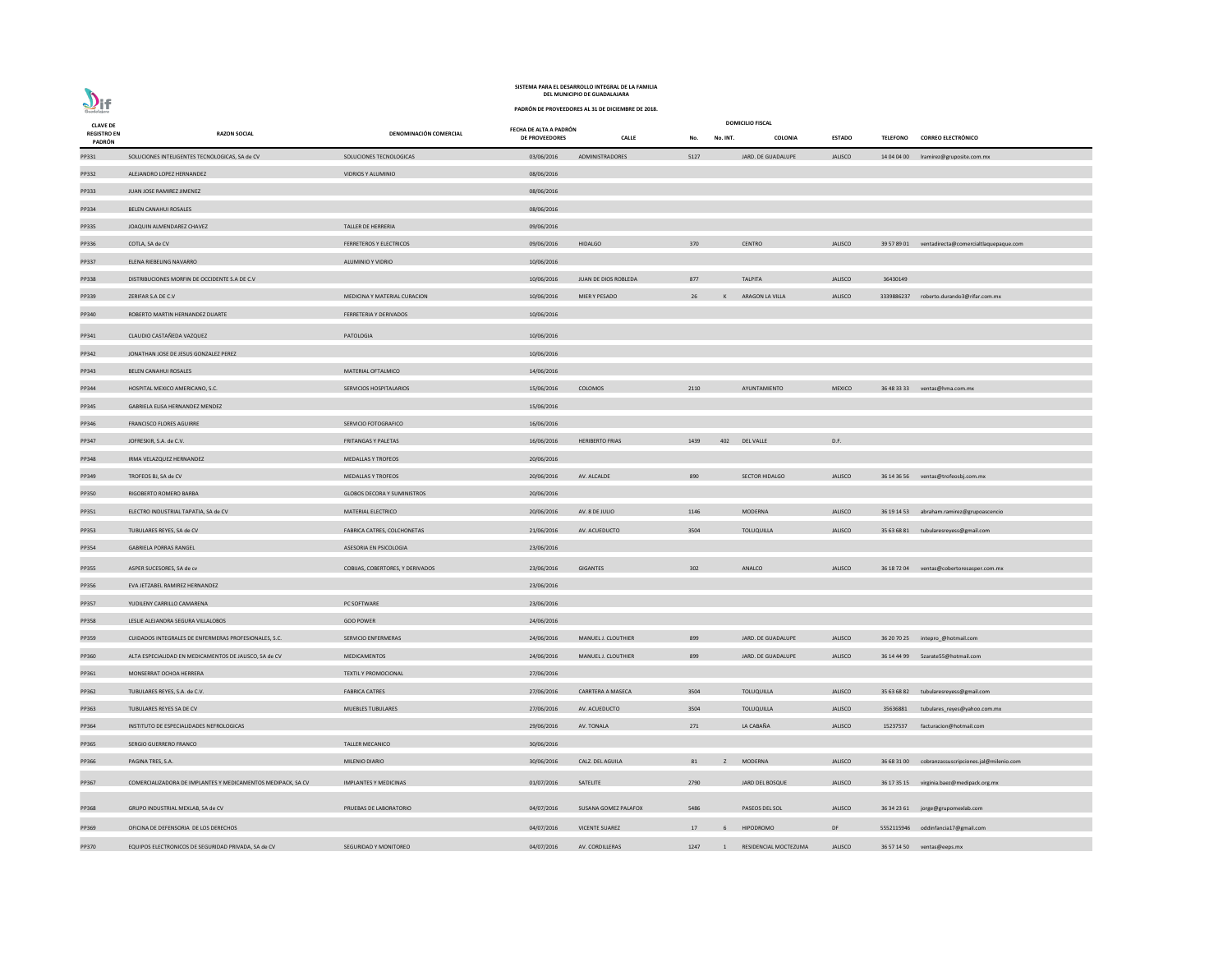SISTEMA PARA EL DESARROLLO INTEGRAL DE LA FAMILIA
DEL MUNICIPIO DE GUADALAJARA

PADRÓN DE PROVEEDORES AL 31 DE DICIEMBRE DE 2018.

| CLAVE DE REGISTRO EN PADRÓN | RAZON SOCIAL | DENOMINACIÓN COMERCIAL | FECHA DE ALTA A PADRÓN DE PROVEEDORES | DOMICILIO FISCAL | | | | | | |
|---|---|---|---|---|---|---|---|---|---|---|
| | | | | CALLE | No. | No. INT. | COLONIA | ESTADO | TELEFONO | CORREO ELECTRÓNICO |
| PP331 | SOLUCIONES INTELIGENTES TECNOLOGICAS, SA de CV | SOLUCIONES TECNOLOGICAS | 03/06/2016 | ADMINISTRADORES | 5127 | | JARD. DE GUADALUPE | JALISCO | 14 04 04 00 | lramirez@gruposite.com.mx |
| PP332 | ALEJANDRO LOPEZ HERNANDEZ | VIDRIOS Y ALUMINIO | 08/06/2016 | | | | | | | |
| PP333 | JUAN JOSE RAMIREZ JIMENEZ | | 08/06/2016 | | | | | | | |
| PP334 | BELEN CANAHUI ROSALES | | 08/06/2016 | | | | | | | |
| PP335 | JOAQUIN ALMENDAREZ CHAVEZ | TALLER DE HERRERIA | 09/06/2016 | | | | | | | |
| PP336 | COTLA, SA de CV | FERRETEROS Y ELECTRICOS | 09/06/2016 | HIDALGO | 370 | | CENTRO | JALISCO | 39 57 89 01 | ventadirecta@comercialtlaquepaque.com |
| PP337 | ELENA RIEBELING NAVARRO | ALUMINIO Y VIDRIO | 10/06/2016 | | | | | | | |
| PP338 | DISTRIBUCIONES MORFIN DE OCCIDENTE S.A DE C.V | | 10/06/2016 | JUAN DE DIOS ROBLEDA | 877 | | TALPITA | JALISCO | 36430149 | |
| PP339 | ZERIFAR S.A DE C.V | MEDICINA Y MATERIAL CURACION | 10/06/2016 | MIER Y PESADO | 26 | K | ARAGON LA VILLA | JALISCO | 3339886237 | roberto.durando3@rifar.com.mx |
| PP340 | ROBERTO MARTIN HERNANDEZ DUARTE | FERRETERIA Y DERIVADOS | 10/06/2016 | | | | | | | |
| PP341 | CLAUDIO CASTAÑEDA VAZQUEZ | PATOLOGIA | 10/06/2016 | | | | | | | |
| PP342 | JONATHAN JOSE DE JESUS GONZALEZ PEREZ | | 10/06/2016 | | | | | | | |
| PP343 | BELEN CANAHUI ROSALES | MATERIAL OFTALMICO | 14/06/2016 | | | | | | | |
| PP344 | HOSPITAL MEXICO AMERICANO, S.C. | SERVICIOS HOSPITALARIOS | 15/06/2016 | COLOMOS | 2110 | | AYUNTAMIENTO | MEXICO | 36 48 33 33 | ventas@hma.com.mx |
| PP345 | GABRIELA ELISA HERNANDEZ MENDEZ | | 15/06/2016 | | | | | | | |
| PP346 | FRANCISCO FLORES AGUIRRE | SERVICIO FOTOGRAFICO | 16/06/2016 | | | | | | | |
| PP347 | JOFRESKIR, S.A. de C.V. | FRITANGAS Y PALETAS | 16/06/2016 | HERIBERTO FRIAS | 1439 | 402 | DEL VALLE | D.F. | | |
| PP348 | IRMA VELAZQUEZ HERNANDEZ | MEDALLAS Y TROFEOS | 20/06/2016 | | | | | | | |
| PP349 | TROFEOS BJ, SA de CV | MEDALLAS Y TROFEOS | 20/06/2016 | AV. ALCALDE | 890 | | SECTOR HIDALGO | JALISCO | 36 14 36 56 | ventas@trofeosbj.com.mx |
| PP350 | RIGOBERTO ROMERO BARBA | GLOBOS DECORA Y SUMINISTROS | 20/06/2016 | | | | | | | |
| PP351 | ELECTRO INDUSTRIAL TAPATIA, SA de CV | MATERIAL ELECTRICO | 20/06/2016 | AV. 8 DE JULIO | 1146 | | MODERNA | JALISCO | 36 19 14 53 | abraham.ramirez@grupoascencio |
| PP353 | TUBULARES REYES, SA de CV | FABRICA CATRES, COLCHONETAS | 21/06/2016 | AV. ACUEDUCTO | 3504 | | TOLUQUILLA | JALISCO | 35 63 68 81 | tubularesreyess@gmail.com |
| PP354 | GABRIELA PORRAS RANGEL | ASESORIA EN PSICOLOGIA | 23/06/2016 | | | | | | | |
| PP355 | ASPER SUCESORES, SA de cv | COBIJAS, COBERTORES, Y DERIVADOS | 23/06/2016 | GIGANTES | 302 | | ANALCO | JALISCO | 36 18 72 04 | ventas@cobertoresasper.com.mx |
| PP356 | EVA JETZABEL RAMIREZ HERNANDEZ | | 23/06/2016 | | | | | | | |
| PP357 | YUDILENY CARRILLO CAMARENA | PC SOFTWARE | 23/06/2016 | | | | | | | |
| PP358 | LESLIE ALEJANDRA SEGURA VILLALOBOS | GOO POWER | 24/06/2016 | | | | | | | |
| PP359 | CUIDADOS INTEGRALES DE ENFERMERAS PROFESIONALES, S.C. | SERVICIO ENFERMERAS | 24/06/2016 | MANUEL J. CLOUTHIER | 899 | | JARD. DE GUADALUPE | JALISCO | 36 20 70 25 | intepro_@hotmail.com |
| PP360 | ALTA ESPECIALIDAD EN MEDICAMENTOS DE JALISCO, SA de CV | MEDICAMENTOS | 24/06/2016 | MANUEL J. CLOUTHIER | 899 | | JARD. DE GUADALUPE | JALISCO | 36 14 44 99 | Szarate55@hotmail.com |
| PP361 | MONSERRAT OCHOA HERRERA | TEXTIL Y PROMOCIONAL | 27/06/2016 | | | | | | | |
| PP362 | TUBULARES REYES, S.A. de C.V. | FABRICA CATRES | 27/06/2016 | CARRTERA A MASECA | 3504 | | TOLUQUILLA | JALISCO | 35 63 68 82 | tubularesreyess@gmail.com |
| PP363 | TUBULARES REYES SA DE CV | MUEBLES TUBULARES | 27/06/2016 | AV. ACUEDUCTO | 3504 | | TOLUQUILLA | JALISCO | 35636881 | tubulares_reyes@yahoo.com.mx |
| PP364 | INSTITUTO DE ESPECIALIDADES NEFROLOGICAS | | 29/06/2016 | AV. TONALA | 271 | | LA CABAÑA | JALISCO | 15237537 | facturacion@hotmail.com |
| PP365 | SERGIO GUERRERO FRANCO | TALLER MECANICO | 30/06/2016 | | | | | | | |
| PP366 | PAGINA TRES, S.A. | MILENIO DIARIO | 30/06/2016 | CALZ. DEL AGUILA | 81 | Z | MODERNA | JALISCO | 36 68 31 00 | cobranzassuscripciones.jal@milenio.com |
| PP367 | COMERCIALIZADORA DE IMPLANTES Y MEDICAMENTOS MEDIPACK, SA CV | IMPLANTES Y MEDICINAS | 01/07/2016 | SATELITE | 2790 | | JARD DEL BOSQUE | JALISCO | 36 17 35 15 | virginia.baez@medipack.org.mx |
| PP368 | GRUPO INDUSTRIAL MEXLAB, SA de CV | PRUEBAS DE LABORATORIO | 04/07/2016 | SUSANA GOMEZ PALAFOX | 5486 | | PASEOS DEL SOL | JALISCO | 36 34 23 61 | jorge@grupomexlab.com |
| PP369 | OFICINA DE DEFENSORIA DE LOS DERECHOS | | 04/07/2016 | VICENTE SUAREZ | 17 | 6 | HIPODROMO | DF | 5552115946 | oddinfancia17@gmail.com |
| PP370 | EQUIPOS ELECTRONICOS DE SEGURIDAD PRIVADA, SA de CV | SEGURIDAD Y MONITOREO | 04/07/2016 | AV. CORDILLERAS | 1247 | 1 | RESIDENCIAL MOCTEZUMA | JALISCO | 36 57 14 50 | ventas@eeps.mx |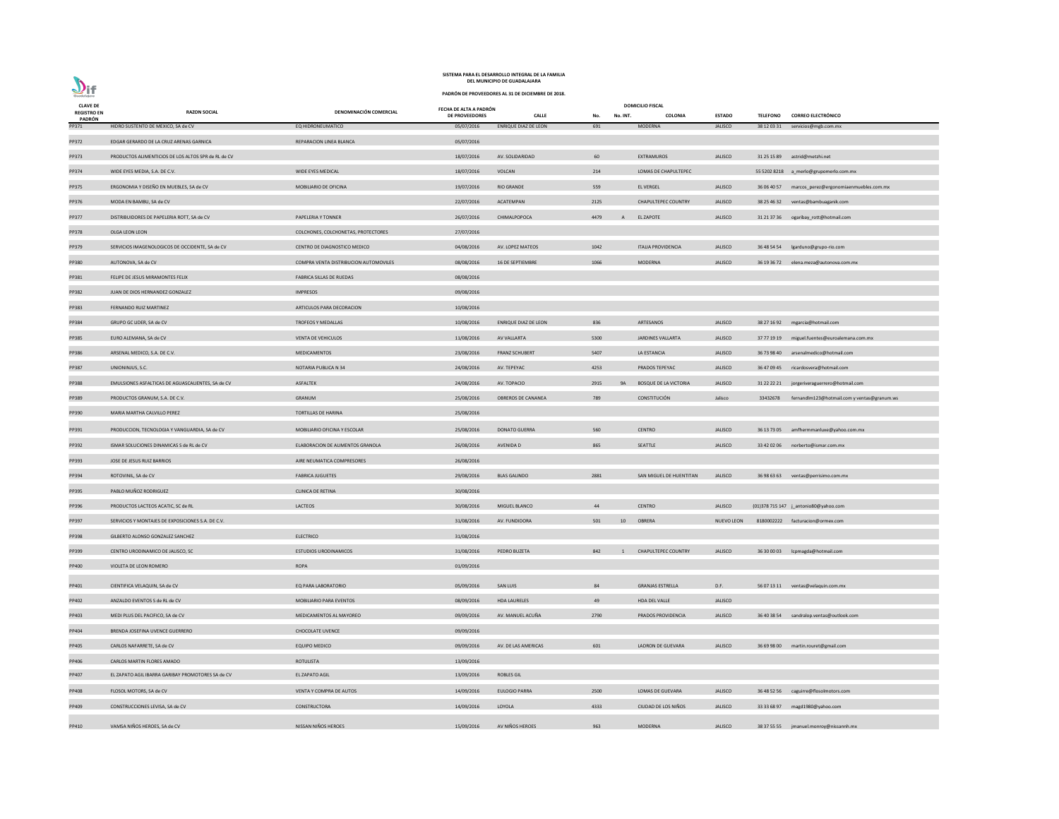**SISTEMA PARA EL DESARROLLO INTEGRAL DE LA FAMILIA DEL MUNICIPIO DE GUADALAJARA**

**PADRÓN DE PROVEEDORES AL 31 DE DICIEMBRE DE 2018.**

| CLAVE DE REGISTRO EN PADRÓN | RAZON SOCIAL | DENOMINACIÓN COMERCIAL | FECHA DE ALTA A PADRÓN DE PROVEEDORES | DOMICILIO FISCAL CALLE | No. | No. INT. | COLONIA | ESTADO | TELEFONO | CORREO ELECTRÓNICO |
|---|---|---|---|---|---|---|---|---|---|---|
| PP371 | HIDRO SUSTENTO DE MEXICO, SA de CV | EQ HIDRONEUMATICO | 05/07/2016 | ENRIQUE DIAZ DE LEON | 691 | | MODERNA | JALISCO | 38 12 03 31 | servicios@mgb.com.mx |
| PP372 | EDGAR GERARDO DE LA CRUZ ARENAS GARNICA | REPARACION LINEA BLANCA | 05/07/2016 | | | | | | | |
| PP373 | PRODUCTOS ALIMENTICIOS DE LOS ALTOS SPR de RL de CV | | 18/07/2016 | AV. SOLIDARIDAD | 60 | | EXTRAMUROS | JALISCO | 31 25 15 89 | astrid@metzhi.net |
| PP374 | WIDE EYES MEDIA, S.A. DE C.V. | WIDE EYES MEDICAL | 18/07/2016 | VOLCAN | 214 | | LOMAS DE CHAPULTEPEC | | 55 5202 8218 | a_merlo@grupomerlo.com.mx |
| PP375 | ERGONOMIA Y DISEÑO EN MUEBLES, SA de CV | MOBILIARIO DE OFICINA | 19/07/2016 | RIO GRANDE | 559 | | EL VERGEL | JALISCO | 36 06 40 57 | marcos_perez@ergonomiaenmuebles.com.mx |
| PP376 | MODA EN BAMBU, SA de CV | | 22/07/2016 | ACATEMPAN | 2125 | | CHAPULTEPEC COUNTRY | JALISCO | 38 25 46 32 | ventas@bambuaganik.com |
| PP377 | DISTRIBUIDORES DE PAPELERIA ROTT, SA de CV | PAPELERIA Y TONNER | 26/07/2016 | CHIMALPOPOCA | 4479 | A | EL ZAPOTE | JALISCO | 31 21 37 36 | ogaribay_rott@hotmail.com |
| PP378 | OLGA LEON LEON | COLCHONES, COLCHONETAS, PROTECTORES | 27/07/2016 | | | | | | | |
| PP379 | SERVICIOS IMAGENOLOGICOS DE OCCIDENTE, SA de CV | CENTRO DE DIAGNOSTICO MEDICO | 04/08/2016 | AV. LOPEZ MATEOS | 1042 | | ITALIA PROVIDENCIA | JALISCO | 36 48 54 54 | lgarduno@grupo-rio.com |
| PP380 | AUTONOVA, SA de CV | COMPRA VENTA DISTRIBUCION AUTOMOVILES | 08/08/2016 | 16 DE SEPTIEMBRE | 1066 | | MODERNA | JALISCO | 36 19 36 72 | elena.meza@autonova.com.mx |
| PP381 | FELIPE DE JESUS MIRAMONTES FELIX | FABRICA SILLAS DE RUEDAS | 08/08/2016 | | | | | | | |
| PP382 | JUAN DE DIOS HERNANDEZ GONZALEZ | IMPRESOS | 09/08/2016 | | | | | | | |
| PP383 | FERNANDO RUIZ MARTINEZ | ARTICULOS PARA DECORACION | 10/08/2016 | | | | | | | |
| PP384 | GRUPO GC LIDER, SA de CV | TROFEOS Y MEDALLAS | 10/08/2016 | ENRIQUE DIAZ DE LEON | 836 | | ARTESANOS | JALISCO | 38 27 16 92 | mgarcia@hotmail.com |
| PP385 | EURO ALEMANA, SA de CV | VENTA DE VEHICULOS | 11/08/2016 | AV VALLARTA | 5300 | | JARDINES VALLARTA | JALISCO | 37 77 19 19 | miguel.fuentes@euroalemana.com.mx |
| PP386 | ARSENAL MEDICO, S.A. DE C.V. | MEDICAMENTOS | 23/08/2016 | FRANZ SCHUBERT | 5407 | | LA ESTANCIA | JALISCO | 36 73 98 40 | arsenalmedico@hotmail.com |
| PP387 | UNIONINJUS, S.C. | NOTARIA PUBLICA N 34 | 24/08/2016 | AV. TEPEYAC | 4253 | | PRADOS TEPEYAC | JALISCO | 36 47 09 45 | ricardosvera@hotmail.com |
| PP388 | EMULSIONES ASFALTICAS DE AGUASCALIENTES, SA de CV | ASFALTEK | 24/08/2016 | AV. TOPACIO | 2915 | 9A | BOSQUE DE LA VICTORIA | JALISCO | 31 22 22 21 | jorgeriveraguerrero@hotmail.com |
| PP389 | PRODUCTOS GRANUM, S.A. DE C.V. | GRANUM | 25/08/2016 | OBREROS DE CANANEA | 789 | | CONSTITUCIÓN | Jalisco | 33432678 | fernandlm123@hotmail.com y ventas@granum.ws |
| PP390 | MARIA MARTHA CALVILLO PEREZ | TORTILLAS DE HARINA | 25/08/2016 | | | | | | | |
| PP391 | PRODUCCION, TECNOLOGIA Y VANGUARDIA, SA de CV | MOBILIARIO OFICINA Y ESCOLAR | 25/08/2016 | DONATO GUERRA | 560 | | CENTRO | JALISCO | 36 13 73 05 | amfhermmanluxe@yahoo.com.mx |
| PP392 | ISMAR SOLUCIONES DINAMICAS S de RL de CV | ELABORACION DE ALIMENTOS GRANOLA | 26/08/2016 | AVENIDA D | 865 | | SEATTLE | JALISCO | 33 42 02 06 | norberto@ismar.com.mx |
| PP393 | JOSE DE JESUS RUIZ BARRIOS | AIRE NEUMATICA COMPRESORES | 26/08/2016 | | | | | | | |
| PP394 | ROTOVINIL, SA de CV | FABRICA JUGUETES | 29/08/2016 | BLAS GALINDO | 2881 | | SAN MIGUEL DE HUENTITAN | JALISCO | 36 98 63 63 | ventas@perrisimo.com.mx |
| PP395 | PABLO MUÑOZ RODRIGUEZ | CLINICA DE RETINA | 30/08/2016 | | | | | | | |
| PP396 | PRODUCTOS LACTEOS ACATIC, SC de RL | LACTEOS | 30/08/2016 | MIGUEL BLANCO | 44 | | CENTRO | JALISCO | (01)378 715 147 | j_antonio80@yahoo.com |
| PP397 | SERVICIOS Y MONTAJES DE EXPOSICIONES S.A. DE C.V. | | 31/08/2016 | AV. FUNDIDORA | 501 | 10 | OBRERA | NUEVO LEON | 8180002222 | facturacion@ormex.com |
| PP398 | GILBERTO ALONSO GONZALEZ SANCHEZ | ELECTRICO | 31/08/2016 | | | | | | | |
| PP399 | CENTRO URODINAMICO DE JALISCO, SC | ESTUDIOS URODINAMICOS | 31/08/2016 | PEDRO BUZETA | 842 | 1 | CHAPULTEPEC COUNTRY | JALISCO | 36 30 00 03 | lcpmagda@hotmail.com |
| PP400 | VIOLETA DE LEON ROMERO | ROPA | 01/09/2016 | | | | | | | |
| PP401 | CIENTIFICA VELAQUIN, SA de CV | EQ PARA LABORATORIO | 05/09/2016 | SAN LUIS | 84 | | GRANJAS ESTRELLA | D.F. | 56 07 13 11 | ventas@velaquin.com.mx |
| PP402 | ANZALDO EVENTOS S de RL de CV | MOBILIARIO PARA EVENTOS | 08/09/2016 | HDA LAURELES | 49 | | HDA DEL VALLE | JALISCO | | |
| PP403 | MEDI PLUS DEL PACIFICO, SA de CV | MEDICAMENTOS AL MAYOREO | 09/09/2016 | AV. MANUEL ACUÑA | 2790 | | PRADOS PROVIDENCIA | JALISCO | 36 40 38 54 | sandralop.ventas@outlook.com |
| PP404 | BRENDA JOSEFINA UVENCE GUERRERO | CHOCOLATE UVENCE | 09/09/2016 | | | | | | | |
| PP405 | CARLOS NAFARRETE, SA de CV | EQUIPO MEDICO | 09/09/2016 | AV. DE LAS AMERICAS | 601 | | LADRON DE GUEVARA | JALISCO | 36 69 98 00 | martin.rouret@gmail.com |
| PP406 | CARLOS MARTIN FLORES AMADO | ROTULISTA | 13/09/2016 | | | | | | | |
| PP407 | EL ZAPATO AGIL IBARRA GARIBAY PROMOTORES SA de CV | EL ZAPATO AGIL | 13/09/2016 | ROBLES GIL | | | | | | |
| PP408 | FLOSOL MOTORS, SA de CV | VENTA Y COMPRA DE AUTOS | 14/09/2016 | EULOGIO PARRA | 2500 | | LOMAS DE GUEVARA | JALISCO | 36 48 52 56 | caguirre@flosolmotors.com |
| PP409 | CONSTRUCCIONES LEVISA, SA de CV | CONSTRUCTORA | 14/09/2016 | LOYOLA | 4333 | | CIUDAD DE LOS NIÑOS | JALISCO | 33 33 68 97 | magd1980@yahoo.com |
| PP410 | VAMSA NIÑOS HEROES, SA de CV | NISSAN NIÑOS HEROES | 15/09/2016 | AV NIÑOS HEROES | 963 | | MODERNA | JALISCO | 38 37 55 55 | jmanuel.monroy@nissannh.mx |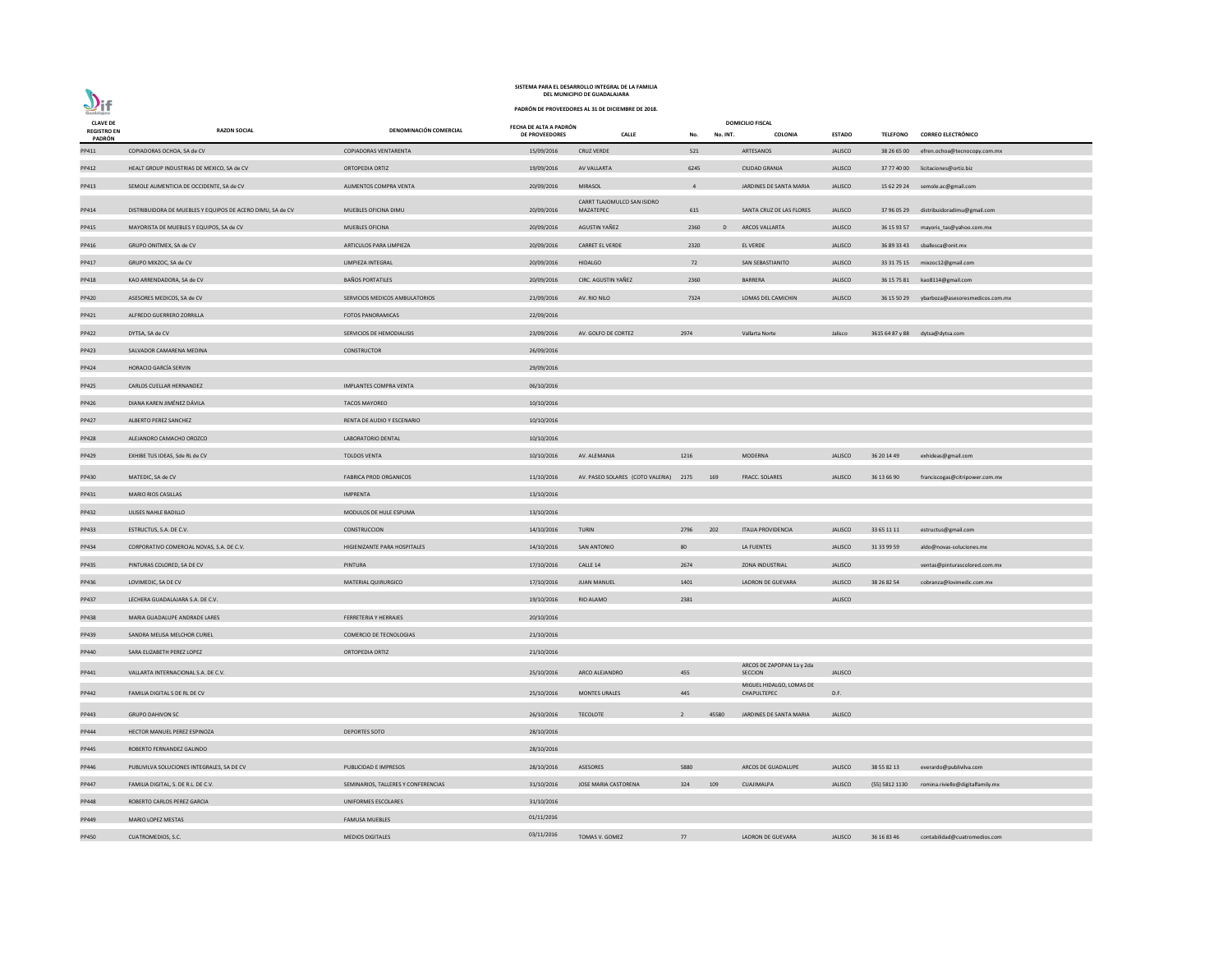**SISTEMA PARA EL DESARROLLO INTEGRAL DE LA FAMILIA DEL MUNICIPIO DE GUADALAJARA**

**PADRÓN DE PROVEEDORES AL 31 DE DICIEMBRE DE 2018.**

| CLAVE DE REGISTRO EN PADRÓN | RAZON SOCIAL | DENOMINACIÓN COMERCIAL | FECHA DE ALTA A PADRÓN DE PROVEEDORES | DOMICILIO FISCAL CALLE | No. | No. INT. | COLONIA | ESTADO | TELEFONO | CORREO ELECTRÓNICO |
|---|---|---|---|---|---|---|---|---|---|---|
| PP411 | COPIADORAS OCHOA, SA de CV | COPIADORAS VENTARENTA | 15/09/2016 | CRUZ VERDE | 521 | | ARTESANOS | JALISCO | 38 26 65 00 | efren.ochoa@tecnocopy.com.mx |
| PP412 | HEALT GROUP INDUSTRIAS DE MEXICO, SA de CV | ORTOPEDIA ORTIZ | 19/09/2016 | AV VALLARTA | 6245 | | CIUDAD GRANJA | JALISCO | 37 77 40 00 | licitaciones@ortiz.biz |
| PP413 | SEMOLE ALIMENTICIA DE OCCIDENTE, SA de CV | ALIMENTOS COMPRA VENTA | 20/09/2016 | MIRASOL | 4 | | JARDINES DE SANTA MARIA | JALISCO | 15 62 29 24 | semole.ac@gmail.com |
| PP414 | DISTRIBUIDORA DE MUEBLES Y EQUIPOS DE ACERO DIMU, SA de CV | MUEBLES OFICINA DIMU | 20/09/2016 | CARRT TLAJOMULCO SAN ISIDRO MAZATEPEC | 615 | | SANTA CRUZ DE LAS FLORES | JALISCO | 37 96 05 29 | distribuidoradimu@gmail.com |
| PP415 | MAYORISTA DE MUEBLES Y EQUIPOS, SA de CV | MUEBLES OFICINA | 20/09/2016 | AGUSTIN YAÑEZ | 2360 | D | ARCOS VALLARTA | JALISCO | 36 15 93 57 | mayoris_tas@yahoo.com.mx |
| PP416 | GRUPO ONITMEX, SA de CV | ARTICULOS PARA LIMPIEZA | 20/09/2016 | CARRET EL VERDE | 2320 | | EL VERDE | JALISCO | 36 89 33 43 | sballesca@onit.mx |
| PP417 | GRUPO MIXZOC, SA de CV | LIMPIEZA INTEGRAL | 20/09/2016 | HIDALGO | 72 | | SAN SEBASTIANITO | JALISCO | 33 31 75 15 | mixzoc12@gmail.com |
| PP418 | KAO ARRENDADORA, SA de CV | BAÑOS PORTATILES | 20/09/2016 | CIRC. AGUSTIN YAÑEZ | 2360 | | BARRERA | JALISCO | 36 15 75 81 | kao8114@gmail.com |
| PP420 | ASESORES MEDICOS, SA de CV | SERVICIOS MEDICOS AMBULATORIOS | 21/09/2016 | AV. RIO NILO | 7324 | | LOMAS DEL CAMICHIN | JALISCO | 36 15 50 29 | ybarboza@asesoresmedicos.com.mx |
| PP421 | ALFREDO GUERRERO ZORRILLA | FOTOS PANORAMICAS | 22/09/2016 | | | | | | | |
| PP422 | DYTSA, SA de CV | SERVICIOS DE HEMODIALISIS | 23/09/2016 | AV. GOLFO DE CORTEZ | 2974 | | Vallarta Norte | Jalisco | 3615 64 87 y 88 | dytsa@dytsa.com |
| PP423 | SALVADOR CAMARENA MEDINA | CONSTRUCTOR | 26/09/2016 | | | | | | | |
| PP424 | HORACIO GARCÍA SERVIN | | 29/09/2016 | | | | | | | |
| PP425 | CARLOS CUELLAR HERNANDEZ | IMPLANTES COMPRA VENTA | 06/10/2016 | | | | | | | |
| PP426 | DIANA KAREN JIMÉNEZ DÁVILA | TACOS MAYOREO | 10/10/2016 | | | | | | | |
| PP427 | ALBERTO PEREZ SANCHEZ | RENTA DE AUDIO Y ESCENARIO | 10/10/2016 | | | | | | | |
| PP428 | ALEJANDRO CAMACHO OROZCO | LABORATORIO DENTAL | 10/10/2016 | | | | | | | |
| PP429 | EXHIBE TUS IDEAS, Sde RL de CV | TOLDOS VENTA | 10/10/2016 | AV. ALEMANIA | 1216 | | MODERNA | JALISCO | 36 20 14 49 | exhideas@gmail.com |
| PP430 | MATEDIC, SA de CV | FABRICA PROD ORGANICOS | 11/10/2016 | AV. PASEO SOLARES (COTO VALERIA) | 2175 | 169 | FRACC. SOLARES | JALISCO | 36 13 66 90 | franciscogas@citripower.com.mx |
| PP431 | MARIO RIOS CASILLAS | IMPRENTA | 13/10/2016 | | | | | | | |
| PP432 | ULISES NAHLE BADILLO | MODULOS DE HULE ESPUMA | 13/10/2016 | | | | | | | |
| PP433 | ESTRUCTUS, S.A. DE C.V. | CONSTRUCCION | 14/10/2016 | TURIN | 2796 | 202 | ITALIA PROVIDENCIA | JALISCO | 33 65 11 11 | estructus@gmail.com |
| PP434 | CORPORATIVO COMERCIAL NOVAS, S.A. DE C.V. | HIGIENIZANTE PARA HOSPITALES | 14/10/2016 | SAN ANTONIO | 80 | | LA FUENTES | JALISCO | 31 33 99 59 | aldo@novas-soluciones.mx |
| PP435 | PINTURAS COLORED, SA DE CV | PINTURA | 17/10/2016 | CALLE 14 | 2674 | | ZONA INDUSTRIAL | JALISCO | | ventas@pinturascolored.com.mx |
| PP436 | LOVIMEDIC, SA DE CV | MATERIAL QUIRURGICO | 17/10/2016 | JUAN MANUEL | 1401 | | LADRON DE GUEVARA | JALISCO | 38 26 82 54 | cobranza@lovimedic.com.mx |
| PP437 | LECHERA GUADALAJARA S.A. DE C.V. | | 19/10/2016 | RIO ALAMO | 2381 | | | JALISCO | | |
| PP438 | MARIA GUADALUPE ANDRADE LARES | FERRETERIA Y HERRAJES | 20/10/2016 | | | | | | | |
| PP439 | SANDRA MELISA MELCHOR CURIEL | COMERCIO DE TECNOLOGIAS | 21/10/2016 | | | | | | | |
| PP440 | SARA ELIZABETH PEREZ LOPEZ | ORTOPEDIA ORTIZ | 21/10/2016 | | | | | | | |
| PP441 | VALLARTA INTERNACIONAL S.A. DE C.V. | | 25/10/2016 | ARCO ALEJANDRO | 455 | | ARCOS DE ZAPOPAN 1a y 2da SECCION | JALISCO | | |
| PP442 | FAMILIA DIGITAL S DE RL DE CV | | 25/10/2016 | MONTES URALES | 445 | | MIGUEL HIDALGO, LOMAS DE CHAPULTEPEC | D.F. | | |
| PP443 | GRUPO DAHIVON SC | | 26/10/2016 | TECOLOTE | 2 | 45580 | JARDINES DE SANTA MARIA | JALISCO | | |
| PP444 | HECTOR MANUEL PEREZ ESPINOZA | DEPORTES SOTO | 28/10/2016 | | | | | | | |
| PP445 | ROBERTO FERNANDEZ GALINDO | | 28/10/2016 | | | | | | | |
| PP446 | PUBLIVILVA SOLUCIONES INTEGRALES, SA DE CV | PUBLICIDAD E IMPRESOS | 28/10/2016 | ASESORES | 5880 | | ARCOS DE GUADALUPE | JALISCO | 38 55 82 13 | everardo@publivilva.com |
| PP447 | FAMILIA DIGITAL, S. DE R.L. DE C.V. | SEMINARIOS, TALLERES Y CONFERENCIAS | 31/10/2016 | JOSE MARIA CASTORENA | 324 | 109 | CUAJIMALPA | JALISCO | (55) 5812 1130 | romina.riviello@digitalfamily.mx |
| PP448 | ROBERTO CARLOS PEREZ GARCIA | UNIFORMES ESCOLARES | 31/10/2016 | | | | | | | |
| PP449 | MARIO LOPEZ MESTAS | FAMUSA MUEBLES | 01/11/2016 | | | | | | | |
| PP450 | CUATROMEDIOS, S.C. | MEDIOS DIGITALES | 03/11/2016 | TOMAS V. GOMEZ | 77 | | LADRON DE GUEVARA | JALISCO | 36 16 83 46 | contabilidad@cuatromedios.com |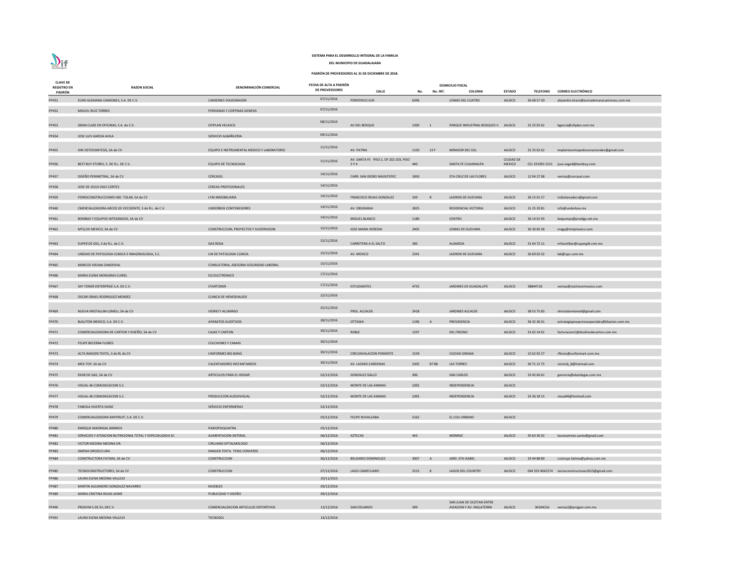SISTEMA PARA EL DESARROLLO INTEGRAL DE LA FAMILIA

DEL MUNICIPIO DE GUADALAJARA

PADRÓN DE PROVEEDORES AL 31 DE DICIEMBRE DE 2018.

| CLAVE DE REGISTRO EN PADRÓN | RAZON SOCIAL | DENOMINACIÓN COMERCIAL | FECHA DE ALTA A PADRÓN DE PROVEEDORES | DOMICILIO FISCAL CALLE | No. | No. INT. | COLONIA | ESTADO | TELEFONO | CORREO ELECTRÓNICO |
|---|---|---|---|---|---|---|---|---|---|---|
| PP451 | EURO ALEMANA CAMIONES, S.A. DE C.V. | CAMIONES VOLKSWAGEN | 07/11/2016 | PERIFERICO SUR | 6396 | | LOMAS DEL CUATRO | JALISCO | 36 68 57 30 | alejandro.bravo@euroalemanacamiones.com.mx |
| PP452 | MIGUEL RUIZ TORRES | PERSIANAS Y CORTINAS GENESIS | 07/11/2016 | | | | | | | |
| PP453 | GRAN CLASE EN OFICINAS, S.A. de C.V. | OFIPLAN VELASCO | 08/11/2016 | AV DEL BOSQUE | 1300 | 1 | PARQUE INDUSTRIAL BOSQUES II | JALISCO | 31 25 02 62 | bgarcia@ofiplan.com.mx |
| PP454 | JOSE LUIS GARCIA AVILA | SERVICIO ALBAÑILERIA | 09/11/2016 | | | | | | | |
| PP455 | ION OSTEOSINTESIS, SA de CV | EQUIPO E INSTRUMENTAL MEDICO Y LABORATORIO | 11/11/2016 | AV. PATRIA | 1150 | 13 F | MIRADOR DEL SOL | JALISCO | 31 25 02 62 | implantesortopedicosnacionales@gmail.com |
| PP456 | BEST BUY STORES, S. DE R.L. DE C.V. | EQUIPO DE TECNOLOGIA | 11/11/2016 | AV. SANTA FE PISO 2, OF 202-203, PISO 3 Y 4 | 440 | | SANTA FE CUAJIMALPA | CIUDAD DE MEXICO | CEL 331991 5151 | jose.vega4@bestbuy.com |
| PP457 | DISEÑO PERIMETRAL, SA de CV | CERCASEL | 14/11/2016 | CARR. SAN ISIDRO MAZATEPEC | 1850 | | STA CRUZ DE LAS FLORES | JALISCO | 12 04 27 08 | ventas@cercasel.com |
| PP458 | JOSE DE JESUS DIAZ CORTES | CERCAS PROFESIONALES | 14/11/2016 | | | | | | | |
| PP459 | FERROCONSTRUCCIONES IND. TOLAR, SA de CV | LYM INMOBILIARIA | 14/11/2016 | FRANCISCO ROJAS GONZALEZ | 339 | B | LADRON DE GUEVARA | JALISCO | 36 15 01 57 | indtolarsadecv@gmail.com |
| PP460 | CMERCIALIZADORA ARCOS DE OCCIDENTE, S de R.L. de C.V. | UNDERBOX CONTENEDORES | 14/11/2016 | AV. OBSIDIANA | 2825 | | RESIDENCIAL VICTORIA | JALISCO | 31 25 20 81 | info@underbox.mx |
| PP461 | BOMBAS Y EQUIPOS INTEGRADOS, SA de CV | | 14/11/2016 | MIGUEL BLANCO | 1180 | | CENTRO | JALISCO | 36 14 01 93 | beipumps@prodigy.net.mx |
| PP462 | MTQ DE MEXICO, SA de CV | CONSTRUCCION, PROYECTOS Y SUOERVISION | 15/11/2016 | JOSE MARIA HEREDIA | 2405 | | LOMAS DE GUEVARA | JALISCO | 36 30 60 28 | magy@mtqmexico.com |
| PP463 | SUPER DE GDL, S de R.L. de C.V. | GAS ROSA | 15/11/2016 | CARRETERA A EL SALTO | 285 | | ALAMEDA | JALISCO | 31 64 72 11 | mfsantillan@supergdl.com.mx |
| PP464 | UNIDAD DE PATOLOGIA CLINICA E IMAGENOLOGIA, S.C. | UN DE PATOLOGIA CLINICA | 15/11/2016 | AV. MEXICO | 2341 | | LADRON DE GUEVARA | JALISCO | 36 69 03 32 | lab@upc.com.mx |
| PP465 | MARCOS VIELMA SANDOVAL | CONSULTORIA, ASESORIA SEGURIDAD LABORAL | 15/11/2016 | | | | | | | |
| PP466 | MARIA ELENA MONJARAS CURIEL | EQ ELECTRONICO | 17/11/2016 | | | | | | | |
| PP467 | SKY TONER ENTERPRISE S.A. DE C.V. | STARTONER | 17/11/2016 | ESTUDIANTES | 4735 | | JARDINES DE GUADALUPE | JALISCO | 38844718 | ventas@startonermexico.com |
| PP468 | OSCAR ISRAEL RODRIGUEZ MENDEZ | CLINICA DE HEMODIALISIS | 22/11/2016 | | | | | | | |
| PP469 | NUEVA KRISTALUM LOMELI, SA de CV | VIDRIO Y ALUMINIO | 25/11/2016 | PROL. ALCALDE | 2418 | | JARDINES ALCALDE | JALISCO | 38 53 75 83 | nkristalumlomeli@gmail.com |
| PP470 | BLAUTON MEXICO, S.A. DE C.V. | APARATOS AUDITIVOS | 28/11/2016 | OTTAWA | 1196 | A | PROVIDENCIA | JALISCO | 36 42 36 01 | estrategiaproyectosespeciales@blauton.com.mx |
| PP471 | COMERCIALIZADORA DE CARTON Y DISEÑO, SA de CV | CAJAS Y CARTON | 30/11/2016 | ROBLE | 1297 | | DEL FRESNO | JALISCO | 31 62 14 01 | facturacion1@diseñosdecarton.com.mx |
| PP472 | FELIPE BECERRA FLORES | COLCHONES Y CAMAS | 30/11/2016 | | | | | | | |
| PP473 | ALTA IMAGEN TEXTIL, S de RL de CV | UNIFORMES BIG BANG | 30/11/2016 | CIRCUNVALACION PONIENTE | 1539 | | CIUDAD GRANJA | JALISCO | 15 62 03 27 | rflores@uniformart.com.mx |
| PP474 | MEX TOP, SA de CV | CALENTADORES INSTANTANEOS | 30/11/2016 | AV. LAZARO CARDENAS | 2305 | B7 B8 | LAS TORRES | JALISCO | 36 71 12 75 | victordj_8@hotmail.com |
| PP475 | EKAR DE GAS, SA de CV | ARTICULOS PARA EL HOGAR | 02/12/2016 | GONZALEZ GALLO | 496 | | SAN CARLOS | JALISCO | 33 45 60 61 | gerencia@ekardegas.com.mx |
| PP476 | VISUAL 46 COMUNICACION S.C. | | 02/12/2016 | MONTE DE LAS ANIMAS | 1092 | | INDEPENDENCIA | JALISCO | | |
| PP477 | VISUAL 46 COMUNICACION S.C. | PRODUCCION AUDIOVISUAL | 02/12/2016 | MONTE DE LAS ANIMAS | 1092 | | INDEPENDENCIA | JALISCO | 33 36 18 15 | visual46@hotmail.com |
| PP478 | FABIOLA HUERTA SAINZ | SERVICIO ENFERMERAS | 02/12/2016 | | | | | | | |
| PP479 | COMERCIALIZADORA RAPIFRUIT, S.A. DE C.V. | | 05/12/2016 | FELIPE RUVALCABA | 5162 | | EL COLI URBANO | JALISCO | | |
| PP480 | ENRIQUE MADRIGAL BARRIOS | PAIDOPSIQUIATRA | 05/12/2016 | | | | | | | |
| PP481 | SERVICIOS Y ATENCION NUTRICIONAL TOTAL Y ESPECIALIZADA SC | ALIMENTACION ENTERAL | 06/12/2016 | AZTECAS | 443 | | MONRAZ | JALISCO | 35 63 30 02 | lauraramirez.sante@gmail.com |
| PP482 | VICTOR MEDINA MEDINA DR. | CIRUJANO OFTALMOLOGO | 06/12/2016 | | | | | | | |
| PP483 | JIMENA OROZCO LIRA | IMAGEN TEXTIL TENIS CONVERSE | 06/12/2016 | | | | | | | |
| PP484 | CONSTRUCTORA FATIMA, SA de CV | CONSTRUCCION | 06/12/2016 | BELISARIO DOMINGUEZ | 3007 | A | JARD. STA ISABEL | JALISCO | 33 44 88 89 | cnstruye.fatima@yahoo.com.mx |
| PP485 | TECNOCONSTRUCTORES, SA de CV | CONSTRUCCION | 07/12/2016 | LAGO CAMECUARO | 2515 | 8 | LAGOS DEL COUNTRY | JALISCO | 044 333 4042274 | tecnoconstructores2013@gmail.com |
| PP486 | LAURA ELENA MEDINA VALLEJO | | 20/11/2015 | | | | | | | |
| PP487 | MARTIN ALEJANDRO GONZALEZ NAVARRO | MUEBLES | 09/12/2016 | | | | | | | |
| PP489 | MARIA CRISTINA ROJAS JAIME | PUBLICIDAD Y DISEÑO | 09/12/2016 | | | | | | | |
| PP490 | PROGYM S.DE.R.L.DEC.V. | COMERCIALIZACION ARTICULOS DEPORTIVOS | 13/12/2016 | SAN EDUARDO | 399 | | SAN JUAN DE OCOTAN ENTRE AVIACION Y AV. INGLATERRA | JALISCO | 36304216 | ventas2@progym.com.mx |
| PP491 | LAURA ELENA MEDINA VALLEJO | TECNOSOL | 14/12/2016 | | | | | | | |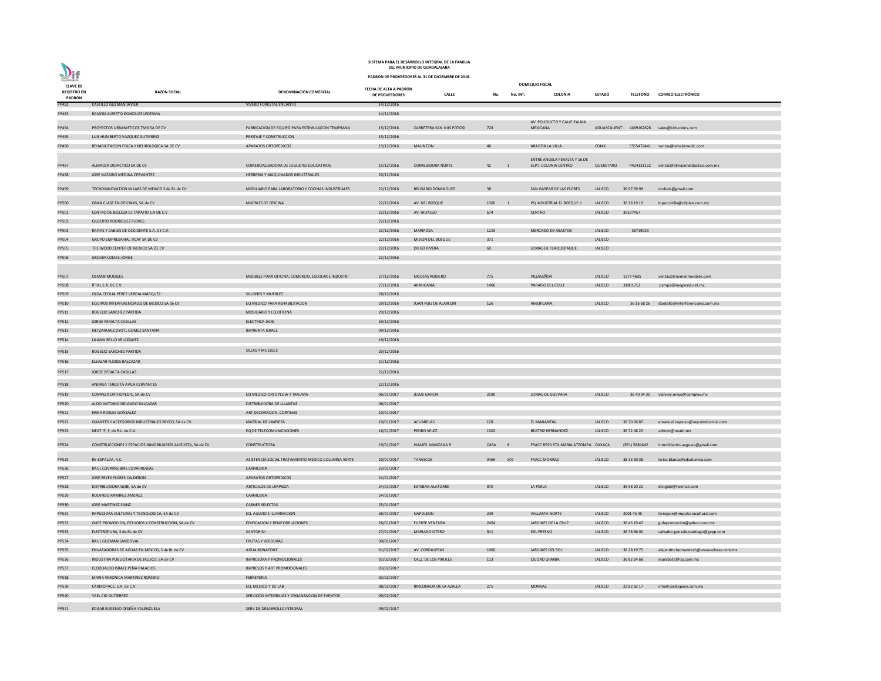**SISTEMA PARA EL DESARROLLO INTEGRAL DE LA FAMILIA DEL MUNICIPIO DE GUADALAJARA**

**PADRÓN DE PROVEEDORES AL 31 DE DICIEMBRE DE 2018.**

| CLAVE DE REGISTRO EN PADRÓN | RAZON SOCIAL | DENOMINACIÓN COMERCIAL | FECHA DE ALTA A PADRÓN DE PROVEEDORES | DOMICILIO FISCAL | | | | | | |
|---|---|---|---|---|---|---|---|---|---|---|
| | | | | CALLE | No. | No. INT. | COLONIA | ESTADO | TELEFONO | CORREO ELECTRÓNICO |
| PP492 | CASTILLO GUZMAN JAVIER | VIVERO FORESTAL ENCANTO | 14/12/2016 | | | | | | | |
| PP493 | RAMON ALBERTO GONZALEZ LEDESMA | | 14/12/2016 | | | | | | | |
| PP494 | PROYECTOS URBANISTICOS TMG SA DE CV | FABRICACION DE EQUIPO PARA ESTIMULACION TEMPRANA | 15/12/2016 | CARRETERA SAN LUIS POTOSI | 728 | | AV. POLIDUCTO Y CALLE PALMA MEXICANA | AGUASCALIENT | 4499162626 | sales@kidscolors.com |
| PP495 | LUIS HUMBERTO VAZQUEZ GUTIERREZ | PERITAJE Y CONSTRUCCION | 15/12/2016 | | | | | | | |
| PP496 | REHABILITACION FISICA Y NEUROLOGICA SA DE CV | APARATOS ORTOPEDICOS | 15/12/2016 | MALINTZIN | 48 | | ARAGON LA VILLA | CDMX | 5555472441 | ventas@rehabimedic.com |
| PP497 | ALMACEN DIDACTICO SA DE CV | COMERCIALUZADORA DE JUGUETES EDUCATIVOS | 15/12/2016 | CORREGIDORA NORTE | 42 | 1 | ENTRE ANGELA PERALTA Y 16 DE SEPT. COLONIA CENTRO | QUERETARO | 4424131132 | ventas@almacendidactico.com.mx |
| PP498 | JOSE NAZARIO MEDINA CERVANTES | HERRERIA Y MAQUINADOS INDUSTRIALES | 20/12/2016 | | | | | | | |
| PP499 | TECNOINNOVATION IN LABS DE MEXICO S de RL de CV | MOBILIARIO PARA LABORATORIO Y COCINAS INDUSTRIALES | 22/12/2016 | BELISARIO DOMINGUEZ | 38 | | SAN GASPAR DE LAS FLORES | JALISCO | 36 07 69 99 | mobela@gmail.com |
| PP500 | GRAN CLASE EN OFICINAS, SA de CV | MUEBLES DE OFICINA | 22/12/2016 | AV. DEL BOSQUE | 1300 | 1 | PQ INDUSTRIAL EL BOSQUE II | JALISCO | 36 16 19 19 | lopezcotilla@ofiplan.com.mx |
| PP501 | CENTRO DE BELLEZA EL TAPATIO S.A DE C.V | | 22/12/2016 | AV. HIDALGO | 674 | | CENTRO | JALISCO | 36137457 | |
| PP502 | GILBERTO RODRIGUEZ FLORES | | 22/12/2016 | | | | | | | |
| PP503 | RAFIAS Y CABLES DE OCCIDENTE S.A. DE C.V. | | 22/12/2016 | MARIPOSA | 1215 | | MERCADO DE ABASTOS | JALISCO | 36719023 | |
| PP504 | GRUPO EMPRESARIAL TICAF SA DE CV | | 22/12/2016 | MISION DEL BOSQUE | 371 | | | JALISCO | | |
| PP505 | THE WOOD CENTER OF MEXICO SA DE CV | | 22/12/2016 | DIEGO RIVERA | 60 | | LOMAS DE TLAQUEPAQUE | JALISCO | | |
| PP506 | GROVER LOMELI JORGE | | 22/12/2016 | | | | | | | |
| PP507 | OSMAN MUEBLES | MUEBLES PARA OFICINA, COMERCIO, ESCOLAR E INDUSTRI | 27/12/2016 | NICOLAS ROMERO | 775 | | VILLASEÑOR | JALISCO | 1377 4605 | ventas2@osmanmuebles.com |
| PP508 | IFTAL S.A. DE C.V. | | 27/12/2016 | ARAUCARIA | 1406 | | PARAISO DEL COLLI | JALISCO | 31801712 | pympsi@megared.net.mx |
| PP509 | OLGA CECILIA PEREZ VERDIA MARQUEZ | SILLONES Y MUEBLES | 28/12/2016 | | | | | | | |
| PP510 | EQUIPOS INTERFERENCIALES DE MEXICO SA de CV | EQ MEDICO PARA REHABILITACION | 29/12/2016 | JUAN RUIZ DE ALARCON | 126 | | AMERICANA | JALISCO | 36 16 68 26 | dbotello@interferenciales.com.mx |
| PP511 | ROGELIO SANCHEZ PARTIDA | MOBILIARIO Y EQ OFICINA | 29/12/2016 | | | | | | | |
| PP512 | JORGE PERALTA CASILLAS | ELECTRICA JADE | 29/12/2016 | | | | | | | |
| PP513 | NETZAHUALCOYOTL GOMEZ SANTANA | IMPRENTA ISRAEL | 09/12/2016 | | | | | | | |
| PP514 | LILIANA RELLO VELAZQUEZ | | 19/12/2016 | | | | | | | |
| PP515 | ROGELIO SANCHEZ PARTIDA | SILLAS Y MUEBLES | 20/12/2016 | | | | | | | |
| PP516 | ELEAZAR FLORES BALCAZAR | | 21/12/2016 | | | | | | | |
| PP517 | JORGE PERALTA CASILLAS | | 22/12/2016 | | | | | | | |
| PP518 | ANDREA TERESITA AVILA CERVANTES | | 22/12/2016 | | | | | | | |
| PP519 | COMPLEX ORTHOPEDIC, SA de CV | EQ MEDICO ORTOPEDIA Y TRAUMA | 06/01/2017 | JESUS GARCIA | 2590 | | LOMAS DE GUEVARA | JALISCO | 36 40 34 30 | vianney.mayo@complex.mx |
| PP520 | ALDO ANTONIO DELGADO BALCAZAR | DISTRIBUIDORA DE LLANTAS | 06/01/2017 | | | | | | | |
| PP521 | ERIKA ROBLES GONZALEZ | ART DECORACION, CORTINAS | 10/01/2017 | | | | | | | |
| PP522 | GUANTES Y ACCESORIOS INDUSTRIALES REYCO, SA de CV | MATRIAL DE LIMPIEZA | 10/01/2017 | ACUARELAS | 128 | | EL MANANTIAL | JALISCO | 36 70 06 87 | emanuel.reynoso@reycoindustrial.com |
| PP523 | NEAT IT, S. de R.L. de C.V. | EQ DE TELECOMUNICACIONES | 16/01/2017 | PEDRO VELEZ | 1302 | | BEATRIZ HERNANDEZ | JALISCO | 36 72 48 20 | admon@neatit.mx |
| PP524 | CONSTRUCCIONES Y ESPACIOS INMOBILIARIOS AUGUSTA, SA de CV | CONSTRUCTORA | 19/01/2017 | HUAJES MANZANA 9 | CASA | 8 | FRACC RESD STA MARIA ATZOMPA | OAXACA | (951) 5684442 | inmobiliarios.augusta@gmail.com |
| PP525 | RE-ESPALDA, A.C. | ASISTENCIA SOCIAL TRATAMIENTO MEDICO COLUMNA VERTE | 20/01/2017 | TARASCOS | 3469 | 507 | FRACC MONRAZ | JALISCO | 38 13 30 38 | larios.blanca@cdcolumna.com |
| PP526 | RAUL COVARRUBIAS COVARRUBIAS | CARNICERIA | 23/01/2017 | | | | | | | |
| PP527 | JOSE REYES FLORES CALDERON | APARATOS ORTOPEDICOS | 24/01/2017 | | | | | | | |
| PP528 | DISTRIBUIDORA GOBI, SA de CV | ARTICULOS DE LIMPIEZA | 24/01/2017 | ESTEBAN ALATORRE | 970 | | LA PERLA | JALISCO | 36 58 20 22 | distgobi@hotmail.com |
| PP529 | ROLANDO RAMIREZ JIMENEZ | CARNICERIA | 24/01/2017 | | | | | | | |
| PP530 | JOSE MARTINEZ SAINZ | CARNES SELECTAS | 25/01/2017 | | | | | | | |
| PP531 | IMPULSORA CULTURAL Y TECNOLOGICA, SA de CV | EQ. AULDIO E ILUMINACION | 26/01/2017 | NAPOLEON | 239 | | VALLARTA NORTE | JALISCO | 2001 45 45 | larreguin@impulsoracultural.com |
| PP532 | GUFE PROMOCION, ESTUDIOS Y CONSTRUCCION, SA de CV | EDIFICACION Y REMEODELACIONES | 26/01/2017 | FUERTE VENTURA | 2454 | | JARDINES DE LA CRUZ | JALISCO | 36 45 19 47 | gufepromocion@yahoo.com.mx |
| PP533 | ELECTROPURA, S de RL de CV | SANTORINI | 27/01/2017 | MARIANO OTERO | 911 | | DEL FRESNO | JALISCO | 36 78 66 00 | salvador.gonzalezsantiago@gepp.com |
| PP534 | RAUL GUZMAN SANDOVAL | FRUTAS Y VERDURAS | 30/01/2017 | | | | | | | |
| PP535 | ENVASADORAS DE AGUAS EN MEXICO, S de RL de CV | AGUA BONAFONT | 01/02/2017 | AV. CORDILLERAS | 1060 | | JARDINES DEL SOL | JALISCO | 36 28 19 75 | alejandro.hernandezh@envasadoras.com.mx |
| PP536 | INDUSTRIA PUBLICITARIA DE JALISCO, SA de CV | IMPRESORA Y PROMOCIONALES | 01/02/2017 | CALZ. DE LOS PIRULES | 113 | | CIUDAD GRANJA | JALISCO | 36 82 24 68 | maraboto@ipj.com.mx |
| PP537 | CLODOALDO ISRAEL PEÑA PALACIOS | IMPRESOS Y ART PROMOCIONALES | 03/02/2017 | | | | | | | |
| PP538 | MARIA VERONICA MARTINEZ ROMERO | FERRETERIA | 03/02/2017 | | | | | | | |
| PP539 | CARDIOPACE, S.A. de C.V. | EQ. MEDICO Y DE LAB | 08/02/2017 | RINCONADA DE LA AZALEA | 275 | | MONRAZ | JALISCO | 22 82 82 17 | info@cardiopace.com.mx |
| PP540 | YAEL CID GUTIERREZ | SERVICIOS INTEGRALES Y ORGANZACION DE EVENTOS | 09/02/2017 | | | | | | | |
| PP541 | EDGAR EUGENIO CESEÑA VALENZUELA | SERV DE DESARROLLO INTEGRAL | 09/02/2017 | | | | | | | |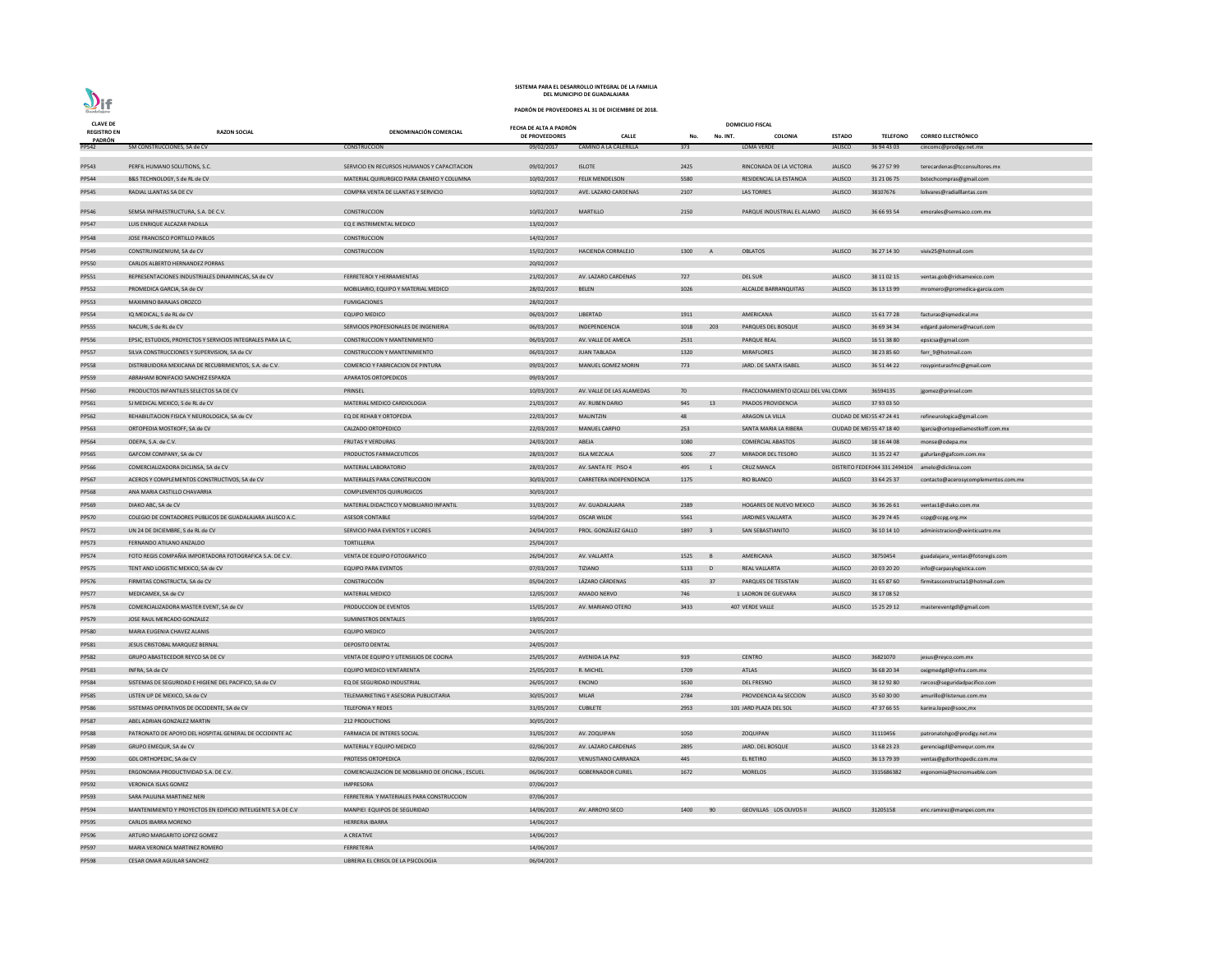**SISTEMA PARA EL DESARROLLO INTEGRAL DE LA FAMILIA DEL MUNICIPIO DE GUADALAJARA**

**PADRÓN DE PROVEEDORES AL 31 DE DICIEMBRE DE 2018.**

| CLAVE DE REGISTRO EN PADRÓN | RAZON SOCIAL | DENOMINACIÓN COMERCIAL | FECHA DE ALTA A PADRÓN DE PROVEEDORES | CALLE | No. | No. INT. | COLONIA | ESTADO | TELEFONO | CORREO ELECTRÓNICO |
|---|---|---|---|---|---|---|---|---|---|---|
| | | | | DOMICILIO FISCAL | | | | | | |
| PP542 | SM CONSTRUCCIONES, SA de CV | CONSTRUCCION | 09/02/2017 | CAMINO A LA CALERILLA | 373 | | LOMA VERDE | JALISCO | 36 94 43 03 | cincomc@prodigy.net.mx |
| PP543 | PERFIL HUMANO SOLUTIONS, S.C. | SERVICIO EN RECURSOS HUMANOS Y CAPACITACION | 09/02/2017 | ISLOTE | 2425 | | RINCONADA DE LA VICTORIA | JALISCO | 96 27 57 99 | terecardenas@tcconsultores.mx |
| PP544 | B&S TECHNOLOGY, S de RL de CV | MATERIAL QUIRURGICO PARA CRANEO Y COLUMNA | 10/02/2017 | FELIX MENDELSON | 5580 | | RESIDENCIAL LA ESTANCIA | JALISCO | 31 21 06 75 | bstechcompras@gmail.com |
| PP545 | RADIAL LLANTAS SA DE CV | COMPRA VENTA DE LLANTAS Y SERVICIO | 10/02/2017 | AVE. LAZARO CARDENAS | 2107 | | LAS TORRES | JALISCO | 38107676 | lolivares@radialllantas.com |
| PP546 | SEMSA INFRAESTRUCTURA, S.A. DE C.V. | CONSTRUCCION | 10/02/2017 | MARTILLO | 2150 | | PARQUE INDUSTRIAL EL ALAMO | JALISCO | 36 66 93 54 | emorales@semsaco.com.mx |
| PP547 | LUIS ENRIQUE ALCAZAR PADILLA | EQ E INSTRIMENTAL MEDICO | 13/02/2017 | | | | | | | |
| PP548 | JOSE FRANCISCO PORTILLO PABLOS | CONSTRUCCION | 14/02/2017 | | | | | | | |
| PP549 | CONSTRUINGENIUM, SA de CV | CONSTRUCCION | 15/02/2017 | HACIENDA CORRALEJO | 1300 | A | OBLATOS | JALISCO | 36 27 14 30 | viviv25@hotmail.com |
| PP550 | CARLOS ALBERTO HERNANDEZ PORRAS | | 20/02/2017 | | | | | | | |
| PP551 | REPRESENTACIONES INDUSTRIALES DINAMINCAS, SA de CV | FERRETEROI Y HERRAMIENTAS | 21/02/2017 | AV. LAZARO CARDENAS | 727 | | DEL SUR | JALISCO | 38 11 02 15 | ventas.gob@ridsamexico.com |
| PP552 | PROMEDICA GARCIA, SA de CV | MOBILIARIO, EQUIPO Y MATERIAL MEDICO | 28/02/2017 | BELEN | 1026 | | ALCALDE BARRANQUITAS | JALISCO | 36 13 13 99 | mromero@promedica-garcia.com |
| PP553 | MAXIMINO BARAJAS OROZCO | FUMIGACIONES | 28/02/2017 | | | | | | | |
| PP554 | IQ MEDICAL, S de RL de CV | EQUIPO MEDICO | 06/03/2017 | LIBERTAD | 1911 | | AMERICANA | JALISCO | 15 61 77 28 | facturas@iqmedical.mx |
| PP555 | NACURI, S de RL de CV | SERVICIOS PROFESIONALES DE INGENIERIA | 06/03/2017 | INDEPENDENCIA | 1018 | 203 | PARQUES DEL BOSQUE | JALISCO | 36 69 34 34 | edgard.palomera@nacuri.com |
| PP556 | EPSIC, ESTUDIOS, PROYECTOS Y SERVICIOS INTEGRALES PARA LA C, | CONSTRUCCION Y MANTENIMIENTO | 06/03/2017 | AV. VALLE DE AMECA | 2531 | | PARQUE REAL | JALISCO | 16 51 38 80 | epsicsa@gmail.com |
| PP557 | SILVA CONSTRUCCIONES Y SUPERVISION, SA de CV | CONSTRUCCION Y MANTENIMIENTO | 06/03/2017 | JUAN TABLADA | 1320 | | MIRAFLORES | JALISCO | 38 23 85 60 | ferr_9@hotmail.com |
| PP558 | DISTRIBUIDORA MEXICANA DE RECUBRIMIENTOS, S.A. de C.V. | COMERCIO Y FABRICACION DE PINTURA | 09/03/2017 | MANUEL GOMEZ MORIN | 773 | | JARD. DE SANTA ISABEL | JALISCO | 36 51 44 22 | rosypinturasfmc@gmail.com |
| PP559 | ABRAHAM BONIFACIO SANCHEZ ESPARZA | APARATOS ORTOPEDICOS | 09/03/2017 | | | | | | | |
| PP560 | PRODUCTOS INFANTILES SELECTOS SA DE CV | PRINSEL | 10/03/2017 | AV. VALLE DE LAS ALAMEDAS | 70 | | FRACCIONAMIENTO IZCALLI DEL VAL | CDMX | 36594135 | jgomez@prinsel.com |
| PP561 | SJ MEDICAL MEXICO, S de RL de CV | MATERIAL MEDICO CARDIOLOGIA | 21/03/2017 | AV. RUBEN DARIO | 945 | 13 | PRADOS PROVIDENCIA | JALISCO | 37 93 03 50 | |
| PP562 | REHABILITACION FISICA Y NEUROLOGICA, SA de CV | EQ DE REHAB Y ORTOPEDIA | 22/03/2017 | MALINTZIN | 48 | | ARAGON LA VILLA | CIUDAD DE MEX | 55 47 24 41 | refineurologica@gmail.com |
| PP563 | ORTOPEDIA MOSTKOFF, SA de CV | CALZADO ORTOPEDICO | 22/03/2017 | MANUEL CARPIO | 253 | | SANTA MARIA LA RIBERA | CIUDAD DE MEX | 55 47 18 40 | lgarcia@ortopediamostkoff.com.mx |
| PP564 | ODEPA, S.A. de C.V. | FRUTAS Y VERDURAS | 24/03/2017 | ABEJA | 1080 | | COMERCIAL ABASTOS | JALISCO | 18 16 44 08 | monse@odepa.mx |
| PP565 | GAFCOM COMPANY, SA de CV | PRODUCTOS FARMACEUTICOS | 28/03/2017 | ISLA MEZCALA | 5006 | 27 | MIRADOR DEL TESORO | JALISCO | 31 35 22 47 | gafurlan@gafcom.com.mx |
| PP566 | COMERCIALIZADORA DICLINSA, SA de CV | MATERIAL LABORATORIO | 28/03/2017 | AV. SANTA FE PISO 4 | 495 | 1 | CRUZ MANCA | DISTRITO FEDERAL | 044 331 2494104 | amelo@diclinsa.com |
| PP567 | ACEROS Y COMPLEMENTOS CONSTRUCTIVOS, SA de CV | MATERIALES PARA CONSTRUCCION | 30/03/2017 | CARRETERA INDEPENDENCIA | 1175 | | RIO BLANCO | JALISCO | 33 64 25 37 | contacto@acerosycomplementos.com.mx |
| PP568 | ANA MARIA CASTILLO CHAVARRIA | COMPLEMENTOS QUIRURGICOS | 30/03/2017 | | | | | | | |
| PP569 | DIAKO ABC, SA de CV | MATERIAL DIDACTICO Y MOBILIARIO INFANTIL | 31/03/2017 | AV. GUADALAJARA | 2389 | | HOGARES DE NUEVO MEXICO | JALISCO | 36 36 26 61 | ventas1@diako.com.mx |
| PP570 | COLEGIO DE CONTADORES PUBLICOS DE GUADALAJARA JALISCO A.C. | ASESOR CONTABLE | 10/04/2017 | OSCAR WILDE | 5561 | | JARDINES VALLARTA | JALISCO | 36 29 74 45 | ccpg@ccpg.org.mx |
| PP572 | UN 24 DE DICIEMBRE, S de RL de CV | SERVICIO PARA EVENTOS Y LICORES | 24/04/2017 | PROL. GONZÁLEZ GALLO | 1897 | 3 | SAN SEBASTIANITO | JALISCO | 36 10 14 10 | administracion@veinticuatro.mx |
| PP573 | FERNANDO ATILANO ANZALDO | TORTILLERIA | 25/04/2017 | | | | | | | |
| PP574 | FOTO REGIS COMPAÑIA IMPORTADORA FOTOGRAFICA S.A. DE C.V. | VENTA DE EQUIPO FOTOGRAFICO | 26/04/2017 | AV. VALLARTA | 1525 | B | AMERICANA | JALISCO | 38750454 | guadalajara_ventas@fotoregis.com |
| PP575 | TENT AND LOGISTIC MEXICO, SA de CV | EQUIPO PARA EVENTOS | 07/03/2017 | TIZIANO | 5133 | D | REAL VALLARTA | JALISCO | 20 03 20 20 | info@carpasylogistica.com |
| PP576 | FIRMITAS CONSTRUCTA, SA de CV | CONSTRUCCIÓN | 05/04/2017 | LÁZARO CÁRDENAS | 435 | 37 | PARQUES DE TESISTAN | JALISCO | 31 65 87 60 | firmitasconstructa1@hotmail.com |
| PP577 | MEDICAMEX, SA de CV | MATERIAL MEDICO | 12/05/2017 | AMADO NERVO | 746 | | 1 LADRON DE GUEVARA | JALISCO | 38 17 08 52 | |
| PP578 | COMERCIALIZADORA MASTER EVENT, SA de CV | PRODUCCION DE EVENTOS | 15/05/2017 | AV. MARIANO OTERO | 3433 | | 407 VERDE VALLE | JALISCO | 15 25 29 12 | mastereventgdl@gmail.com |
| PP579 | JOSE RAUL MERCADO GONZALEZ | SUMINISTROS DENTALES | 19/05/2017 | | | | | | | |
| PP580 | MARIA EUGENIA CHAVEZ ALANIS | EQUIPO MEDICO | 24/05/2017 | | | | | | | |
| PP581 | JESUS CRISTOBAL MARQUEZ BERNAL | DEPOSITO DENTAL | 24/05/2017 | | | | | | | |
| PP582 | GRUPO ABASTECEDOR REYCO SA DE CV | VENTA DE EQUIPO Y UTENSILIOS DE COCINA | 25/05/2017 | AVENIDA LA PAZ | 919 | | CENTRO | JALISCO | 36821070 | jesus@reyco.com.mx |
| PP583 | INFRA, SA de CV | EQUIPO MEDICO VENTARENTA | 25/05/2017 | R. MICHEL | 1709 | | ATLAS | JALISCO | 36 68 20 34 | oxigmedgdl@infra.com.mx |
| PP584 | SISTEMAS DE SEGURIDAD E HIGIENE DEL PACIFICO, SA de CV | EQ DE SEGURIDAD INDUSTRIAL | 26/05/2017 | ENCINO | 1630 | | DEL FRESNO | JALISCO | 38 12 92 80 | rarcos@seguridadpacifico.com |
| PP585 | LISTEN UP DE MEXICO, SA de CV | TELEMARKETING Y ASESORIA PUBLICITARIA | 30/05/2017 | MILAR | 2784 | | PROVIDENCIA 4a SECCION | JALISCO | 35 60 30 00 | amurillo@listenuo.com.mx |
| PP586 | SISTEMAS OPERATIVOS DE OCCIDENTE, SA de CV | TELEFONIA Y REDES | 31/05/2017 | CUBILETE | 2953 | | 101 JARD PLAZA DEL SOL | JALISCO | 47 37 66 55 | karina.lopez@sooc,mx |
| PP587 | ABEL ADRIAN GONZALEZ MARTIN | 212 PRODUCTIONS | 30/05/2017 | | | | | | | |
| PP588 | PATRONATO DE APOYO DEL HOSPITAL GENERAL DE OCCIDENTE AC | FARMACIA DE INTERES SOCIAL | 31/05/2017 | AV. ZOQUIPAN | 1050 | | ZOQUIPAN | JALISCO | 31110456 | patronatohgo@prodigy.net.mx |
| PP589 | GRUPO EMEQUR, SA de CV | MATERIAL Y EQUIPO MEDICO | 02/06/2017 | AV. LAZARO CARDENAS | 2895 | | JARD. DEL BOSQUE | JALISCO | 13 68 23 23 | gerenciagdl@emequr.com.mx |
| PP590 | GDL ORTHOPEDIC, SA de CV | PROTESIS ORTOPEDICA | 02/06/2017 | VENUSTIANO CARRANZA | 445 | | EL RETIRO | JALISCO | 36 13 79 39 | ventas@gdlorthopedic.com.mx |
| PP591 | ERGONOMIA PRODUCTIVIDAD S.A. DE C.V. | COMERCIALIZACION DE MOBILIARIO DE OFICINA , ESCUEL | 06/06/2017 | GOBERNADOR CURIEL | 1672 | | MORELOS | JALISCO | 3315686382 | ergonomia@tecnomueble.com |
| PP592 | VERONICA ISLAS GOMEZ | IMPRESORA | 07/06/2017 | | | | | | | |
| PP593 | SARA PAULINA MARTINEZ NERI | FERRETERIA Y MATERIALES PARA CONSTRUCCION | 07/06/2017 | | | | | | | |
| PP594 | MANTENIMIENTO Y PROYECTOS EN EDIFICIO INTELIGENTE S.A DE C.V | MANPIEI EQUIPOS DE SEGURIDAD | 14/06/2017 | AV. ARROYO SECO | 1400 | 90 | GEOVILLAS LOS OLIVOS II | JALISCO | 31205158 | eric.ramirez@manpei.com.mx |
| PP595 | CARLOS IBARRA MORENO | HERRERIA IBARRA | 14/06/2017 | | | | | | | |
| PP596 | ARTURO MARGARITO LOPEZ GOMEZ | A CREATIVE | 14/06/2017 | | | | | | | |
| PP597 | MARIA VERONICA MARTINEZ ROMERO | FERRETERIA | 14/06/2017 | | | | | | | |
| PP598 | CESAR OMAR AGUILAR SANCHEZ | LIBRERIA EL CRISOL DE LA PSICOLOGIA | 06/04/2017 | | | | | | | |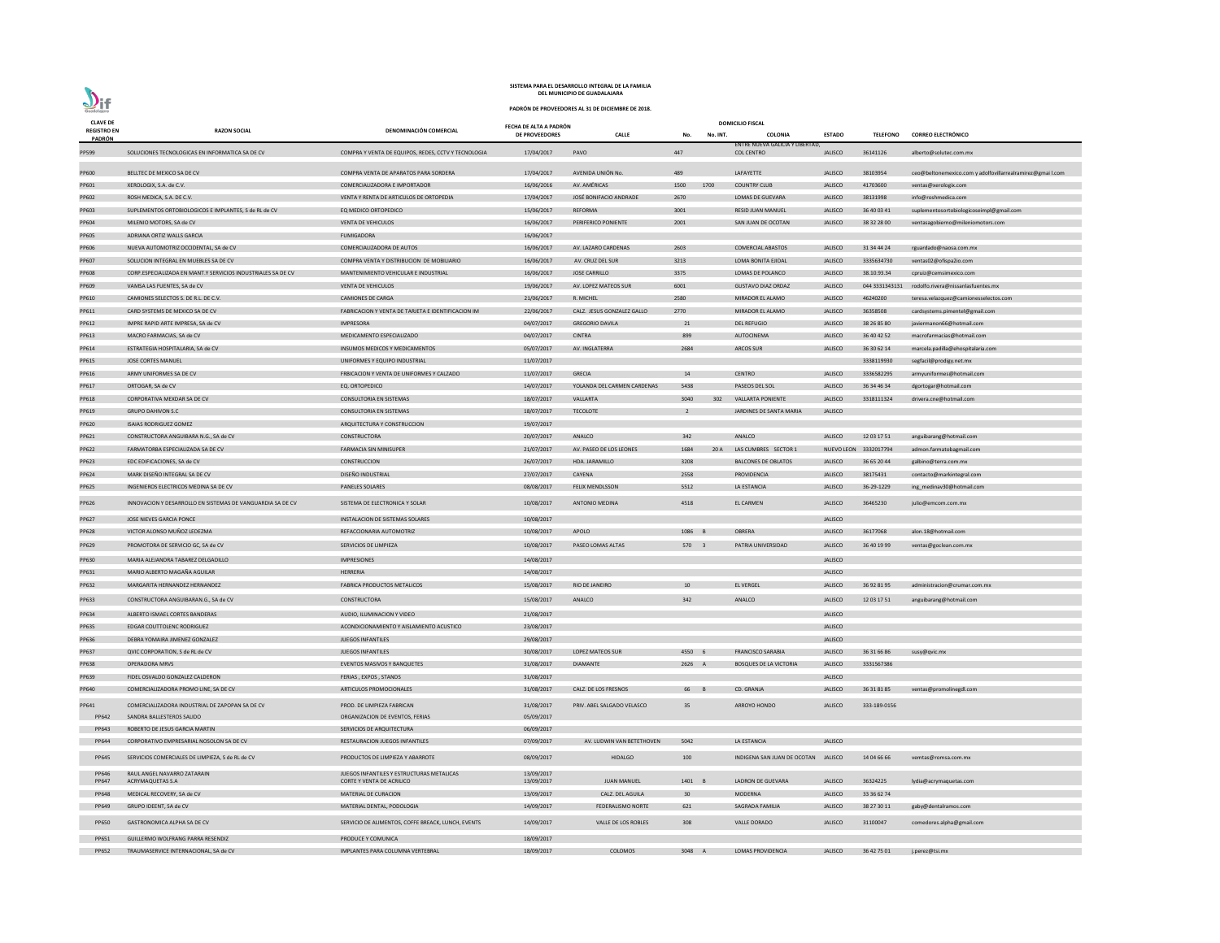**SISTEMA PARA EL DESARROLLO INTEGRAL DE LA FAMILIA**
**DEL MUNICIPIO DE GUADALAJARA**

**PADRÓN DE PROVEEDORES AL 31 DE DICIEMBRE DE 2018.**

| CLAVE DE REGISTRO EN PADRÓN | RAZON SOCIAL | DENOMINACIÓN COMERCIAL | FECHA DE ALTA A PADRÓN DE PROVEEDORES | DOMICILIO FISCAL | | | | | | |
|---|---|---|---|---|---|---|---|---|---|---|
| | | | | CALLE | No. | No. INT. | COLONIA | ESTADO | TELEFONO | CORREO ELECTRÓNICO |
| PP599 | SOLUCIONES TECNOLOGICAS EN INFORMATICA SA DE CV | COMPRA Y VENTA DE EQUIPOS, REDES, CCTV Y TECNOLOGIA | 17/04/2017 | PAVO | 447 | | ENTRE NUEVA GALICIA Y LIBERTAD, COL CENTRO | JALISCO | 36141126 | alberto@solutec.com.mx |
| PP600 | BELLTEC DE MEXICO SA DE CV | COMPRA VENTA DE APARATOS PARA SORDERA | 17/04/2017 | AVENIDA UNIÓN No. | 489 | | LAFAYETTE | JALISCO | 38103954 | ceo@beltonemexico.com y adolfovillarrealramirez@gmai l.com |
| PP601 | XEROLOGIX, S.A. de C.V. | COMERCIALIZADORA E IMPORTADOR | 16/06/2016 | AV. AMÉRICAS | 1500 | 1700 | COUNTRY CLUB | JALISCO | 41703600 | ventas@xerologix.com |
| PP602 | ROSH MEDICA, S.A. DE C.V. | VENTA Y RENTA DE ARTICULOS DE ORTOPEDIA | 17/04/2017 | JOSÉ BONIFACIO ANDRADE | 2670 | | LOMAS DE GUEVARA | JALISCO | 38131998 | info@roshmedica.com |
| PP603 | SUPLEMENTOS ORTOBIOLOGICOS E IMPLANTES, S de RL de CV | EQ MEDICO ORTOPEDICO | 15/06/2017 | REFORMA | 3001 | | RESID JUAN MANUEL | JALISCO | 36 40 03 41 | suplementosortobiologicoseimpl@gmail.com |
| PP604 | MILENIO MOTORS, SA de CV | VENTA DE VEHICULOS | 16/06/2017 | PERIFERICO PONIENTE | 2001 | | SAN JUAN DE OCOTAN | JALISCO | 38 32 28 00 | ventasagobierno@mileniomotors.com |
| PP605 | ADRIANA ORTIZ WALLS GARCIA | FUMIGADORA | 16/06/2017 | | | | | | | |
| PP606 | NUEVA AUTOMOTRIZ OCCIDENTAL, SA de CV | COMERCIALIZADORA DE AUTOS | 16/06/2017 | AV. LAZARO CARDENAS | 2603 | | COMERCIAL ABASTOS | JALISCO | 31 34 44 24 | rguardado@naosa.com.mx |
| PP607 | SOLUCION INTEGRAL EN MUEBLES SA DE CV | COMPRA VENTA Y DISTRIBUCION DE MOBILIARIO | 16/06/2017 | AV. CRUZ DEL SUR | 3213 | | LOMA BONITA EJIDAL | JALISCO | 3335634730 | ventas02@ofispa2io.com |
| PP608 | CORP.ESPECIALIZADA EN MANT.Y SERVICIOS INDUSTRIALES SA DE CV | MANTENIMIENTO VEHICULAR E INDUSTRIAL | 16/06/2017 | JOSE CARRILLO | 3375 | | LOMAS DE POLANCO | JALISCO | 38.10.93.34 | cpruiz@cemsimexico.com |
| PP609 | VAMSA LAS FUENTES, SA de CV | VENTA DE VEHICULOS | 19/06/2017 | AV. LOPEZ MATEOS SUR | 6001 | | GUSTAVO DIAZ ORDAZ | JALISCO | 044 3331343131 | rodolfo.rivera@nissanlasfuentes.mx |
| PP610 | CAMIONES SELECTOS S. DE R.L. DE C.V. | CAMIONES DE CARGA | 21/06/2017 | R. MICHEL | 2580 | | MIRADOR EL ALAMO | JALISCO | 46240200 | teresa.velazquez@camionesselectos.com |
| PP611 | CARD SYSTEMS DE MEXICO SA DE CV | FABRICACION Y VENTA DE TARJETA E IDENTIFICACION IM | 22/06/2017 | CALZ. JESUS GONZALEZ GALLO | 2770 | | MIRADOR EL ALAMO | JALISCO | 36358508 | cardsystems.pimentel@gmail.com |
| PP612 | IMPRE RAPID ARTE IMPRESA, SA de CV | IMPRESORA | 04/07/2017 | GREGORIO DAVILA | 21 | | DEL REFUGIO | JALISCO | 38 26 85 80 | javiermanon66@hotmail.com |
| PP613 | MACRO FARMACIAS, SA de CV | MEDICAMENTO ESPECIALIZADO | 04/07/2017 | CINTRA | 899 | | AUTOCINEMA | JALISCO | 36 40 42 52 | macrofarmacias@hotmail.com |
| PP614 | ESTRATEGIA HOSPITALARIA, SA de CV | INSUMOS MEDICOS Y MEDICAMENTOS | 05/07/2017 | AV. INGLATERRA | 2684 | | ARCOS SUR | JALISCO | 36 30 62 14 | marcela.padilla@ehospitalaria.com |
| PP615 | JOSE CORTES MANUEL | UNIFORMES Y EQUIPO INDUSTRIAL | 11/07/2017 | | | | | | 3338119930 | segfacil@prodigy.net.mx |
| PP616 | ARMY UNIFORMES SA DE CV | FRBICACION Y VENTA DE UNIFORMES Y CALZADO | 11/07/2017 | GRECIA | 14 | | CENTRO | JALISCO | 3336582295 | armyuniformes@hotmail.com |
| PP617 | ORTOGAR, SA de CV | EQ. ORTOPEDICO | 14/07/2017 | YOLANDA DEL CARMEN CARDENAS | 5438 | | PASEOS DEL SOL | JALISCO | 36 34 46 34 | dgortogar@hotmail.com |
| PP618 | CORPORATIVA MEXDAR SA DE CV | CONSULTORIA EN SISTEMAS | 18/07/2017 | VALLARTA | 3040 | 302 | VALLARTA PONIENTE | JALISCO | 3318111324 | drivera.cne@hotmail.com |
| PP619 | GRUPO DAHIVON S.C | CONSULTORIA EN SISTEMAS | 18/07/2017 | TECOLOTE | 2 | | JARDINES DE SANTA MARIA | JALISCO | | |
| PP620 | ISAIAS RODRIGUEZ GOMEZ | ARQUITECTURA Y CONSTRUCCION | 19/07/2017 | | | | | | | |
| PP621 | CONSTRUCTORA ANGUIBARA N.G., SA de CV | CONSTRUCTORA | 20/07/2017 | ANALCO | 342 | | ANALCO | JALISCO | 12 03 17 51 | anguibarang@hotmail.com |
| PP622 | FARMATORBA ESPECIALIZADA SA DE CV | FARMACIA SIN MINISUPER | 21/07/2017 | AV. PASEO DE LOS LEONES | 1684 | 20 A | LAS CUMBRES SECTOR 1 | NUEVO LEON | 3332017794 | admon.farmatobagmail.com |
| PP623 | EDC EDIFICACIONES, SA de CV | CONSTRUCCION | 26/07/2017 | HDA. JARAMILLO | 3208 | | BALCONES DE OBLATOS | JALISCO | 36 65 20 44 | galbino@terra.com.mx |
| PP624 | MARK DISEÑO INTEGRAL SA DE CV | DISEÑO INDUSTRIAL | 27/07/2017 | CAYENA | 2558 | | PROVIDENCIA | JALISCO | 38175431 | contacto@markintegral.com |
| PP625 | INGENIEROS ELECTRICOS MEDINA SA DE CV | PANELES SOLARES | 08/08/2017 | FELIX MENDLSSON | 5512 | | LA ESTANCIA | JALISCO | 36-29-1229 | ing_medinav30@hotmail.com |
| PP626 | INNOVACION Y DESARROLLO EN SISTEMAS DE VANGUARDIA SA DE CV | SISTEMA DE ELECTRONICA Y SOLAR | 10/08/2017 | ANTONIO MEDINA | 4518 | | EL CARMEN | JALISCO | 36465230 | julio@emcom.com.mx |
| PP627 | JOSE NIEVES GARCIA PONCE | INSTALACION DE SISTEMAS SOLARES | 10/08/2017 | | | | | JALISCO | | |
| PP628 | VICTOR ALONSO MUÑOZ LEDEZMA | REFACCIONARIA AUTOMOTRIZ | 10/08/2017 | APOLO | 1086 | B | OBRERA | JALISCO | 36177068 | alon.18@hotmail.com |
| PP629 | PROMOTORA DE SERVICIO GC, SA de CV | SERVICIOS DE LIMPIEZA | 10/08/2017 | PASEO LOMAS ALTAS | 570 | 3 | PATRIA UNIVERSIDAD | JALISCO | 36 40 19 99 | ventas@goclean.com.mx |
| PP630 | MARIA ALEJANDRA TABAREZ DELGADILLO | IMPRESIONES | 14/08/2017 | | | | | JALISCO | | |
| PP631 | MARIO ALBERTO MAGAÑA AGUILAR | HERRERIA | 14/08/2017 | | | | | JALISCO | | |
| PP632 | MARGARITA HERNANDEZ HERNANDEZ | FABRICA PRODUCTOS METALICOS | 15/08/2017 | RIO DE JANEIRO | 10 | | EL VERGEL | JALISCO | 36 92 81 95 | administracion@crumar.com.mx |
| PP633 | CONSTRUCTORA ANGUIBARAN.G., SA de CV | CONSTRUCTORA | 15/08/2017 | ANALCO | 342 | | ANALCO | JALISCO | 12 03 17 51 | anguibarang@hotmail.com |
| PP634 | ALBERTO ISMAEL CORTES BANDERAS | AUDIO, ILUMINACION Y VIDEO | 21/08/2017 | | | | | JALISCO | | |
| PP635 | EDGAR COUTTOLENC RODRIGUEZ | ACONDICIONAMIENTO Y AISLAMIENTO ACUSTICO | 23/08/2017 | | | | | JALISCO | | |
| PP636 | DEBRA YOMAIRA JIMENEZ GONZALEZ | JUEGOS INFANTILES | 29/08/2017 | | | | | JALISCO | | |
| PP637 | QVIC CORPORATION, S de RL de CV | JUEGOS INFANTILES | 30/08/2017 | LOPEZ MATEOS SUR | 4550 | 6 | FRANCISCO SARABIA | JALISCO | 36 31 66 86 | susy@qvic.mx |
| PP638 | OPERADORA MRVS | EVENTOS MASIVOS Y BANQUETES | 31/08/2017 | DIAMANTE | 2626 | A | BOSQUES DE LA VICTORIA | JALISCO | 3331567386 | |
| PP639 | FIDEL OSVALDO GONZALEZ CALDERON | FERIAS , EXPOS , STANDS | 31/08/2017 | | | | | JALISCO | | |
| PP640 | COMERCIALIZADORA PROMO LINE, SA DE CV | ARTICULOS PROMOCIONALES | 31/08/2017 | CALZ. DE LOS FRESNOS | 66 | B | CD. GRANJA | JALISCO | 36 31 81 85 | ventas@promolinegdl.com |
| PP641 | COMERCIALIZADORA INDUSTRIAL DE ZAPOPAN SA DE CV | PROD. DE LIMPIEZA FABRICAN | 31/08/2017 | PRIV. ABEL SALGADO VELASCO | 35 | | ARROYO HONDO | JALISCO | 333-189-0156 | |
| PP642 | SANDRA BALLESTEROS SALIDO | ORGANIZACION DE EVENTOS, FERIAS | 05/09/2017 | | | | | | | |
| PP643 | ROBERTO DE JESUS GARCIA MARTIN | SERVICIOS DE ARQUITECTURA | 06/09/2017 | | | | | | | |
| PP644 | CORPORATIVO EMPRESARIAL NOSOLON SA DE CV | RESTAURACION JUEGOS INFANTILES | 07/09/2017 | AV. LUDWIN VAN BETETHOVEN | 5042 | | LA ESTANCIA | JALISCO | | |
| PP645 | SERVICIOS COMERCIALES DE LIMPIEZA, S de RL de CV | PRODUCTOS DE LIMPIEZA Y ABARROTE | 08/09/2017 | HIDALGO | 100 | | INDIGENA SAN JUAN DE OCOTAN | JALISCO | 14 04 66 66 | ventas@romsa.com.mx |
| PP646 | RAUL ANGEL NAVARRO ZATARAIN | JUEGOS INFANTILES Y ESTRUCTURAS METALICAS | 13/09/2017 | | | | | | | |
| PP647 | ACRYMAQUETAS S.A | CORTE Y VENTA DE ACRILICO | 13/09/2017 | JUAN MANUEL | 1401 | B | LADRON DE GUEVARA | JALISCO | 36324225 | lydia@acrymaquetas.com |
| PP648 | MEDICAL RECOVERY, SA de CV | MATERIAL DE CURACION | 13/09/2017 | CALZ. DEL AGUILA | 30 | | MODERNA | JALISCO | 33 36 62 74 | |
| PP649 | GRUPO IDEENT, SA de CV | MATERIAL DENTAL, PODOLOGIA | 14/09/2017 | FEDERALISMO NORTE | 621 | | SAGRADA FAMILIA | JALISCO | 38 27 30 11 | gaby@dentalramos.com |
| PP650 | GASTRONOMICA ALPHA SA DE CV | SERVICIO DE ALIMENTOS, COFFE BREACK, LUNCH, EVENTS | 14/09/2017 | VALLE DE LOS ROBLES | 308 | | VALLE DORADO | JALISCO | 31100047 | comedores.alpha@gmail.com |
| PP651 | GUILLERMO WOLFRANG PARRA RESENDIZ | PRODUCE Y COMUNICA | 18/09/2017 | | | | | | | |
| PP652 | TRAUMASERVICE INTERNACIONAL, SA de CV | IMPLANTES PARA COLUMNA VERTEBRAL | 18/09/2017 | COLOMOS | 3048 | A | LOMAS PROVIDENCIA | JALISCO | 36 42 75 01 | j.perez@tsi.mx |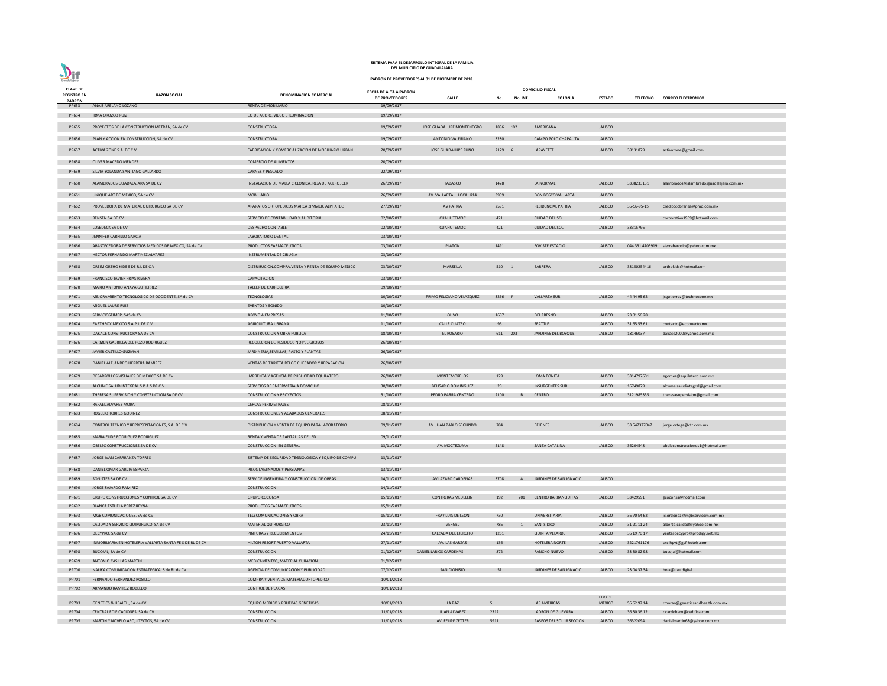# SISTEMA PARA EL DESARROLLO INTEGRAL DE LA FAMILIA DEL MUNICIPIO DE GUADALAJARA

## PADRÓN DE PROVEEDORES AL 31 DE DICIEMBRE DE 2018.

| CLAVE DE REGISTRO EN PADRÓN | RAZON SOCIAL | DENOMINACIÓN COMERCIAL | FECHA DE ALTA A PADRÓN DE PROVEEDORES | DOMICILIO FISCAL CALLE | No. | No. INT. | COLONIA | ESTADO | TELEFONO | CORREO ELECTRÓNICO |
|---|---|---|---|---|---|---|---|---|---|---|
| PP653 | ANAIS ARELANO LOZANO | RENTA DE MOBILIARIO | 19/09/2017 | | | | | | | |
| PP654 | IRMA OROZCO RUIZ | EQ DE AUDIO, VIDEO E ILUMINACION | 19/09/2017 | | | | | | | |
| PP655 | PROYECTOS DE LA CONSTRUCCION METRAN, SA de CV | CONSTRUCTORA | 19/09/2017 | JOSE GUADALUPE MONTENEGRO | 1886 | 102 | AMERICANA | JALISCO | | |
| PP656 | PLAN Y ACCION EN CONSTRUCCION, SA de CV | CONSTRUCTORA | 19/09/2017 | ANTONIO VALERIANO | 3280 | | CAMPO POLO CHAPALITA | JALISCO | | |
| PP657 | ACTIVA ZONE S.A. DE C.V. | FABRICACION Y COMERCIALIZACION DE MOBILIARIO URBAN | 20/09/2017 | JOSE GUADALUPE ZUNO | 2179 | 6 | LAPAYETTE | JALISCO | 38131879 | activazone@gmail.com |
| PP658 | OLIVER MACEDO MENDEZ | COMERCIO DE ALIMENTOS | 20/09/2017 | | | | | | | |
| PP659 | SILVIA YOLANDA SANTIAGO GALLARDO | CARNES Y PESCADO | 22/09/2017 | | | | | | | |
| PP660 | ALAMBRADOS GUADALAJARA SA DE CV | INSTALACION DE MALLA CICLONICA, REJA DE ACERO, CER | 26/09/2017 | TABASCO | 1478 | | LA NORMAL | JALISCO | 3338233131 | alambrados@alambradosguadalajara.com.mx |
| PP661 | UNIQUE ART DE MEXICO, SA de CV | MOBILIARIO | 26/09/2017 | AV. VALLARTA LOCAL R14 | 3959 | | DON BOSCO VALLARTA | JALISCO | | |
| PP662 | PROVEEDORA DE MATERIAL QUIRURGICO SA DE CV | APARATOS ORTOPEDICOS MARCA ZIMMER, ALPHATEC | 27/09/2017 | AV PATRIA | 2591 | | RESIDENCIAL PATRIA | JALISCO | 36-56-95-15 | creditocobranza@pmq.com.mx |
| PP663 | RENSEN SA DE CV | SERVICIO DE CONTABILIDAD Y AUDITORIA | 02/10/2017 | CUAHUTEMOC | 421 | | CIUDAD DEL SOL | JALISCO | | corporativo1969@hotmail.com |
| PP664 | LOSEDECK SA DE CV | DESPACHO CONTABLE | 02/10/2017 | CUAHUTEMOC | 421 | | CUIDAD DEL SOL | JALISCO | 33315796 | |
| PP665 | JENNIFER CARRILLO GARCIA | LABORATORIO DENTAL | 03/10/2017 | | | | | | | |
| PP666 | ABASTECEDORA DE SERVICIOS MEDICOS DE MEXICO, SA de CV | PRODUCTOS FARMACEUTICOS | 03/10/2017 | PLATON | 1491 | | FOVISTE ESTADIO | JALISCO | 044 331 4705919 | sierrabarocio@yahoo.com.mx |
| PP667 | HECTOR FERNANDO MARTINEZ ALVAREZ | INSTRUMENTAL DE CIRUGIA | 03/10/2017 | | | | | | | |
| PP668 | DREIM ORTHO KIDS S DE R.L DE C.V | DISTRIBUCION,COMPRA,VENTA Y RENTA DE EQUIPO MEDICO | 03/10/2017 | MARSELLA | 510 | 1 | BARRERA | JALISCO | 33150254416 | orthokids@hotmail.com |
| PP669 | FRANCISCO JAVIER FRIAS RIVERA | CAPACITACION | 03/10/2017 | | | | | | | |
| PP670 | MARIO ANTONIO ANAYA GUTIERREZ | TALLER DE CARROCERIA | 09/10/2017 | | | | | | | |
| PP671 | MEJORAMIENTO TECNOLOGICO DE OCCIDENTE, SA de CV | TECNOLOGIAS | 10/10/2017 | PRIMO FELICIANO VELAZQUEZ | 3266 | F | VALLARTA SUR | JALISCO | 44 44 95 62 | jcgutierrez@technozone.mx |
| PP672 | MIGUEL LAURE RUIZ | EVENTOS Y SONIDO | 10/10/2017 | | | | | | | |
| PP673 | SERVICIOSFIMEP, SAS de CV | APOYO A EMPRESAS | 11/10/2017 | OLIVO | 1607 | | DEL FRESNO | JALISCO | 23 01 56 28 | |
| PP674 | EARTHBOX MEXICO S.A.P.I. DE C.V. | AGRICULTURA URBANA | 11/10/2017 | CALLE CUATRO | 96 | | SEATTLE | JALISCO | 31 65 53 61 | contacto@ecohuerto.mx |
| PP675 | DAKACE CONSTRUCTORA SA DE CV | CONSTRUCCION Y OBRA PUBLICA | 18/10/2017 | EL ROSARIO | 611 | 203 | JARDINES DEL BOSQUE | JALISCO | 18146037 | dakace2000@yahoo.com.mx |
| PP676 | CARMEN GABRIELA DEL POZO RODRIGUEZ | RECOLECION DE RESIDUOS NO PELIGROSOS | 26/10/2017 | | | | | | | |
| PP677 | JAVIER CASTILLO GUZMAN | JARDINERIA,SEMILLAS, PASTO Y PLANTAS | 26/10/2017 | | | | | | | |
| PP678 | DANIEL ALEJANDRO HERRERA RAMIREZ | VENTAS DE TARJETA RELOG CHECADOR Y REPARACION | 26/10/2017 | | | | | | | |
| PP679 | DESARROLLOS VISUALES DE MEXICO SA DE CV | IMPRENTA Y AGENCIA DE PUBLICIDAD EQUILATERO | 26/10/2017 | MONTEMORELOS | 129 | | LOMA BONITA | JALISCO | 3314797601 | egomez@equilatero.com.mx |
| PP680 | ALCUME SALUD INTEGRAL S.P.A.S DE C.V. | SERVICIOS DE ENFERMERIA A DOMICILIO | 30/10/2017 | BELISARIO DOMINGUEZ | 20 | | INSURGENTES SUR | JALISCO | 16749879 | alcume.saludintegral@gmail.com |
| PP681 | THERESA SUPERVISION Y CONSTRUCCION SA DE CV | CONSTRUCCION Y PROYECTOS | 31/10/2017 | PEDRO PARRA CENTENO | 2100 | B | CENTRO | JALISCO | 3121985355 | theresasupervision@gmail.com |
| PP682 | RAFAEL ALVAREZ MORA | CERCAS PERIMETRALES | 08/11/2017 | | | | | | | |
| PP683 | ROGELIO TORRES GODINEZ | CONSTRUCCIONES Y ACABADOS GENERALES | 08/11/2017 | | | | | | | |
| PP684 | CONTROL TECNICO Y REPRESENTACIONES, S.A. DE C.V. | DISTRIBUCION Y VENTA DE EQUIPO PARA LABORATORIO | 09/11/2017 | AV. JUAN PABLO SEGUNDO | 784 | | BELENES | JALISCO | 33 547377047 | jorge.ortega@ctr.com.mx |
| PP685 | MARIA ELIDE RODRIGUEZ RODRIGUEZ | RENTA Y VENTA DE PANTALLAS DE LED | 09/11/2017 | | | | | | | |
| PP686 | OBELEC CONSTRUCCIONES SA DE CV | CONSTRUCCION EN GENERAL | 13/11/2017 | AV. MOCTEZUMA | 5148 | | SANTA CATALINA | JALISCO | 36204548 | obeleconstrucciones1@hotmail.com |
| PP687 | JORGE IVAN CARRRANZA TORRES | SISTEMA DE SEGURIDAD TEGNOLOGICA Y EQUIPO DE COMPU | 13/11/2017 | | | | | | | |
| PP688 | DANIEL OMAR GARCIA ESPARZA | PISOS LAMINADOS Y PERSIANAS | 13/11/2017 | | | | | | | |
| PP689 | SONISTER SA DE CV | SERV DE INGENIERIA Y CONSTRUCCION DE OBRAS | 14/11/2017 | AV LAZARO CARDENAS | 3708 | A | JARDINES DE SAN IGNACIO | JALISCO | | |
| PP690 | JORGE FAJARDO RAMIREZ | CONSTRUCCION | 14/11/2017 | | | | | | | |
| PP691 | GRUPO CONSTRUCCIONES Y CONTROL SA DE CV | GRUPO COCONSA | 15/11/2017 | CONTRERAS MEDELLIN | 192 | 201 | CENTRO BARRANQUITAS | JALISCO | 33429591 | gcoconsa@hotmail.com |
| PP692 | BLANCA ESTHELA PEREZ REYNA | PRODUCTOS FARMACEUTICOS | 15/11/2017 | | | | | | | |
| PP693 | MGB COMUNICACIONES, SA de CV | TELECOMUNICACIONES Y OBRA | 15/11/2017 | FRAY LUIS DE LEON | 730 | | UNIVERSITARIA | JALISCO | 36 70 54 62 | jc.ordonez@mgbservicom.com.mx |
| PP695 | CALIDAD Y SERVICIO QUIRURGICO, SA de CV | MATERIAL QUIRURGICO | 23/11/2017 | VERGEL | 786 | 1 | SAN ISIDRO | JALISCO | 31 21 11 24 | alberto.calidad@yahoo.com.mx |
| PP696 | DECYPRO, SA de CV | PINTURAS Y RECUBRIMIENTOS | 24/11/2017 | CALZADA DEL EJERCITO | 1261 | | QUINTA VELARDE | JALISCO | 36 19 70 17 | ventasdecypro@prodigy.net.mx |
| PP697 | INMOBILIARIA EN HOTELERIA VALLARTA SANTA FE S DE RL DE CV | HILTON RESORT PUERTO VALLARTA | 27/11/2017 | AV. LAS GARZAS | 136 | | HOTELERA NORTE | JALISCO | 3221761176 | cxc.hpvt@gsf-hotels.com |
| PP698 | BUCOJAL, SA de CV | CONSTRUCCION | 01/12/2017 | DANIEL LARIOS CARDENAS | 872 | | RANCHO NUEVO | JALISCO | 33 30 82 98 | bucojal@hotmail.com |
| PP699 | ANTONIO CASILLAS MARTIN | MEDICAMENTOS, MATERIAL CURACION | 01/12/2017 | | | | | | | |
| PP700 | NAUKA COMUNICACION ESTRATEGICA, S de RL de CV | AGENCIA DE COMUNICACION Y PUBLICIDAD | 07/12/2017 | SAN DIONISIO | 51 | | JARDINES DE SAN IGNACIO | JALISCO | 23 04 37 34 | hola@uzu.digital |
| PP701 | FERNANDO FERNANDEZ ROSILLO | COMPRA Y VENTA DE MATERIAL ORTOPEDICO | 10/01/2018 | | | | | | | |
| PP702 | ARMANDO RAMIREZ ROBLEDO | CONTROL DE PLAGAS | 10/01/2018 | | | | | | | |
| PP703 | GENETICS & HEALTH, SA de CV | EQUIPO MEDICO Y PRUEBAS GENETICAS | 10/01/2018 | LA PAZ | 5 | | LAS AMERICAS | EDO.DE MEXICO | 55 62 97 14 | rmoran@geneticsandhealth.com.mx |
| PP704 | CENTRAL EDIFICACIONES, SA de CV | CONSTRUCCION | 11/01/2018 | JUAN ALVAREZ | 2312 | | LADRON DE GUEVARA | JALISCO | 36 30 36 12 | ricardoharo@cedifica.com |
| PP705 | MARTIN Y NOVELO ARQUITECTOS, SA de CV | CONSTRUCCION | 11/01/2018 | AV. FELIPE ZETTER | 5911 | | PASEOS DEL SOL 1ª SECCION | JALISCO | 36322094 | danielmartin68@yahoo.com.mx |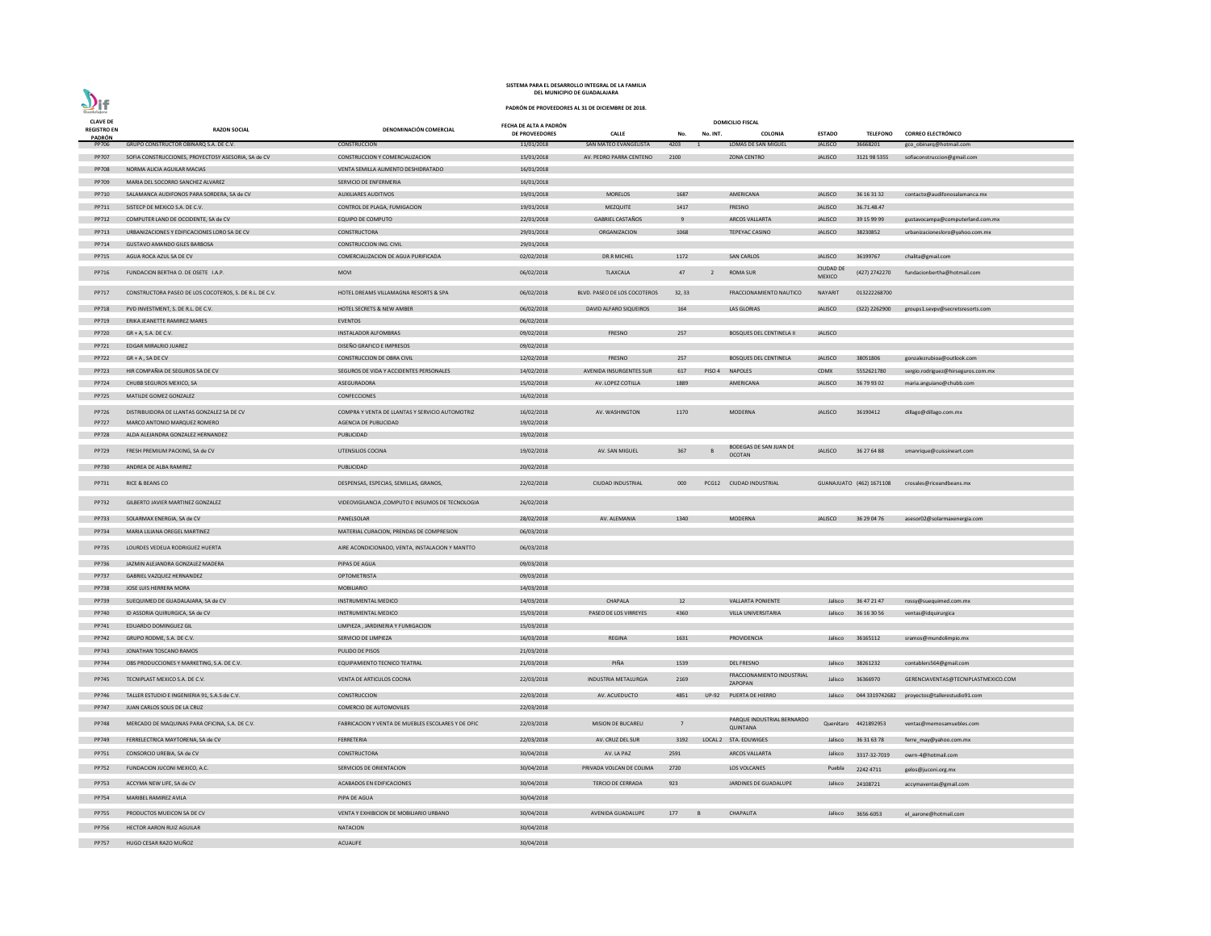SISTEMA PARA EL DESARROLLO INTEGRAL DE LA FAMILIA
DEL MUNICIPIO DE GUADALAJARA

PADRÓN DE PROVEEDORES AL 31 DE DICIEMBRE DE 2018.

| CLAVE DE REGISTRO EN PADRÓN | RAZON SOCIAL | DENOMINACIÓN COMERCIAL | FECHA DE ALTA A PADRÓN DE PROVEEDORES | DOMICILIO FISCAL | | | | | | |
|---|---|---|---|---|---|---|---|---|---|---|
| | | | | CALLE | No. | No. INT. | COLONIA | ESTADO | TELEFONO | CORREO ELECTRÓNICO |
| PP706 | GRUPO CONSTRUCTOR OBINARQ S.A. DE C.V. | CONSTRUCCION | 11/01/2018 | SAN MATEO EVANGELISTA | 4203 | 1 | LOMAS DE SAN MIGUEL | JALISCO | 36668201 | gco_obinarq@hotmail.com |
| PP707 | SOFIA CONSTRUCCIONES, PROYECTOSY ASESORIA, SA de CV | CONSTRUCCION Y COMERCIALIZACION | 15/01/2018 | AV. PEDRO PARRA CENTENO | 2100 | | ZONA CENTRO | JALISCO | 3121 98 5355 | sofiaconstruccion@gmail.com |
| PP708 | NORMA ALICIA AGUILAR MACIAS | VENTA SEMILLA ALIMENTO DESHIDRATADO | 16/01/2018 | | | | | | | |
| PP709 | MARIA DEL SOCORRO SANCHEZ ALVAREZ | SERVICIO DE ENFERMERIA | 16/01/2018 | | | | | | | |
| PP710 | SALAMANCA AUDIFONOS PARA SORDERA, SA de CV | AUXILIARES AUDITIVOS | 19/01/2018 | MORELOS | 1687 | | AMERICANA | JALISCO | 36 16 31 32 | contacto@audifonosalamanca.mx |
| PP711 | SISTECP DE MEXICO S.A. DE C.V. | CONTROL DE PLAGA, FUMIGACION | 19/01/2018 | MEZQUITE | 1417 | | FRESNO | JALISCO | 36.71.48.47 | |
| PP712 | COMPUTER LAND DE OCCIDENTE, SA de CV | EQUIPO DE COMPUTO | 22/01/2018 | GABRIEL CASTAÑOS | 9 | | ARCOS VALLARTA | JALISCO | 39 15 99 99 | gustavocampa@computerland.com.mx |
| PP713 | URBANIZACIONES Y EDIFICACIONES LORO SA DE CV | CONSTRUCTORA | 29/01/2018 | ORGANIZACION | 1068 | | TEPEYAC CASINO | JALISCO | 38230852 | urbanizacionesloro@yahoo.com.mx |
| PP714 | GUSTAVO AMANDO GILES BARBOSA | CONSTRUCCION ING. CIVIL | 29/01/2018 | | | | | | | |
| PP715 | AGUA ROCA AZUL SA DE CV | COMERCIALIZACION DE AGUA PURIFICADA | 02/02/2018 | DR.R MICHEL | 1172 | | SAN CARLOS | JALISCO | 36199767 | chalita@gmail.com |
| PP716 | FUNDACION BERTHA O. DE OSETE I.A.P. | MOVI | 06/02/2018 | TLAXCALA | 47 | 2 | ROMA SUR | CIUDAD DE MEXICO | (427) 2742270 | fundacionbertha@hotmail.com |
| PP717 | CONSTRUCTORA PASEO DE LOS COCOTEROS, S. DE R.L. DE C.V. | HOTEL DREAMS VILLAMAGNA RESORTS & SPA | 06/02/2018 | BLVD. PASEO DE LOS COCOTEROS | 32, 33 | | FRACCIONAMIENTO NAUTICO | NAYARIT | 013222268700 | |
| PP718 | PVD INVESTMENT, S. DE R.L. DE C.V. | HOTEL SECRETS & NEW AMBER | 06/02/2018 | DAVID ALFARO SIQUEIROS | 164 | | LAS GLORIAS | JALISCO | (322) 2262900 | groups1.sevpv@secretsresorts.com |
| PP719 | ERIKA JEANETTE RAMIREZ MARES | EVENTOS | 06/02/2018 | | | | | | | |
| PP720 | GR + A, S.A. DE C.V. | INSTALADOR ALFOMBRAS | 09/02/2018 | FRESNO | 257 | | BOSQUES DEL CENTINELA II | JALISCO | | |
| PP721 | EDGAR MIRALRIO JUAREZ | DISEÑO GRAFICO E IMPRESOS | 09/02/2018 | | | | | | | |
| PP722 | GR + A , SA DE CV | CONSTRUCCION DE OBRA CIVIL | 12/02/2018 | FRESNO | 257 | | BOSQUES DEL CENTINELA | JALISCO | 38051806 | gonzalezrubioa@outlook.com |
| PP723 | HIR COMPAÑIA DE SEGUROS SA DE CV | SEGUROS DE VIDA Y ACCIDENTES PERSONALES | 14/02/2018 | AVENIDA INSURGENTES SUR | 617 | PISO 4 | NAPOLES | CDMX | 5552621780 | sergio.rodriguez@hirseguros.com.mx |
| PP724 | CHUBB SEGUROS MEXICO, SA | ASEGURADORA | 15/02/2018 | AV. LOPEZ COTILLA | 1889 | | AMERICANA | JALISCO | 36 79 93 02 | maria.anguiano@chubb.com |
| PP725 | MATILDE GOMEZ GONZALEZ | CONFECCIONES | 16/02/2018 | | | | | | | |
| PP726 | DISTRIBUIDORA DE LLANTAS GONZALEZ SA DE CV | COMPRA Y VENTA DE LLANTAS Y SERVICIO AUTOMOTRIZ | 16/02/2018 | AV. WASHINGTON | 1170 | | MODERNA | JALISCO | 36190412 | dillago@dillago.com.mx |
| PP727 | MARCO ANTONIO MARQUEZ ROMERO | AGENCIA DE PUBLICIDAD | 19/02/2018 | | | | | | | |
| PP728 | ALDA ALEJANDRA GONZALEZ HERNANDEZ | PUBLICIDAD | 19/02/2018 | | | | | | | |
| PP729 | FRESH PREMIUM PACKING, SA de CV | UTENSILIOS COCINA | 19/02/2018 | AV. SAN MIGUEL | 367 | B | BODEGAS DE SAN JUAN DE OCOTAN | JALISCO | 36 27 64 88 | smanrique@cuissineart.com |
| PP730 | ANDREA DE ALBA RAMIREZ | PUBLICIDAD | 20/02/2018 | | | | | | | |
| PP731 | RICE & BEANS CO | DESPENSAS, ESPECIAS, SEMILLAS, GRANOS, | 22/02/2018 | CIUDAD INDUSTRIAL | 000 | PCG12 | CIUDAD INDUSTRIAL | GUANAJUATO | (462) 1671108 | crosales@riceandbeans.mx |
| PP732 | GILBERTO JAVIER MARTINEZ GONZALEZ | VIDEOVIGILANCIA ,COMPUTO E INSUMOS DE TECNOLOGIA | 26/02/2018 | | | | | | | |
| PP733 | SOLARMAX ENERGIA, SA de CV | PANELSOLAR | 28/02/2018 | AV. ALEMANIA | 1340 | | MODERNA | JALISCO | 36 29 04 76 | asesor02@solarmaxenergia.com |
| PP734 | MARIA LILIANA OREGEL MARTINEZ | MATERIAL CURACION, PRENDAS DE COMPRESION | 06/03/2018 | | | | | | | |
| PP735 | LOURDES VEDELIA RODRIGUEZ HUERTA | AIRE ACONDICIONADO, VENTA, INSTALACION Y MANTTO | 06/03/2018 | | | | | | | |
| PP736 | JAZMIN ALEJANDRA GONZALEZ MADERA | PIPAS DE AGUA | 09/03/2018 | | | | | | | |
| PP737 | GABRIEL VAZQUEZ HERNANDEZ | OPTOMETRISTA | 09/03/2018 | | | | | | | |
| PP738 | JOSE LUIS HERRERA MORA | MOBILIARIO | 14/03/2018 | | | | | | | |
| PP739 | SUEQUIMED DE GUADALAJARA, SA de CV | INSTRUMENTAL MEDICO | 14/03/2018 | CHAPALA | 12 | | VALLARTA PONIENTE | Jalisco | 36 47 21 47 | rossy@suequimed.com.mx |
| PP740 | ID ASSORIA QUIRURGICA, SA de CV | INSTRUMENTAL MEDICO | 15/03/2018 | PASEO DE LOS VIRREYES | 4360 | | VILLA UNIVERSITARIA | Jalisco | 36 16 30 56 | ventas@idquirurgica |
| PP741 | EDUARDO DOMINGUEZ GIL | LIMPIEZA , JARDINERIA Y FUMIGACION | 15/03/2018 | | | | | | | |
| PP742 | GRUPO RODME, S.A. DE C.V. | SERVICIO DE LIMPIEZA | 16/03/2018 | REGINA | 1631 | | PROVIDENCIA | Jalisco | 36165112 | sramos@mundolimpio.mx |
| PP743 | JONATHAN TOSCANO RAMOS | PULIDO DE PISOS | 21/03/2018 | | | | | | | |
| PP744 | OBS PRODUCCIONES Y MARKETING, S.A. DE C.V. | EQUIPAMIENTO TECNICO TEATRAL | 21/03/2018 | PIÑA | 1539 | | DEL FRESNO | Jalisco | 38261232 | contablers564@gmail.com |
| PP745 | TECNIPLAST MEXICO S.A. DE C.V. | VENTA DE ARTICULOS COCINA | 22/03/2018 | INDUSTRIA METALURGIA | 2169 | | FRACCIONAMIENTO INDUSTRIAL ZAPOPAN | Jalisco | 36366970 | GERENCIAVENTAS@TECNIPLASTMEXICO.COM |
| PP746 | TALLER ESTUDIO E INGENIERIA 91, S.A.S de C.V. | CONSTRUCCION | 22/03/2018 | AV. ACUEDUCTO | 4851 | UP-92 | PUERTA DE HIERRO | Jalisco | 044 3319742682 | proyectos@tallerestudio91.com |
| PP747 | JUAN CARLOS SOLIS DE LA CRUZ | COMERCIO DE AUTOMOVILES | 22/03/2018 | | | | | | | |
| PP748 | MERCADO DE MAQUINAS PARA OFICINA, S.A. DE C.V. | FABRICACION Y VENTA DE MUEBLES ESCOLARES Y DE OFIC | 22/03/2018 | MISION DE BUCARELI | 7 | | PARQUE INDUSTRIAL BERNARDO QUINTANA | Querétaro | 4421892953 | ventas@memosamuebles.com |
| PP749 | FERRELECTRICA MAYTORENA, SA de CV | FERRETERIA | 22/03/2018 | AV. CRUZ DEL SUR | 3192 | LOCAL 2 | STA. EDUWIGES | Jalisco | 36 31 63 78 | ferre_may@yahoo.com.mx |
| PP751 | CONSORCIO UREBIA, SA de CV | CONSTRUCTORA | 30/04/2018 | AV. LA PAZ | 2591 | | ARCOS VALLARTA | Jalisco | 3317-32-7019 | owrn-4@hotmail.com |
| PP752 | FUNDACION JUCONI MEXICO, A.C. | SERVICIOS DE ORIENTACION | 30/04/2018 | PRIVADA VOLCAN DE COLIMA | 2720 | | LOS VOLCANES | Puebla | 2242 4711 | gelos@juconi.org.mx |
| PP753 | ACCYMA NEW LIFE, SA de CV | ACABADOS EN EDIFICACIONES | 30/04/2018 | TERCIO DE CERRADA | 923 | | JARDINES DE GUADALUPE | Jalisco | 24108721 | accymaventas@gmail.com |
| PP754 | MARIBEL RAMIREZ AVILA | PIPA DE AGUA | 30/04/2018 | | | | | | | |
| PP755 | PRODUCTOS MUEICON SA DE CV | VENTA Y EXHIBICION DE MOBILIARIO URBANO | 30/04/2018 | AVENIDA GUADALUPE | 177 | B | CHAPALITA | Jalisco | 3656-6053 | el_aarone@hotmail.com |
| PP756 | HECTOR AARON RUIZ AGUILAR | NATACION | 30/04/2018 | | | | | | | |
| PP757 | HUGO CESAR RAZO MUÑOZ | ACUALIFE | 30/04/2018 | | | | | | | |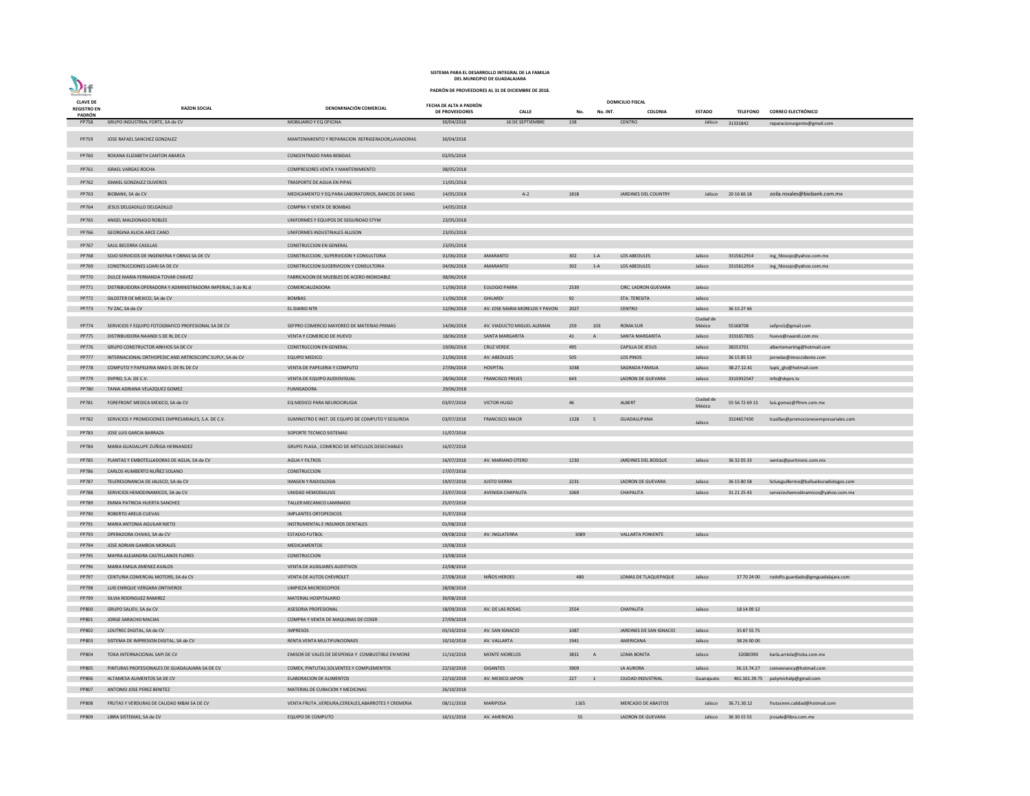**SISTEMA PARA EL DESARROLLO INTEGRAL DE LA FAMILIA**
**DEL MUNICIPIO DE GUADALAJARA**

**PADRÓN DE PROVEEDORES AL 31 DE DICIEMBRE DE 2018.**

| CLAVE DE REGISTRO EN PADRÓN | RAZON SOCIAL | DENOMINACIÓN COMERCIAL | FECHA DE ALTA A PADRÓN DE PROVEEDORES | DOMICILIO FISCAL | | | | | | |
|---|---|---|---|---|---|---|---|---|---|---|
| | | | | CALLE | No. | No. INT. | COLONIA | ESTADO | TELEFONO | CORREO ELECTRÓNICO |
| PP758 | GRUPO INDUSTRIAL FORTE, SA de CV | MOBILIARIO Y EQ OFICINA | 30/04/2018 | 16 DE SEPTIEMBRE | 138 | | CENTRO | Jalisco | 31331842 | reparacionurgente@gmail.com |
| PP759 | JOSE RAFAEL SANCHEZ GONZALEZ | MANTENIMIENTO Y REPARACION REFRIGERADOR,LAVADORAS | 30/04/2018 | | | | | | | |
| PP760 | ROXANA ELIZABETH CANTON ABARCA | CONCENTRADO PARA BEBIDAS | 02/05/2018 | | | | | | | |
| PP761 | ISRAEL VARGAS ROCHA | COMPRESORES VENTA Y MANTENIMIENTO | 08/05/2018 | | | | | | | |
| PP762 | ISMAEL GONZALEZ OLIVEROS | TRASPORTE DE AGUA EN PIPAS | 11/05/2018 | | | | | | | |
| PP763 | BIOBANK, SA de CV | MEDICAMENTO Y EQ PARA LABORATORIOS, BANCOS DE SANG | 14/05/2018 | A-2 | 1818 | | JARDINES DEL COUNTRY | Jalisco | 20 16 66 18 | zoila.rosales@biobank.com.mx |
| PP764 | JESUS DELGADILLO DELGADILLO | COMPRA Y VENTA DE BOMBAS | 14/05/2018 | | | | | | | |
| PP765 | ANGEL MALDONADO ROBLES | UNIFORMES Y EQUIPOS DE SEGURIDAD STYM | 23/05/2018 | | | | | | | |
| PP766 | GEORGINA ALICIA ARCE CANO | UNIFORMES INDUSTRIALES ALLISON | 23/05/2018 | | | | | | | |
| PP767 | SAUL BECERRA CASILLAS | CONSTRUCCION EN GENERAL | 23/05/2018 | | | | | | | |
| PP768 | SOJO SERVICIOS DE INGENIERIA Y OBRAS SA DE CV | CONSTRUCCION , SUPERVICION Y CONSULTORIA | 01/06/2018 | AMARANTO | 302 | 1-A | LOS ABEDULES | Jalisco | 3315612914 | ing_fdosojo@yahoo.com.mx |
| PP769 | CONSTRUCCIONES LOARI SA DE CV | CONSTRUCCION SUOERVICION Y CONSULTORIA | 04/06/2018 | AMARANTO | 302 | 1-A | LOS ABEDULES | Jalisco | 3315612914 | ing_fdosojo@yahoo.com.mx |
| PP770 | DULCE MARIA FERNANDA TOVAR CHAVEZ | FABRICACION DE MUEBLES DE ACERO INOXIDABLE | 08/06/2018 | | | | | | | |
| PP771 | DISTRIBUIDORA OPERADORA Y ADMINISTRADORA IMPERIAL, S de RL d | COMERCIALIZADORA | 11/06/2018 | EULOGIO PARRA | 2539 | | CIRC. LADRON GUEVARA | Jalisco | | |
| PP772 | GILOSTER DE MEXICO, SA de CV | BOMBAS | 11/06/2018 | GHILARDI | 92 | | STA. TERESITA | Jalisco | | |
| PP773 | TV ZAC, SA de CV | EL DIARIO NTR | 12/06/2018 | AV. JOSE MARIA MORELOS Y PAVON | 2027 | | CENTRO | Jalisco | 36 15 27 46 | |
| PP774 | SERVICIOS Y EQUIPO FOTOGRAFICO PROFESIONAL SA DE CV | SEFPRO COMERCIO MAYOREO DE MATERIAS PRIMAS | 14/06/2018 | AV. VIADUCTO MIGUEL ALEMAN | 259 | 103 | ROMA SUR | Ciudad de México | 55168708 | sefpro1@gmail.com |
| PP775 | DISTRIBUIDORA NAANDI S DE RL DE CV | VENTA Y COMERCIO DE HUEVO | 18/06/2018 | SANTA MARGARITA | 41 | A | SANTA MARGARITA | Jalisco | 3331657835 | huevo@naandi.com.mx |
| PP776 | GRUPO CONSTRUCTOR ARKHOS SA DE CV | CONSTRUCCION EN GENERAL | 19/06/2018 | CRUZ VERDE | 495 | | CAPILLA DE JESUS | Jalisco | 38253701 | albertomarting@hotmail.com |
| PP777 | INTERNACIONAL ORTHOPEDIC AND ARTROSCOPIC SUPLY, SA de CV | EQUIPO MEDICO | 21/06/2018 | AV. ABEDULES | 505 | | LOS PINOS | Jalisco | 36 15 85 53 | jornelas@imoccidente.com |
| PP778 | COMPUTO Y PAPELERIA MAD S. DE RL DE CV | VENTA DE PAPELERIA Y COMPUTO | 27/06/2018 | HOSPITAL | 1038 | | SAGRADA FAMILIA | Jalisco | 38.27.12.41 | lupis_gtv@hotmail.com |
| PP779 | DVPRO, S.A. DE C.V. | VENTA DE EQUIPO AUDIOVISUAL | 28/06/2018 | FRANCISCO FREJES | 643 | | LADRON DE GUEVARA | Jalisco | 3315932547 | info@dvpro.tv |
| PP780 | TANIA ADRIANA VELAZQUEZ GOMEZ | FUMIGADORA | 29/06/2018 | | | | | | | |
| PP781 | FOREFRONT MEDICA MEXICO, SA de CV | EQ MEDICO PARA NEUROCIRUGIA | 03/07/2018 | VICTOR HUGO | 46 | | ALBERT | Ciudad de México | 55 56 72 69 13 | luis.gomez@ffmm.com.mx |
| PP782 | SERVICIOS Y PROMOCIONES EMPRESARIALES, S.A. DE C.V. | SUMINISTRO E INST. DE EQUIPO DE COMPUTO Y SEGURIDA | 03/07/2018 | FRANCISCO MACIR | 1328 | 5 | GUADALUPANA | Jalisco | 3324657430 | lcasillas@promocionesempresariales.com |
| PP783 | JOSE LUIS GARCIA BARRAZA | SOPORTE TECNICO SISTEMAS | 11/07/2018 | | | | | | | |
| PP784 | MARIA GUADALUPE ZUÑIGA HERNANDEZ | GRUPO PLASA , COMERCIO DE ARTICULOS DESECHABLES | 16/07/2018 | | | | | | | |
| PP785 | PLANTAS Y EMBOTELLADORAS DE AGUA, SA de CV | AGUA Y FILTROS | 16/07/2018 | AV. MARIANO OTERO | 1230 | | JARDINES DEL BOSQUE | Jalisco | 36 32 05 33 | ventas@puritronic.com.mx |
| PP786 | CARLOS HUMBERTO NUÑEZ SOLANO | CONSTRUCCION | 17/07/2018 | | | | | | | |
| PP787 | TELERESONANCIA DE JALISCO, SA de CV | IMAGEN Y RADIOLOGIA | 19/07/2018 | JUSTO SIERRA | 2231 | | LADRON DE GUEVARA | Jalisco | 36 15 80 58 | licluisguillermo@bañuelosradiologos.com |
| PP788 | SERVICIOS HEMODINAMICOS, SA de CV | UNIDAD HEMODIALISIS | 23/07/2018 | AVENIDA CHAPALITA | 1069 | | CHAPALITA | Jalisco | 31 21 25 43 | servicioshemodinamicos@yahoo.com.mx |
| PP789 | EMMA PATRICIA HUERTA SANCHEZ | TALLER MECANICO LAMINADO | 25/07/2018 | | | | | | | |
| PP790 | ROBERTO ARELIS CUEVAS | IMPLANTES ORTOPEDICOS | 31/07/2018 | | | | | | | |
| PP791 | MARIA ANTONIA AGUILAR NIETO | INSTRUMENTAL E INSUMOS DENTALES | 01/08/2018 | | | | | | | |
| PP793 | OPERADORA CHIVAS, SA de CV | ESTADIO FUTBOL | 09/08/2018 | AV. INGLATERRA | 3089 | | VALLARTA PONIENTE | Jalisco | | |
| PP794 | JOSE ADRIAN GAMBOA MORALES | MEDICAMENTOS | 10/08/2018 | | | | | | | |
| PP795 | MAYRA ALEJANDRA CASTELLANOS FLORES | CONSTRUCCION | 13/08/2018 | | | | | | | |
| PP796 | MARIA EMILIA JIMENEZ AVALOS | VENTA DE AUXILIARES AUDITIVOS | 22/08/2018 | | | | | | | |
| PP797 | CENTURIA COMERCIAL MOTORS, SA de CV | VENTA DE AUTOS CHEVROLET | 27/08/2018 | NIÑOS HEROES | 480 | | LOMAS DE TLAQUEPAQUE | Jalisco | 37 70 24 00 | rodolfo.guardado@gmguadalajara.com |
| PP798 | LUIS ENRIQUE VERGARA ONTIVEROS | LIMPIEZA MICROSCOPIOS | 28/08/2018 | | | | | | | |
| PP799 | SILVIA RODRIGUEZ RAMIREZ | MATERIAL HOSPITALARIO | 30/08/2018 | | | | | | | |
| PP800 | GRUPO SALIEV, SA de CV | ASESORIA PROFESIONAL | 18/09/2018 | AV. DE LAS ROSAS | 2554 | | CHAPALITA | Jalisco | 18 14 09 12 | |
| PP801 | JORGE SARACHO MACIAS | COMPRA Y VENTA DE MAQUINAS DE COSER | 27/09/2018 | | | | | | | |
| PP802 | LOUTREC DIGITAL, SA de CV | IMPRESOS | 05/10/2018 | AV. SAN IGNACIO | 1087 | | JARDINES DE SAN IGNACIO | Jalisco | 35 87 55 75 | |
| PP803 | SISTEMA DE IMPRESION DIGITAL, SA de CV | RENTA VENTA MULTIFUNCIONAES | 10/10/2018 | AV. VALLARTA | 1941 | | AMERICANA | Jalisco | 38 26 00 00 | |
| PP804 | TOKA INTERNACIONAL SAPI DE CV | EMISOR DE VALES DE DESPENSA Y COMBUSTIBLE EN MONE | 11/10/2018 | MONTE MORELOS | 3831 | A | LOMA BONITA | Jalisco | 32080390 | karla.arriola@toka.com.mx |
| PP805 | PINTURAS PROFESIONALES DE GUADALAJARA SA DE CV | COMEX, PINTUTAS,SOLVENTES Y COMPLEMENTOS | 22/10/2018 | GIGANTES | 3909 | | LA AURORA | Jalisco | 36.13.74.27 | comexnancy@hotmail.com |
| PP806 | ALTAMESA ALIMENTOS SA DE CV | ELABORACION DE ALIMENTOS | 22/10/2018 | AV. MEXICO JAPON | 227 | 1 | CIUDAD INDUSTRIAL | Guanajuato | 461.161.39.75 | patymichelp@gmail.com |
| PP807 | ANTONIO JOSE PEREZ BENITEZ | MATERIAL DE CURACION Y MEDICINAS | 26/10/2018 | | | | | | | |
| PP808 | FRUTAS Y VERDURAS DE CALIDAD M&M SA DE CV | VENTA FRUTA ,VERDURA,CEREALES,ABARROTES Y CREMERIA | 08/11/2018 | MARIPOSA | 1165 | | MERCADO DE ABASTOS | Jalisco | 36.71.30.12 | frutasmm.calidad@hotmail.com |
| PP809 | LIBRA SISTEMAS, SA de CV | EQUIPO DE COMPUTO | 16/11/2018 | AV. AMERICAS | 55 | | LADRON DE GUEVARA | Jalisco | 36 30 15 55 | jrosale@libra.com.mx |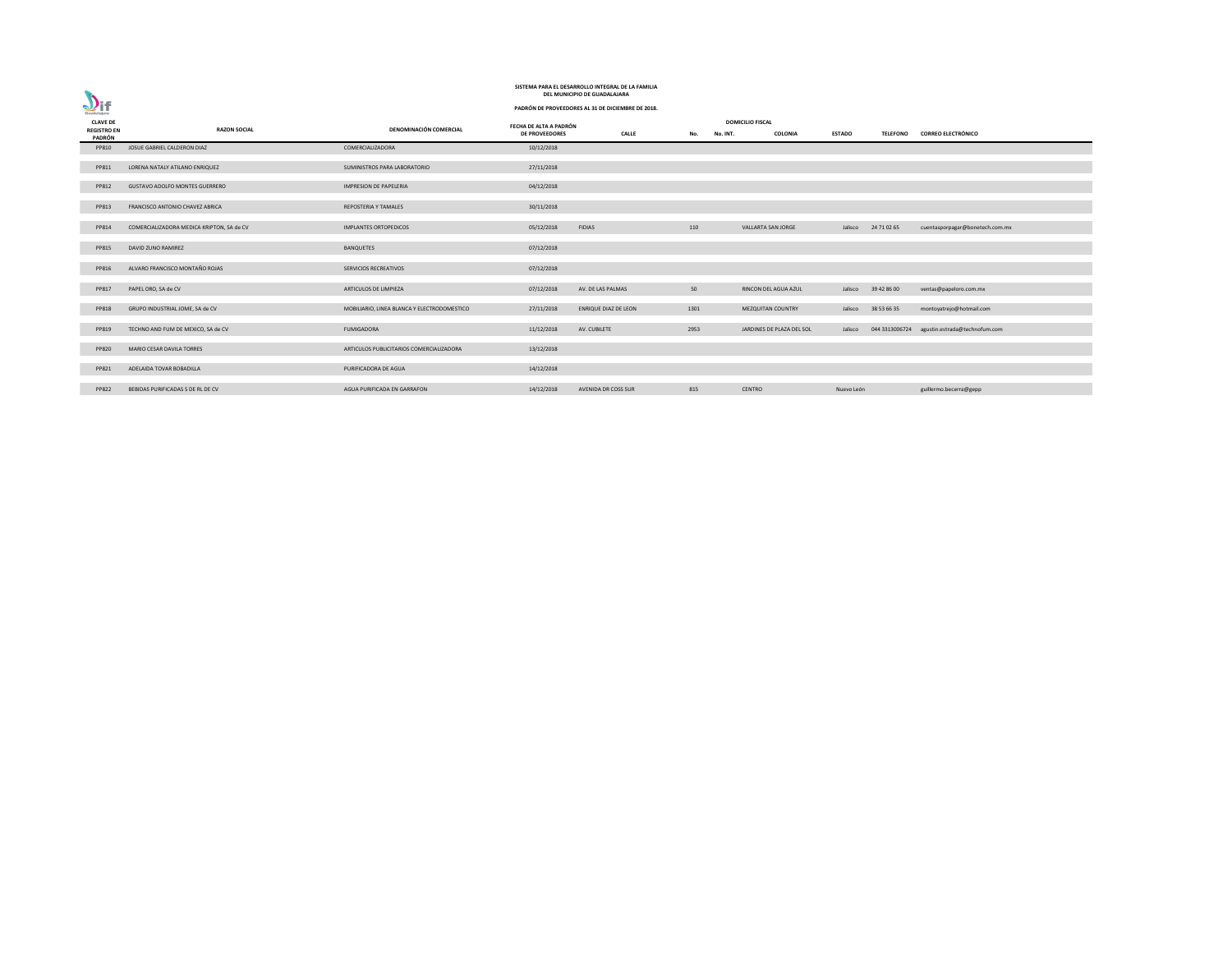**SISTEMA PARA EL DESARROLLO INTEGRAL DE LA FAMILIA DEL MUNICIPIO DE GUADALAJARA**

**PADRÓN DE PROVEEDORES AL 31 DE DICIEMBRE DE 2018.**

| CLAVE DE REGISTRO EN PADRÓN | RAZON SOCIAL | DENOMINACIÓN COMERCIAL | FECHA DE ALTA A PADRÓN DE PROVEEDORES | DOMICILIO FISCAL CALLE | No. | No. INT. | COLONIA | ESTADO | TELEFONO | CORREO ELECTRÓNICO |
|---|---|---|---|---|---|---|---|---|---|---|
| PP810 | JOSUE GABRIEL CALDERON DIAZ | COMERCIALIZADORA | 10/12/2018 | | | | | | | |
| PP811 | LORENA NATALY ATILANO ENRIQUEZ | SUMINISTROS PARA LABORATORIO | 27/11/2018 | | | | | | | |
| PP812 | GUSTAVO ADOLFO MONTES GUERRERO | IMPRESION DE PAPELERIA | 04/12/2018 | | | | | | | |
| PP813 | FRANCISCO ANTONIO CHAVEZ ABRICA | REPOSTERIA Y TAMALES | 30/11/2018 | | | | | | | |
| PP814 | COMERCIALIZADORA MEDICA KRIPTON, SA de CV | IMPLANTES ORTOPEDICOS | 05/12/2018 | FIDIAS | 110 | | VALLARTA SAN JORGE | Jalisco | 24 71 02 65 | cuentasporpagar@bonetech.com.mx |
| PP815 | DAVID ZUNO RAMIREZ | BANQUETES | 07/12/2018 | | | | | | | |
| PP816 | ALVARO FRANCISCO MONTAÑO ROJAS | SERVICIOS RECREATIVOS | 07/12/2018 | | | | | | | |
| PP817 | PAPEL ORO, SA de CV | ARTICULOS DE LIMPIEZA | 07/12/2018 | AV. DE LAS PALMAS | 50 | | RINCON DEL AGUA AZUL | Jalisco | 39 42 86 00 | ventas@papeloro.com.mx |
| PP818 | GRUPO INDUSTRIAL JOME, SA de CV | MOBILIARIO, LINEA BLANCA Y ELECTRODOMESTICO | 27/11/2018 | ENRIQUE DIAZ DE LEON | 1301 | | MEZQUITAN COUNTRY | Jalisco | 38 53 66 35 | montoyatrejo@hotmail.com |
| PP819 | TECHNO AND FUM DE MEXICO, SA de CV | FUMIGADORA | 11/12/2018 | AV. CUBILETE | 2953 | | JARDINES DE PLAZA DEL SOL | Jalisco | 044 3313006724 | agustin.estrada@technofum.com |
| PP820 | MARIO CESAR DAVILA TORRES | ARTICULOS PUBLICITARIOS COMERCIALIZADORA | 13/12/2018 | | | | | | | |
| PP821 | ADELAIDA TOVAR BOBADILLA | PURIFICADORA DE AGUA | 14/12/2018 | | | | | | | |
| PP822 | BEBIDAS PURIFICADAS S DE RL DE CV | AGUA PURIFICADA EN GARRAFON | 14/12/2018 | AVENIDA DR COSS SUR | 815 | | CENTRO | Nuevo León | | guillermo.becerra@gepp |